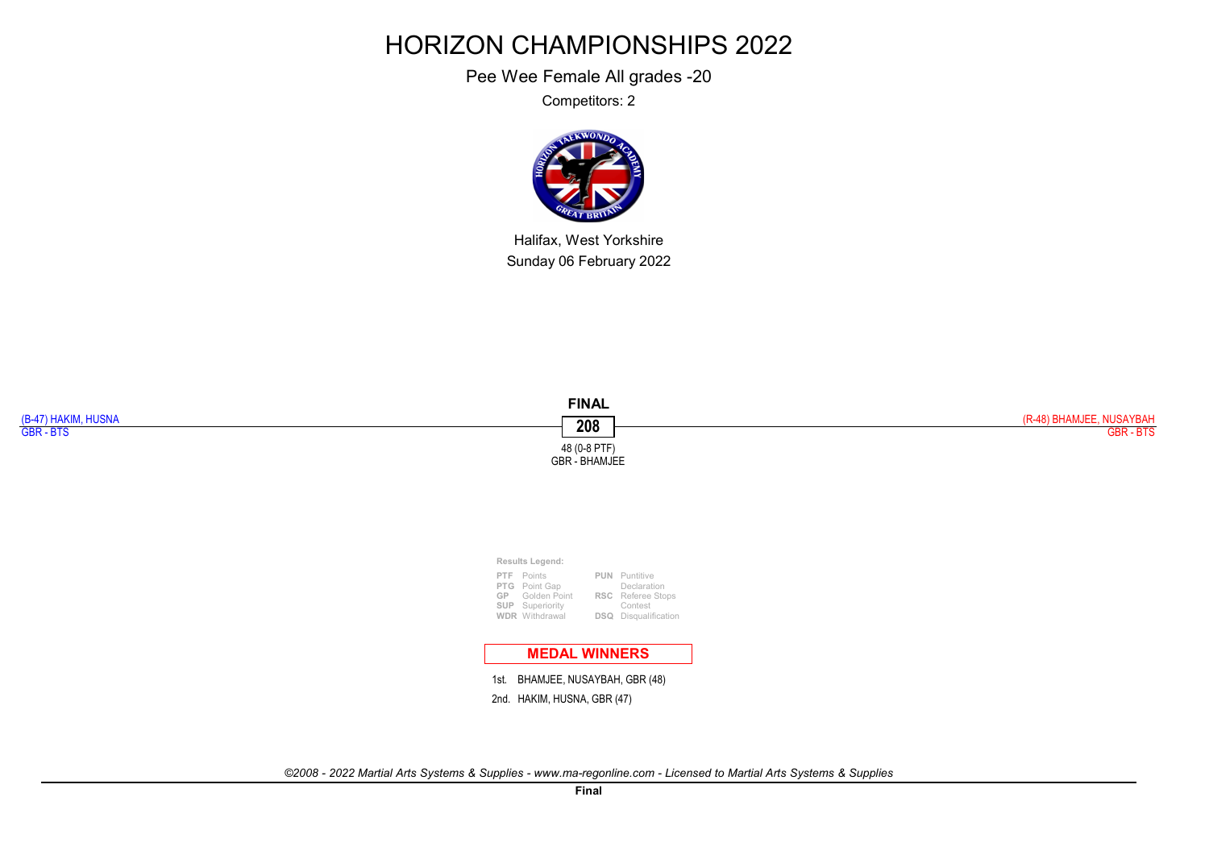# HORIZON CHAMPIONSHIPS 2022

Pee Wee Female All grades -20

Competitors: 2

Halifax, West Yorkshire

Sunday 06 February 2022

**FINAL**

(B-47) HAKIM, HUSNA
GBR - BTS

**208**

(R-48) BHAMJEE, NUSAYBAH
GBR - BTS

48 (0-8 PTF)
GBR - BHAMJEE

**Results Legend:**

| | | | |
|---|---|---|---|
| **PTF** | Points | **PUN** | Puntitive Declaration |
| **PTG** | Point Gap | | |
| **GP** | Golden Point | **RSC** | Referee Stops Contest |
| **SUP** | Superiority | | |
| **WDR** | Withdrawal | **DSQ** | Disqualification |

**MEDAL WINNERS**

1st. BHAMJEE, NUSAYBAH, GBR (48)

2nd. HAKIM, HUSNA, GBR (47)

*©2008 - 2022 Martial Arts Systems & Supplies - www.ma-regonline.com - Licensed to Martial Arts Systems & Supplies*

**Final**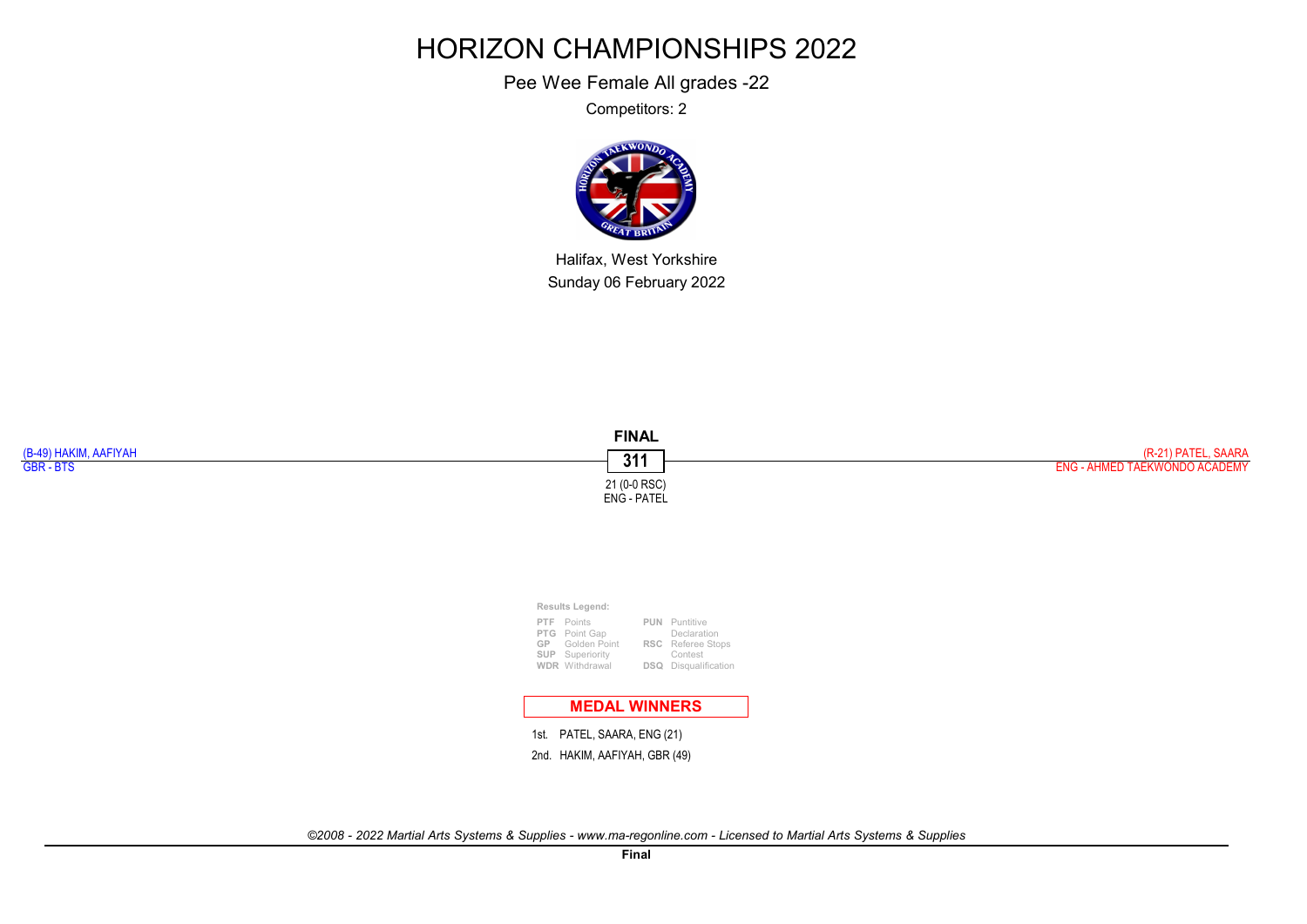# HORIZON CHAMPIONSHIPS 2022

Pee Wee Female All grades -22

Competitors: 2

Halifax, West Yorkshire

Sunday 06 February 2022

(B-49) HAKIM, AAFIYAH
GBR - BTS

**FINAL**

**311**

21 (0-0 RSC)
ENG - PATEL

(R-21) PATEL, SAARA
ENG - AHMED TAEKWONDO ACADEMY

**Results Legend:**

| | | | |
|---|---|---|---|
| **PTF** | Points | **PUN** | Puntitive Declaration |
| **PTG** | Point Gap | | |
| **GP** | Golden Point | **RSC** | Referee Stops Contest |
| **SUP** | Superiority | | |
| **WDR** | Withdrawal | **DSQ** | Disqualification |

**MEDAL WINNERS**

1st. PATEL, SAARA, ENG (21)

2nd. HAKIM, AAFIYAH, GBR (49)

*©2008 - 2022 Martial Arts Systems & Supplies - www.ma-regonline.com - Licensed to Martial Arts Systems & Supplies*

**Final**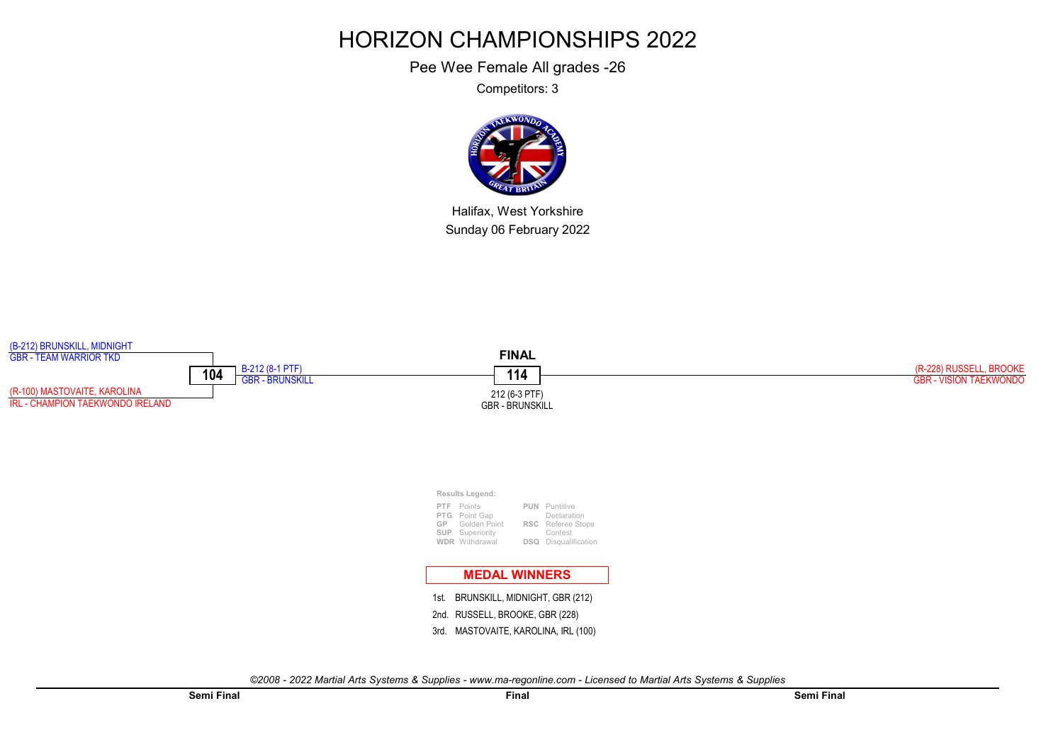# HORIZON CHAMPIONSHIPS 2022

Pee Wee Female All grades -26

Competitors: 3

Halifax, West Yorkshire

Sunday 06 February 2022

(B-212) BRUNSKILL, MIDNIGHT
GBR - TEAM WARRIOR TKD

**104**

(R-100) MASTOVAITE, KAROLINA
IRL - CHAMPION TAEKWONDO IRELAND

B-212 (8-1 PTF)
GBR - BRUNSKILL

**FINAL**

**114**

212 (6-3 PTF)
GBR - BRUNSKILL

(R-228) RUSSELL, BROOKE
GBR - VISION TAEKWONDO

**Results Legend:**

| | | | |
|---|---|---|---|
| **PTF** | Points | **PUN** | Puntitive Declaration |
| **PTG** | Point Gap | **RSC** | Referee Stops Contest |
| **GP** | Golden Point | | |
| **SUP** | Superiority | | |
| **WDR** | Withdrawal | **DSQ** | Disqualification |

**MEDAL WINNERS**

1st. BRUNSKILL, MIDNIGHT, GBR (212)

2nd. RUSSELL, BROOKE, GBR (228)

3rd. MASTOVAITE, KAROLINA, IRL (100)

*©2008 - 2022 Martial Arts Systems & Supplies - www.ma-regonline.com - Licensed to Martial Arts Systems & Supplies*

**Semi Final** **Final** **Semi Final**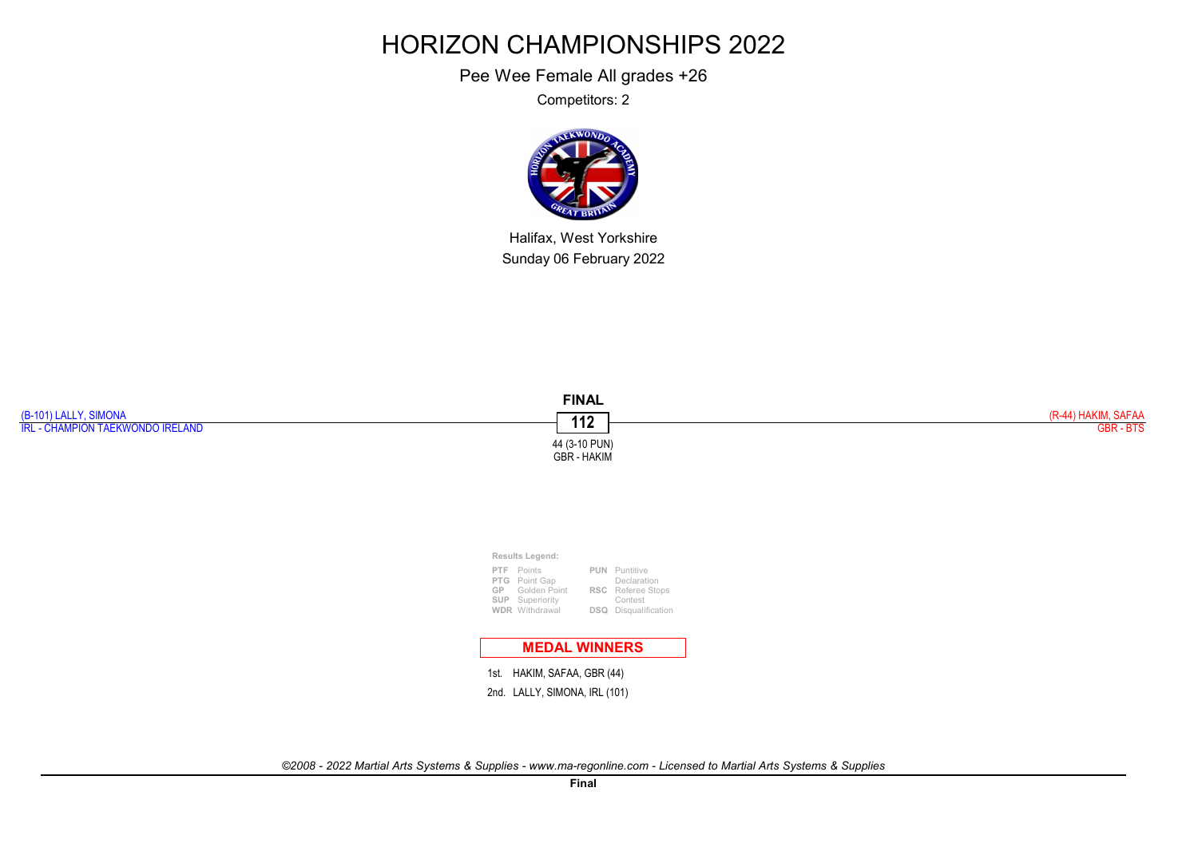# HORIZON CHAMPIONSHIPS 2022

Pee Wee Female All grades +26

Competitors: 2

Halifax, West Yorkshire

Sunday 06 February 2022

**FINAL**

(B-101) LALLY, SIMONA
IRL - CHAMPION TAEKWONDO IRELAND

**112**

(R-44) HAKIM, SAFAA
GBR - BTS

44 (3-10 PUN)
GBR - HAKIM

**Results Legend:**

| | | | |
|---|---|---|---|
| **PTF** | Points | **PUN** | Puntitive Declaration |
| **PTG** | Point Gap | | |
| **GP** | Golden Point | **RSC** | Referee Stops Contest |
| **SUP** | Superiority | | |
| **WDR** | Withdrawal | **DSQ** | Disqualification |

## MEDAL WINNERS

1st. HAKIM, SAFAA, GBR (44)

2nd. LALLY, SIMONA, IRL (101)

*©2008 - 2022 Martial Arts Systems & Supplies - www.ma-regonline.com - Licensed to Martial Arts Systems & Supplies*

**Final**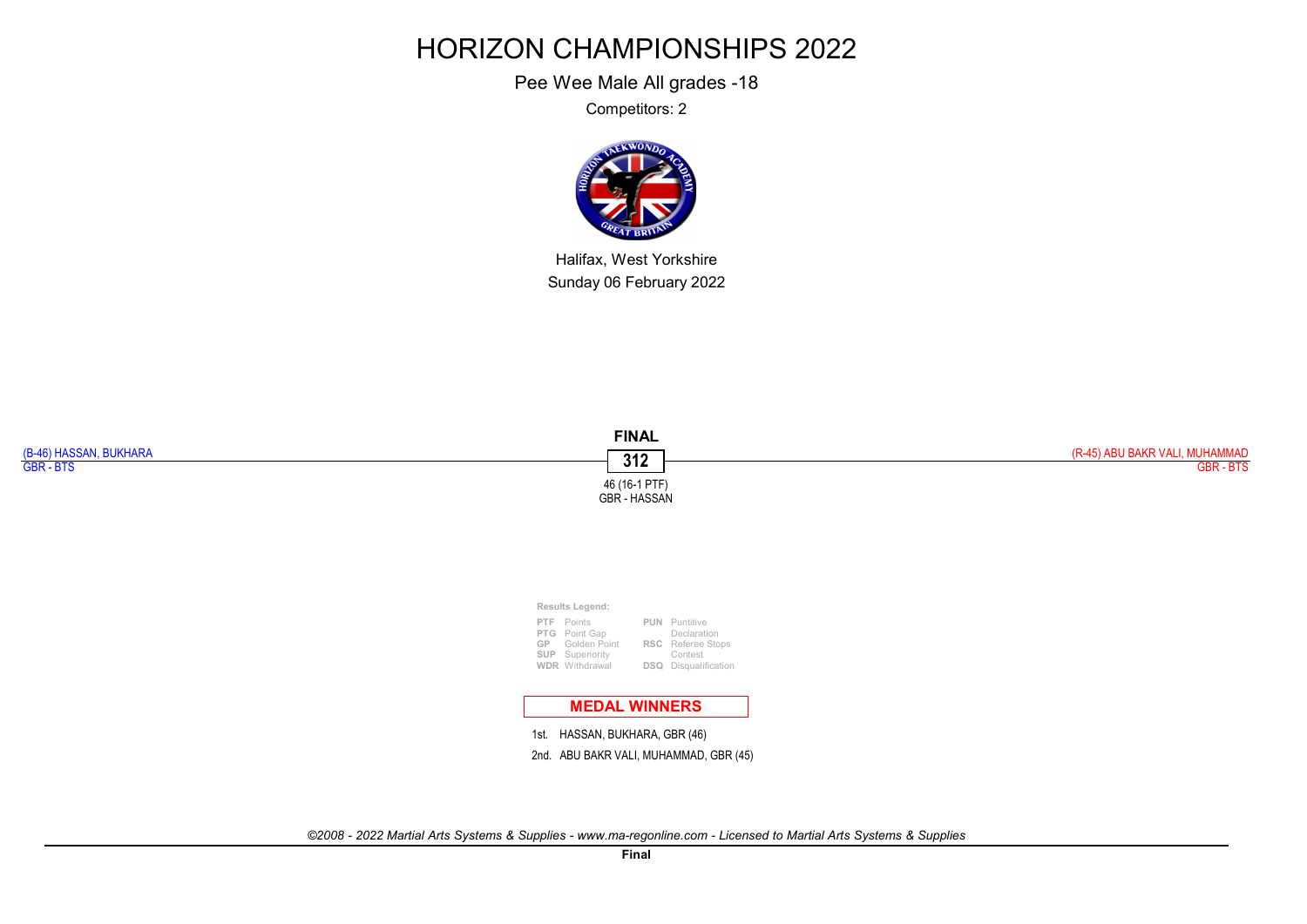# HORIZON CHAMPIONSHIPS 2022

Pee Wee Male All grades -18

Competitors: 2

Halifax, West Yorkshire

Sunday 06 February 2022

**FINAL**

(B-46) HASSAN, BUKHARA
GBR - BTS

**312**

(R-45) ABU BAKR VALI, MUHAMMAD
GBR - BTS

46 (16-1 PTF)
GBR - HASSAN

**Results Legend:**

| | | | |
|---|---|---|---|
| PTF | Points | PUN | Puntitive Declaration |
| PTG | Point Gap | RSC | Referee Stops Contest |
| GP | Golden Point | DSQ | Disqualification |
| SUP | Superiority | | |
| WDR | Withdrawal | | |

**MEDAL WINNERS**

1st. HASSAN, BUKHARA, GBR (46)

2nd. ABU BAKR VALI, MUHAMMAD, GBR (45)

*©2008 - 2022 Martial Arts Systems & Supplies - www.ma-regonline.com - Licensed to Martial Arts Systems & Supplies*

**Final**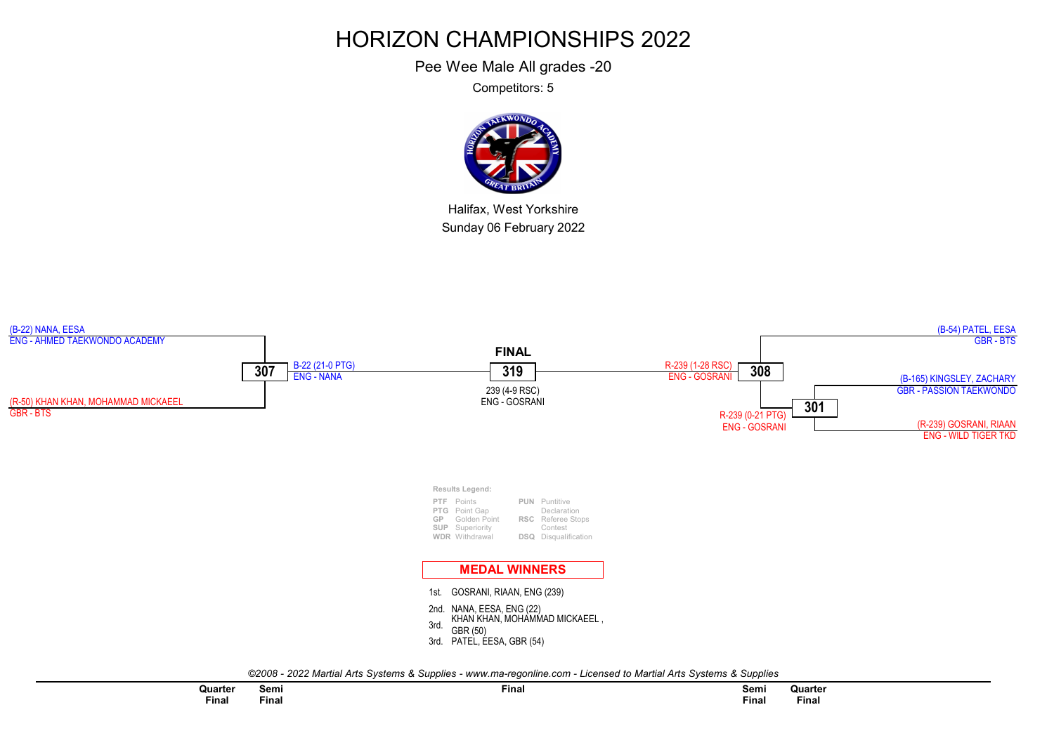# HORIZON CHAMPIONSHIPS 2022

Pee Wee Male All grades -20

Competitors: 5

Halifax, West Yorkshire

Sunday 06 February 2022

(B-22) NANA, EESA
ENG - AHMED TAEKWONDO ACADEMY

307

B-22 (21-0 PTG)
ENG - NANA

(R-50) KHAN KHAN, MOHAMMAD MICKAEEL
GBR - BTS

**FINAL**

319

239 (4-9 RSC)
ENG - GOSRANI

R-239 (1-28 RSC)
ENG - GOSRANI

308

(B-54) PATEL, EESA
GBR - BTS

(B-165) KINGSLEY, ZACHARY
GBR - PASSION TAEKWONDO

301

R-239 (0-21 PTG)
ENG - GOSRANI

(R-239) GOSRANI, RIAAN
ENG - WILD TIGER TKD

**Results Legend:**

| | | | |
|---|---|---|---|
| PTF | Points | PUN | Puntitive Declaration |
| PTG | Point Gap | | |
| GP | Golden Point | RSC | Referee Stops Contest |
| SUP | Superiority | | |
| WDR | Withdrawal | DSQ | Disqualification |

**MEDAL WINNERS**

1st. GOSRANI, RIAAN, ENG (239)
2nd. NANA, EESA, ENG (22)
3rd. KHAN KHAN, MOHAMMAD MICKAEEL , GBR (50)
3rd. PATEL, EESA, GBR (54)

*©2008 - 2022 Martial Arts Systems & Supplies - www.ma-regonline.com - Licensed to Martial Arts Systems & Supplies*

**Quarter Final** **Semi Final** **Final** **Semi Final** **Quarter Final**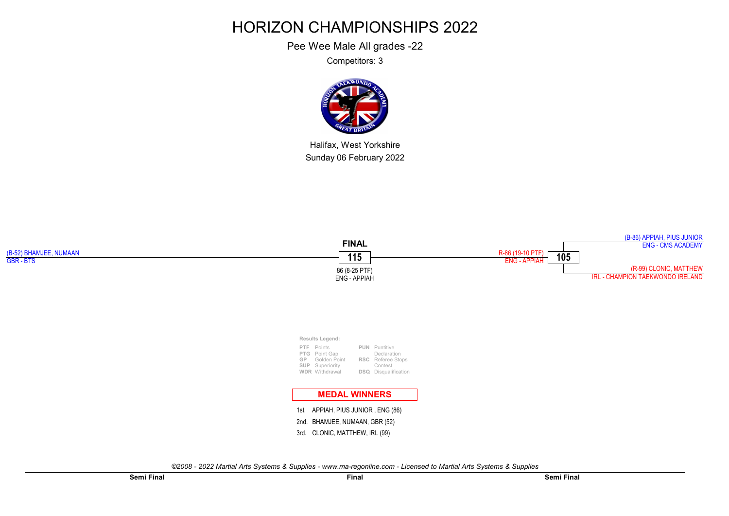# HORIZON CHAMPIONSHIPS 2022

Pee Wee Male All grades -22

Competitors: 3

Halifax, West Yorkshire

Sunday 06 February 2022

(B-52) BHAMJEE, NUMAAN
GBR - BTS

**FINAL**

**115**

86 (8-25 PTF)
ENG - APPIAH

R-86 (19-10 PTF)
ENG - APPIAH

**105**

(B-86) APPIAH, PIUS JUNIOR
ENG - CMS ACADEMY

(R-99) CLONIC, MATTHEW
IRL - CHAMPION TAEKWONDO IRELAND

**Results Legend:**

| | | | |
|---|---|---|---|
| PTF | Points | PUN | Puntitive Declaration |
| PTG | Point Gap | RSC | Referee Stops Contest |
| GP | Golden Point | DSQ | Disqualification |
| SUP | Superiority | | |
| WDR | Withdrawal | | |

**MEDAL WINNERS**

1st. APPIAH, PIUS JUNIOR , ENG (86)

2nd. BHAMJEE, NUMAAN, GBR (52)

3rd. CLONIC, MATTHEW, IRL (99)

*©2008 - 2022 Martial Arts Systems & Supplies - www.ma-regonline.com - Licensed to Martial Arts Systems & Supplies*

**Semi Final** **Final** **Semi Final**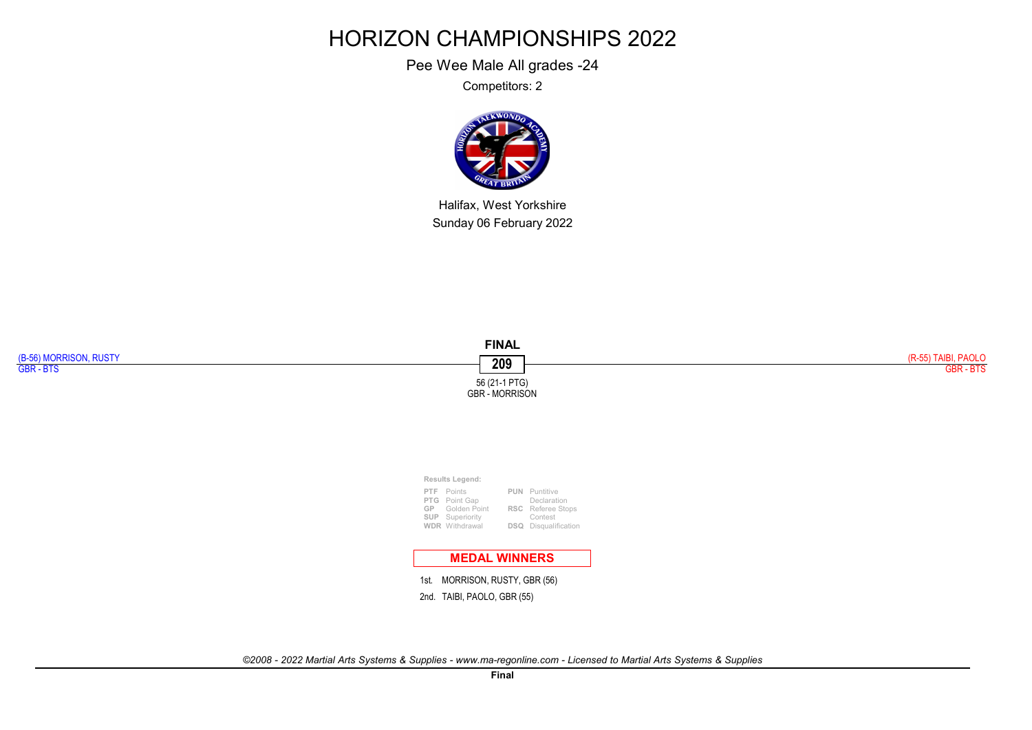# HORIZON CHAMPIONSHIPS 2022

Pee Wee Male All grades -24

Competitors: 2

Halifax, West Yorkshire

Sunday 06 February 2022

**FINAL**

(B-56) MORRISON, RUSTY
GBR - BTS

**209**

56 (21-1 PTG)
GBR - MORRISON

(R-55) TAIBI, PAOLO
GBR - BTS

**Results Legend:**

| | | | |
|---|---|---|---|
| **PTF** | Points | **PUN** | Puntitive Declaration |
| **PTG** | Point Gap | | |
| **GP** | Golden Point | **RSC** | Referee Stops Contest |
| **SUP** | Superiority | | |
| **WDR** | Withdrawal | **DSQ** | Disqualification |

## MEDAL WINNERS

1st. MORRISON, RUSTY, GBR (56)

2nd. TAIBI, PAOLO, GBR (55)

*©2008 - 2022 Martial Arts Systems & Supplies - www.ma-regonline.com - Licensed to Martial Arts Systems & Supplies*

**Final**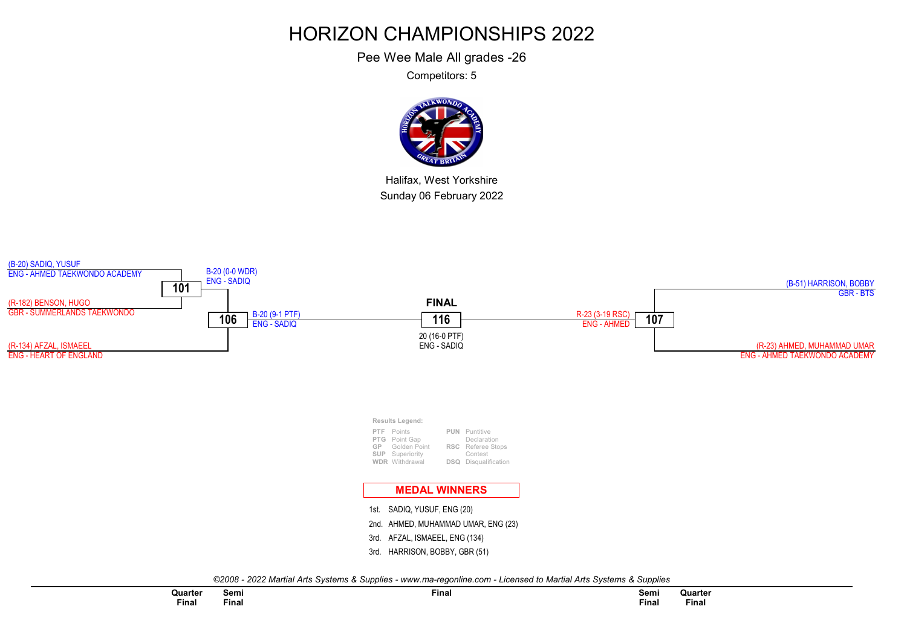# HORIZON CHAMPIONSHIPS 2022

Pee Wee Male All grades -26

Competitors: 5

Halifax, West Yorkshire

Sunday 06 February 2022

(B-20) SADIQ, YUSUF
ENG - AHMED TAEKWONDO ACADEMY

**101**

(R-182) BENSON, HUGO
GBR - SUMMERLANDS TAEKWONDO

B-20 (0-0 WDR)
ENG - SADIQ

**106**

(R-134) AFZAL, ISMAEEL
ENG - HEART OF ENGLAND

B-20 (9-1 PTF)
ENG - SADIQ

**FINAL**

**116**

20 (16-0 PTF)
ENG - SADIQ

R-23 (3-19 RSC)
ENG - AHMED

**107**

(B-51) HARRISON, BOBBY
GBR - BTS

(R-23) AHMED, MUHAMMAD UMAR
ENG - AHMED TAEKWONDO ACADEMY

**Results Legend:**

| | | | |
|---|---|---|---|
| PTF | Points | PUN | Puntitive Declaration |
| PTG | Point Gap | RSC | Referee Stops Contest |
| GP | Golden Point | DSQ | Disqualification |
| SUP | Superiority | | |
| WDR | Withdrawal | | |

## MEDAL WINNERS

1st. SADIQ, YUSUF, ENG (20)
2nd. AHMED, MUHAMMAD UMAR, ENG (23)
3rd. AFZAL, ISMAEEL, ENG (134)
3rd. HARRISON, BOBBY, GBR (51)

*©2008 - 2022 Martial Arts Systems & Supplies - www.ma-regonline.com - Licensed to Martial Arts Systems & Supplies*

| Quarter Final | Semi Final | Final | Semi Final | Quarter Final |
|---|---|---|---|---|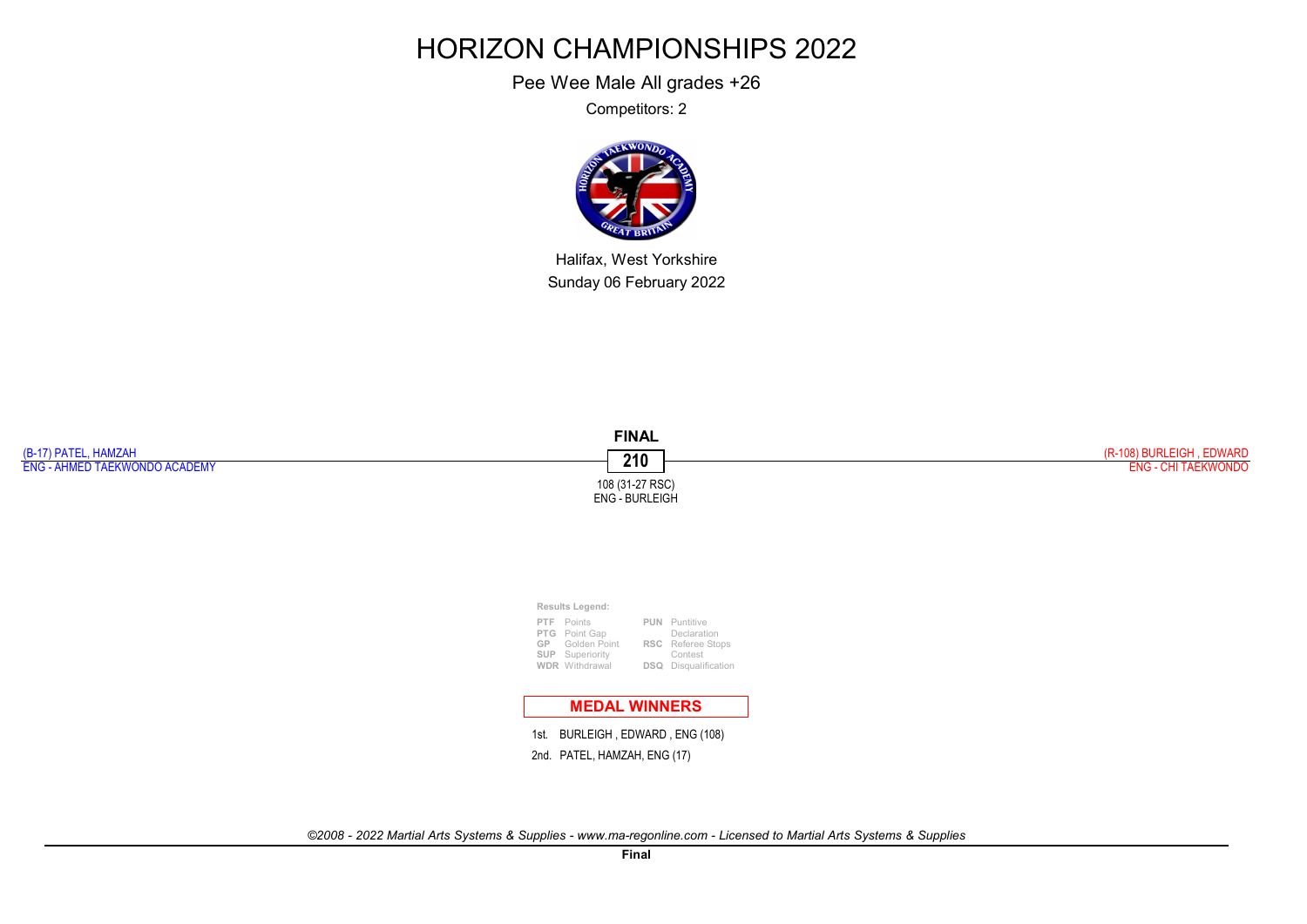# HORIZON CHAMPIONSHIPS 2022

Pee Wee Male All grades +26

Competitors: 2

Halifax, West Yorkshire

Sunday 06 February 2022

**FINAL**

(B-17) PATEL, HAMZAH
ENG - AHMED TAEKWONDO ACADEMY

**210**

(R-108) BURLEIGH , EDWARD
ENG - CHI TAEKWONDO

108 (31-27 RSC)
ENG - BURLEIGH

**Results Legend:**

| | | | |
|---|---|---|---|
| **PTF** | Points | **PUN** | Puntitive Declaration |
| **PTG** | Point Gap | | |
| **GP** | Golden Point | **RSC** | Referee Stops Contest |
| **SUP** | Superiority | | |
| **WDR** | Withdrawal | **DSQ** | Disqualification |

**MEDAL WINNERS**

1st. BURLEIGH , EDWARD , ENG (108)

2nd. PATEL, HAMZAH, ENG (17)

*©2008 - 2022 Martial Arts Systems & Supplies - www.ma-regonline.com - Licensed to Martial Arts Systems & Supplies*

**Final**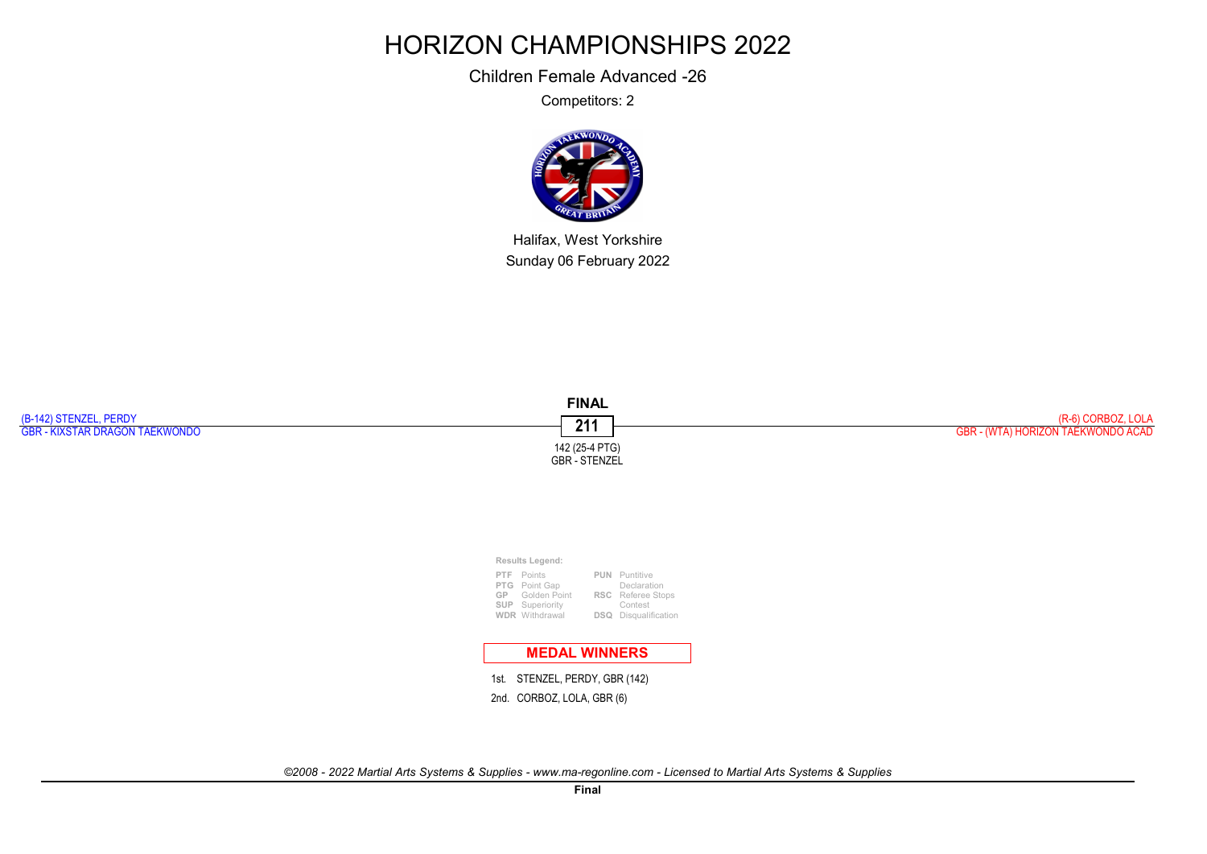# HORIZON CHAMPIONSHIPS 2022

Children Female Advanced -26

Competitors: 2

Halifax, West Yorkshire

Sunday 06 February 2022

**FINAL**

(B-142) STENZEL, PERDY
GBR - KIXSTAR DRAGON TAEKWONDO

**211**

(R-6) CORBOZ, LOLA
GBR - (WTA) HORIZON TAEKWONDO ACAD

142 (25-4 PTG)
GBR - STENZEL

**Results Legend:**

| | | | |
|---|---|---|---|
| **PTF** | Points | **PUN** | Puntitive Declaration |
| **PTG** | Point Gap | | |
| **GP** | Golden Point | **RSC** | Referee Stops Contest |
| **SUP** | Superiority | | |
| **WDR** | Withdrawal | **DSQ** | Disqualification |

## MEDAL WINNERS

1st. STENZEL, PERDY, GBR (142)

2nd. CORBOZ, LOLA, GBR (6)

*©2008 - 2022 Martial Arts Systems & Supplies - www.ma-regonline.com - Licensed to Martial Arts Systems & Supplies*

**Final**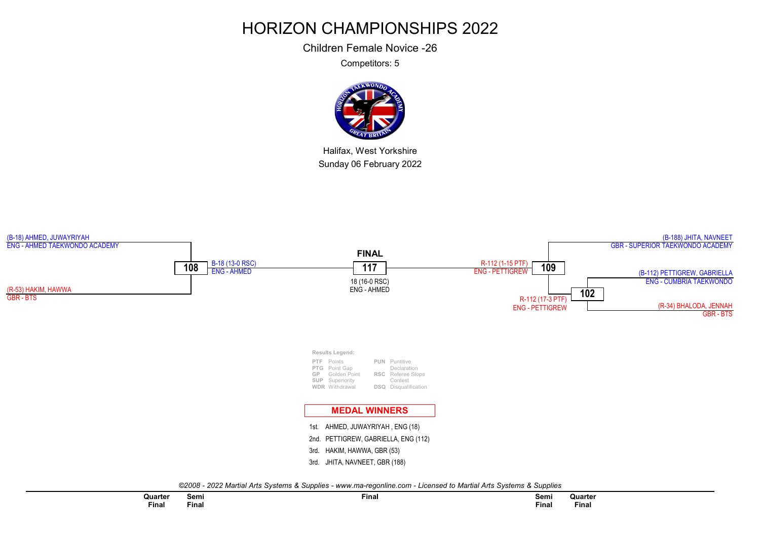# HORIZON CHAMPIONSHIPS 2022

Children Female Novice -26

Competitors: 5

Halifax, West Yorkshire

Sunday 06 February 2022

(B-18) AHMED, JUWAYRIYAH
ENG - AHMED TAEKWONDO ACADEMY

(R-53) HAKIM, HAWWA
GBR - BTS

108
B-18 (13-0 RSC)
ENG - AHMED

**FINAL**

117

18 (16-0 RSC)
ENG - AHMED

R-112 (1-15 PTF)
ENG - PETTIGREW

109

(B-188) JHITA, NAVNEET
GBR - SUPERIOR TAEKWONDO ACADEMY

(B-112) PETTIGREW, GABRIELLA
ENG - CUMBRIA TAEKWONDO

102

R-112 (17-3 PTF)
ENG - PETTIGREW

(R-34) BHALODA, JENNAH
GBR - BTS

Results Legend:

PTF Points
PTG Point Gap
GP Golden Point
SUP Superiority
WDR Withdrawal
PUN Puntitive Declaration
RSC Referee Stops Contest
DSQ Disqualification

**MEDAL WINNERS**

1st. AHMED, JUWAYRIYAH , ENG (18)
2nd. PETTIGREW, GABRIELLA, ENG (112)
3rd. HAKIM, HAWWA, GBR (53)
3rd. JHITA, NAVNEET, GBR (188)

*©2008 - 2022 Martial Arts Systems & Supplies - www.ma-regonline.com - Licensed to Martial Arts Systems & Supplies*

Quarter Final | Semi Final | Final | Semi Final | Quarter Final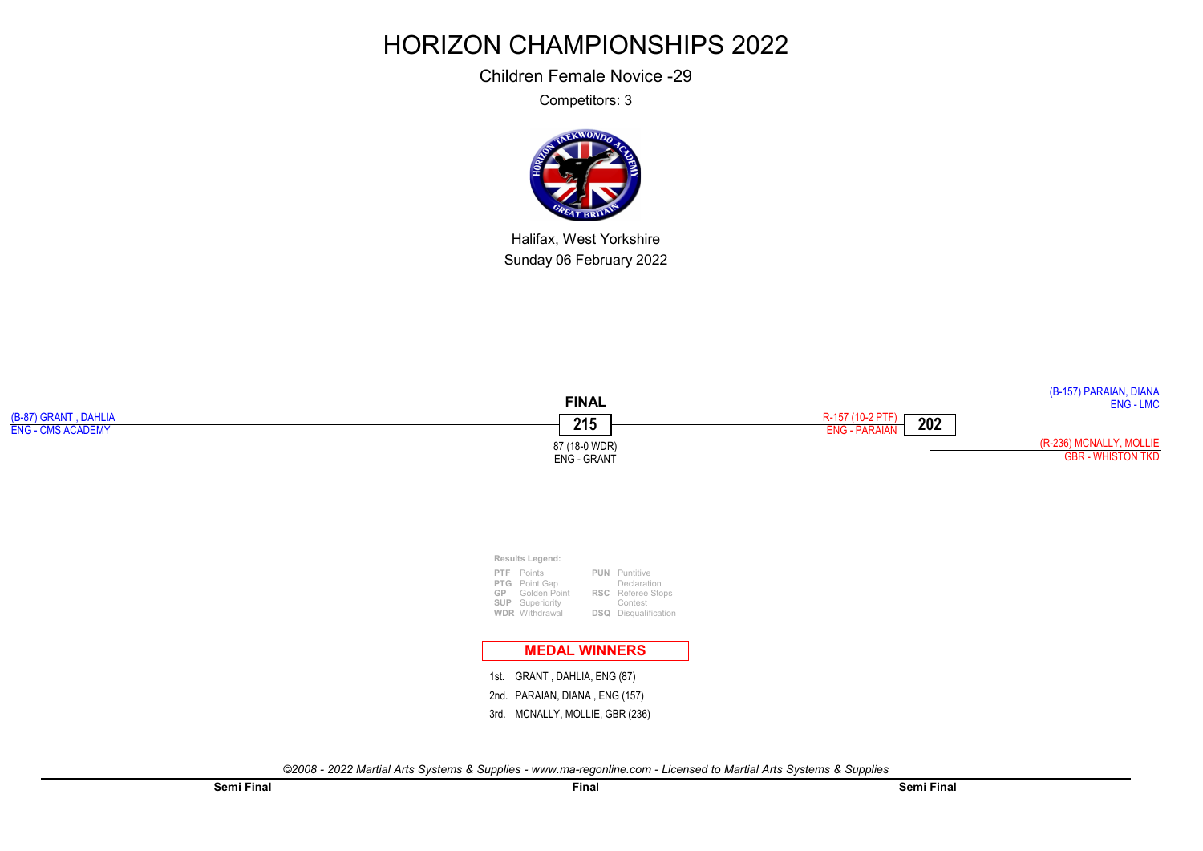# HORIZON CHAMPIONSHIPS 2022

Children Female Novice -29

Competitors: 3

Halifax, West Yorkshire

Sunday 06 February 2022

(B-87) GRANT , DAHLIA
ENG - CMS ACADEMY

**FINAL**

**215**

87 (18-0 WDR)
ENG - GRANT

R-157 (10-2 PTF)
ENG - PARAIAN

**202**

(B-157) PARAIAN, DIANA
ENG - LMC

(R-236) MCNALLY, MOLLIE
GBR - WHISTON TKD

**Results Legend:**

| | | | |
|---|---|---|---|
| PTF | Points | PUN | Puntitive Declaration |
| PTG | Point Gap | RSC | Referee Stops Contest |
| GP | Golden Point | DSQ | Disqualification |
| SUP | Superiority | | |
| WDR | Withdrawal | | |

**MEDAL WINNERS**

1st. GRANT , DAHLIA, ENG (87)

2nd. PARAIAN, DIANA , ENG (157)

3rd. MCNALLY, MOLLIE, GBR (236)

*©2008 - 2022 Martial Arts Systems & Supplies - www.ma-regonline.com - Licensed to Martial Arts Systems & Supplies*

**Semi Final** **Final** **Semi Final**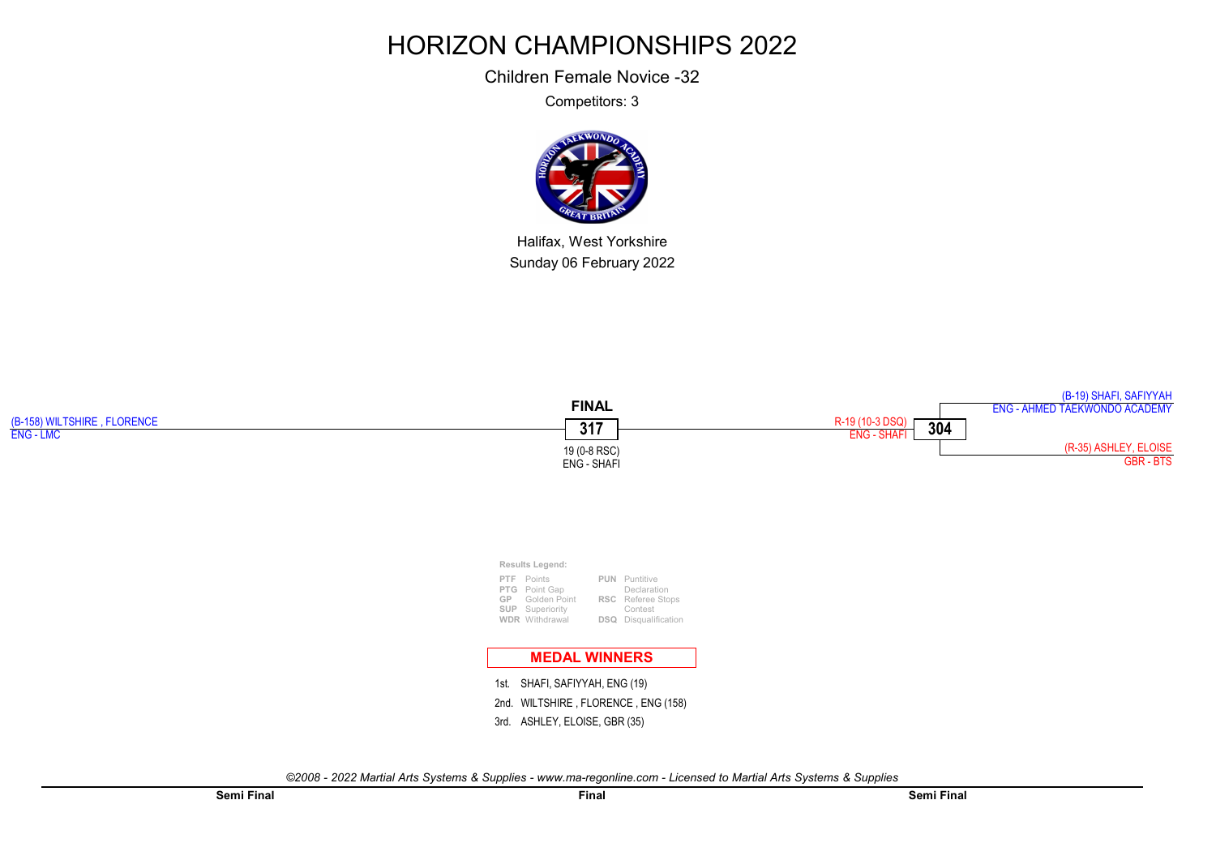# HORIZON CHAMPIONSHIPS 2022

Children Female Novice -32

Competitors: 3

Halifax, West Yorkshire

Sunday 06 February 2022

(B-158) WILTSHIRE , FLORENCE
ENG - LMC

**FINAL**

**317**

19 (0-8 RSC)
ENG - SHAFI

R-19 (10-3 DSQ)
ENG - SHAFI

**304**

(B-19) SHAFI, SAFIYYAH
ENG - AHMED TAEKWONDO ACADEMY

(R-35) ASHLEY, ELOISE
GBR - BTS

**Results Legend:**

| | | | |
|---|---|---|---|
| **PTF** | Points | **PUN** | Puntitive Declaration |
| **PTG** | Point Gap | | |
| **GP** | Golden Point | **RSC** | Referee Stops Contest |
| **SUP** | Superiority | | |
| **WDR** | Withdrawal | **DSQ** | Disqualification |

## MEDAL WINNERS

1st. SHAFI, SAFIYYAH, ENG (19)

2nd. WILTSHIRE , FLORENCE , ENG (158)

3rd. ASHLEY, ELOISE, GBR (35)

*©2008 - 2022 Martial Arts Systems & Supplies - www.ma-regonline.com - Licensed to Martial Arts Systems & Supplies*

**Semi Final** **Final** **Semi Final**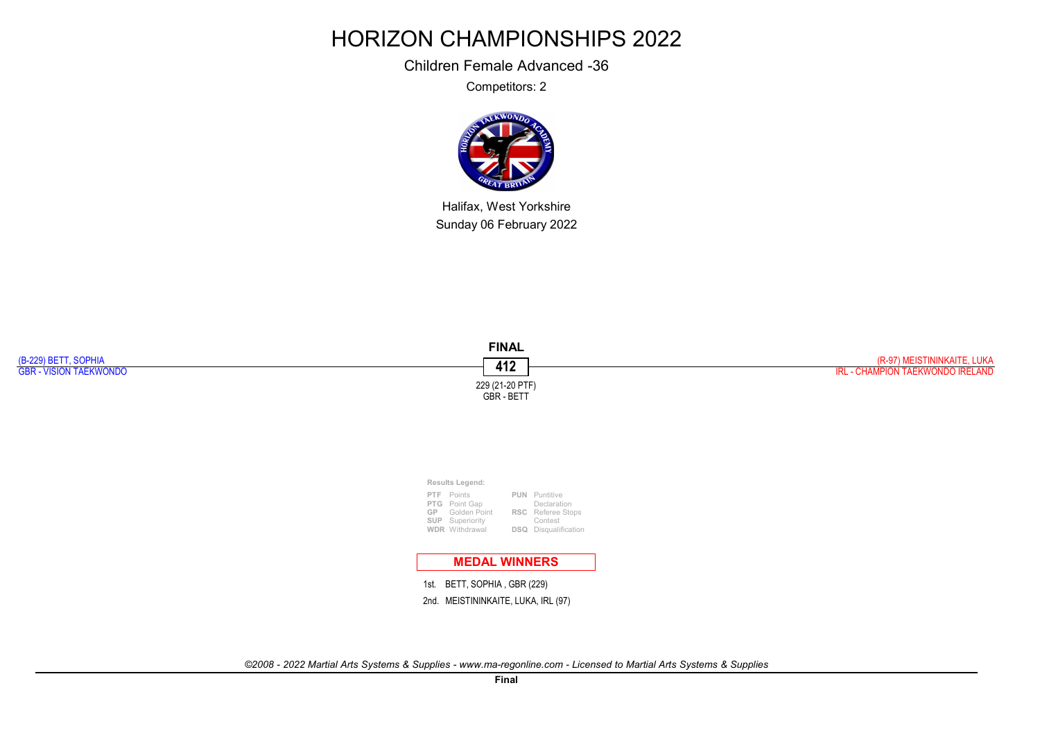# HORIZON CHAMPIONSHIPS 2022

Children Female Advanced -36

Competitors: 2

Halifax, West Yorkshire

Sunday 06 February 2022

(B-229) BETT, SOPHIA
GBR - VISION TAEKWONDO

**FINAL**

**412**

229 (21-20 PTF)
GBR - BETT

(R-97) MEISTININKAITE, LUKA
IRL - CHAMPION TAEKWONDO IRELAND

**Results Legend:**

| | | | |
|---|---|---|---|
| **PTF** | Points | **PUN** | Puntitive Declaration |
| **PTG** | Point Gap | | |
| **GP** | Golden Point | **RSC** | Referee Stops Contest |
| **SUP** | Superiority | | |
| **WDR** | Withdrawal | **DSQ** | Disqualification |

**MEDAL WINNERS**

1st. BETT, SOPHIA , GBR (229)

2nd. MEISTININKAITE, LUKA, IRL (97)

*©2008 - 2022 Martial Arts Systems & Supplies - www.ma-regonline.com - Licensed to Martial Arts Systems & Supplies*

**Final**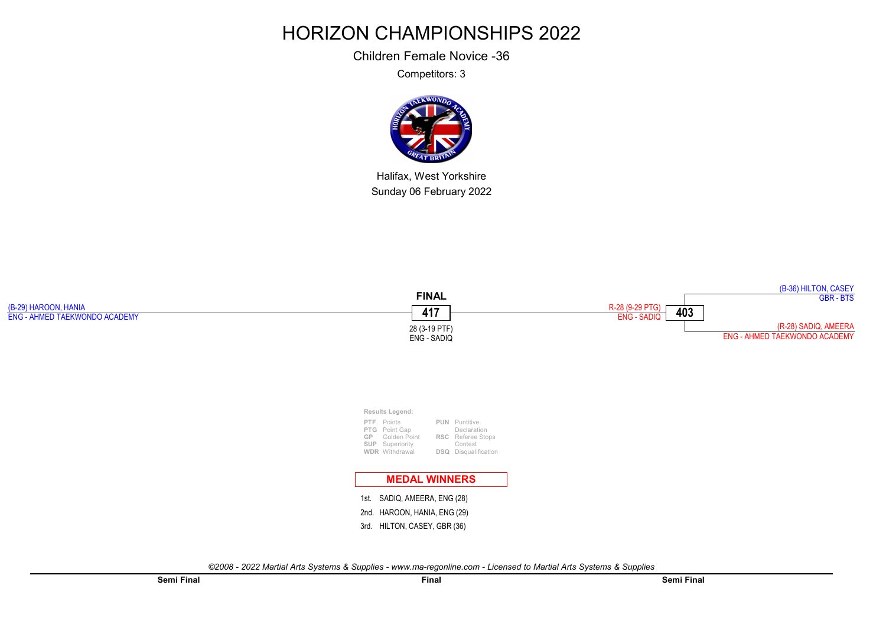# HORIZON CHAMPIONSHIPS 2022

Children Female Novice -36

Competitors: 3

Halifax, West Yorkshire

Sunday 06 February 2022

(B-29) HAROON, HANIA
ENG - AHMED TAEKWONDO ACADEMY

**FINAL**

**417**

28 (3-19 PTF)
ENG - SADIQ

R-28 (9-29 PTG)
ENG - SADIQ

**403**

(B-36) HILTON, CASEY
GBR - BTS

(R-28) SADIQ, AMEERA
ENG - AHMED TAEKWONDO ACADEMY

**Results Legend:**

| | | | |
|---|---|---|---|
| PTF | Points | PUN | Puntitive Declaration |
| PTG | Point Gap | RSC | Referee Stops Contest |
| GP | Golden Point | DSQ | Disqualification |
| SUP | Superiority | | |
| WDR | Withdrawal | | |

**MEDAL WINNERS**

1st. SADIQ, AMEERA, ENG (28)
2nd. HAROON, HANIA, ENG (29)
3rd. HILTON, CASEY, GBR (36)

*©2008 - 2022 Martial Arts Systems & Supplies - www.ma-regonline.com - Licensed to Martial Arts Systems & Supplies*

**Semi Final** **Final** **Semi Final**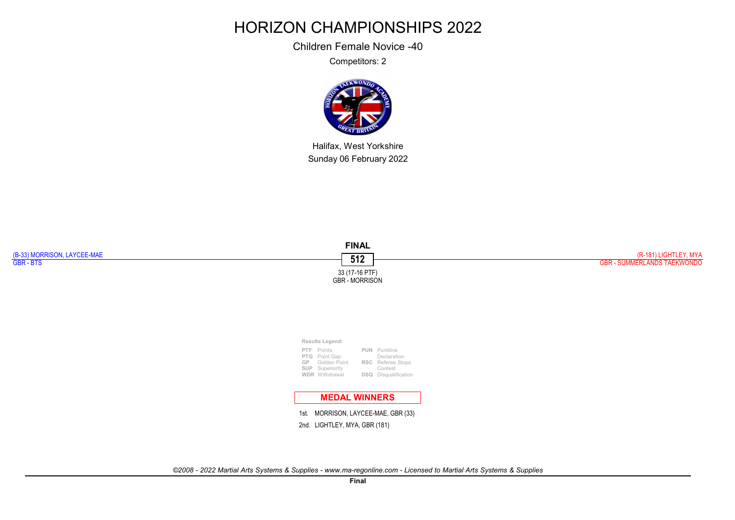# HORIZON CHAMPIONSHIPS 2022

Children Female Novice -40

Competitors: 2

Halifax, West Yorkshire

Sunday 06 February 2022

**FINAL**

(B-33) MORRISON, LAYCEE-MAE
GBR - BTS

**512**

(R-181) LIGHTLEY, MYA
GBR - SUMMERLANDS TAEKWONDO

33 (17-16 PTF)
GBR - MORRISON

**Results Legend:**

| | | | |
|---|---|---|---|
| PTF | Points | PUN | Puntitive Declaration |
| PTG | Point Gap | RSC | Referee Stops Contest |
| GP | Golden Point | DSQ | Disqualification |
| SUP | Superiority | | |
| WDR | Withdrawal | | |

**MEDAL WINNERS**

1st. MORRISON, LAYCEE-MAE, GBR (33)

2nd. LIGHTLEY, MYA, GBR (181)

*©2008 - 2022 Martial Arts Systems & Supplies - www.ma-regonline.com - Licensed to Martial Arts Systems & Supplies*

**Final**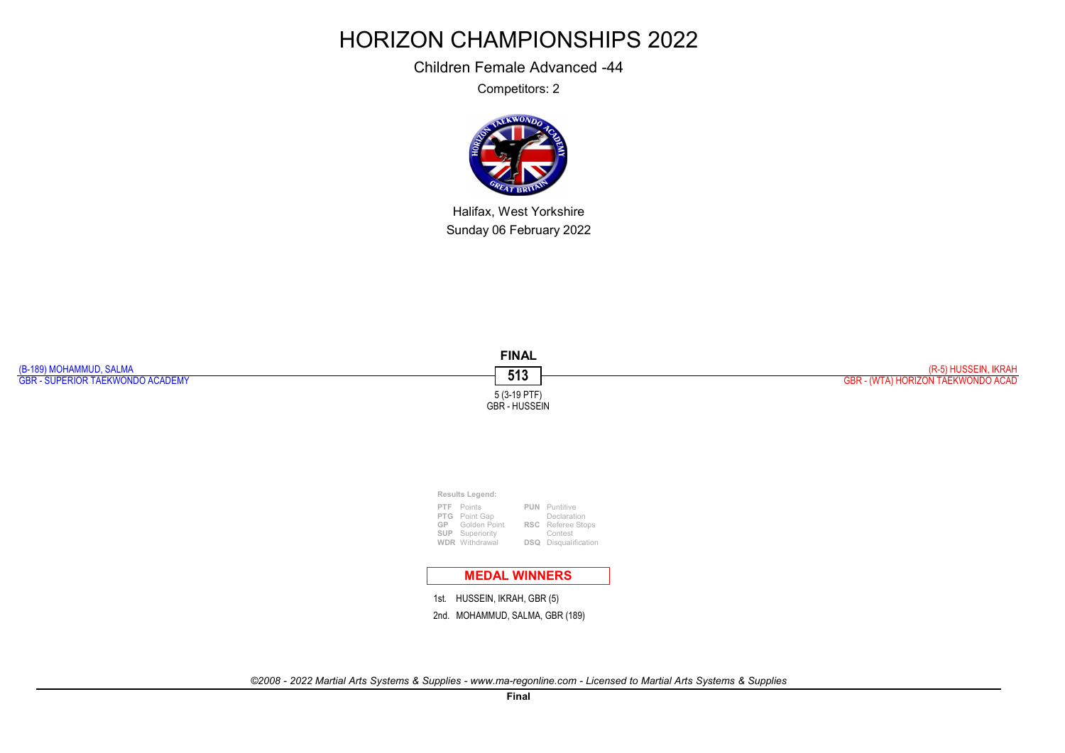# HORIZON CHAMPIONSHIPS 2022

Children Female Advanced -44

Competitors: 2

Halifax, West Yorkshire

Sunday 06 February 2022

**FINAL**

(B-189) MOHAMMUD, SALMA
GBR - SUPERIOR TAEKWONDO ACADEMY

**513**

5 (3-19 PTF)
GBR - HUSSEIN

(R-5) HUSSEIN, IKRAH
GBR - (WTA) HORIZON TAEKWONDO ACAD

**Results Legend:**

| | | | |
|---|---|---|---|
| PTF | Points | PUN | Puntitive Declaration |
| PTG | Point Gap | | |
| GP | Golden Point | RSC | Referee Stops Contest |
| SUP | Superiority | | |
| WDR | Withdrawal | DSQ | Disqualification |

**MEDAL WINNERS**

1st. HUSSEIN, IKRAH, GBR (5)

2nd. MOHAMMUD, SALMA, GBR (189)

*©2008 - 2022 Martial Arts Systems & Supplies - www.ma-regonline.com - Licensed to Martial Arts Systems & Supplies*

**Final**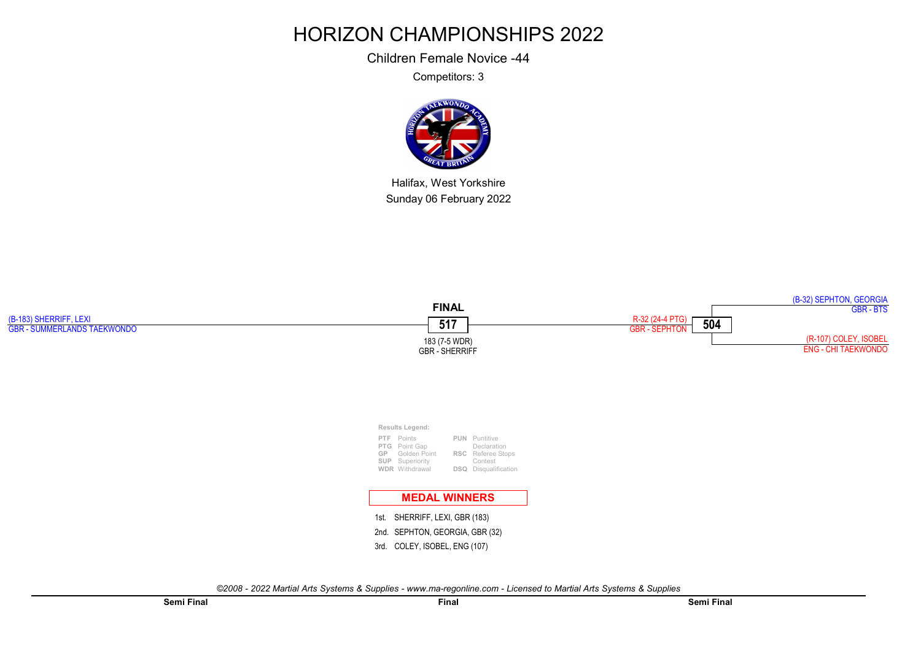# HORIZON CHAMPIONSHIPS 2022

Children Female Novice -44

Competitors: 3

Halifax, West Yorkshire

Sunday 06 February 2022

(B-183) SHERRIFF, LEXI
GBR - SUMMERLANDS TAEKWONDO

**FINAL**

517

183 (7-5 WDR)
GBR - SHERRIFF

R-32 (24-4 PTG)
GBR - SEPHTON

504

(B-32) SEPHTON, GEORGIA
GBR - BTS

(R-107) COLEY, ISOBEL
ENG - CHI TAEKWONDO

**Results Legend:**

| | | | |
|---|---|---|---|
| PTF | Points | PUN | Puntitive Declaration |
| PTG | Point Gap | RSC | Referee Stops Contest |
| GP | Golden Point | DSQ | Disqualification |
| SUP | Superiority | | |
| WDR | Withdrawal | | |

## MEDAL WINNERS

1st. SHERRIFF, LEXI, GBR (183)

2nd. SEPHTON, GEORGIA, GBR (32)

3rd. COLEY, ISOBEL, ENG (107)

*©2008 - 2022 Martial Arts Systems & Supplies - www.ma-regonline.com - Licensed to Martial Arts Systems & Supplies*

**Semi Final** **Final** **Semi Final**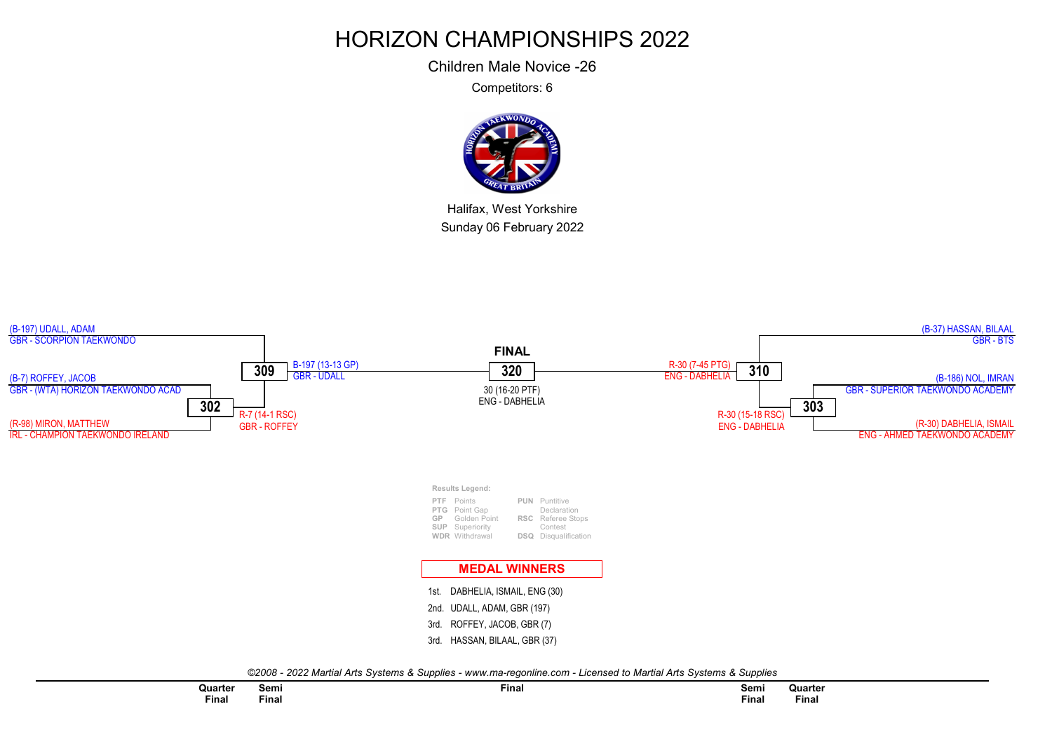# HORIZON CHAMPIONSHIPS 2022

Children Male Novice -26

Competitors: 6

Halifax, West Yorkshire

Sunday 06 February 2022

(B-197) UDALL, ADAM
GBR - SCORPION TAEKWONDO

(B-7) ROFFEY, JACOB
GBR - (WTA) HORIZON TAEKWONDO ACAD

302

(R-98) MIRON, MATTHEW
IRL - CHAMPION TAEKWONDO IRELAND

R-7 (14-1 RSC)
GBR - ROFFEY

309

B-197 (13-13 GP)
GBR - UDALL

**FINAL**

320

30 (16-20 PTF)
ENG - DABHELIA

R-30 (7-45 PTG)
ENG - DABHELIA

310

(B-37) HASSAN, BILAAL
GBR - BTS

(B-186) NOL, IMRAN
GBR - SUPERIOR TAEKWONDO ACADEMY

303

R-30 (15-18 RSC)
ENG - DABHELIA

(R-30) DABHELIA, ISMAIL
ENG - AHMED TAEKWONDO ACADEMY

**Results Legend:**

| | | | |
|---|---|---|---|
| PTF | Points | PUN | Puntitive Declaration |
| PTG | Point Gap | | |
| GP | Golden Point | RSC | Referee Stops Contest |
| SUP | Superiority | | |
| WDR | Withdrawal | DSQ | Disqualification |

**MEDAL WINNERS**

1st. DABHELIA, ISMAIL, ENG (30)
2nd. UDALL, ADAM, GBR (197)
3rd. ROFFEY, JACOB, GBR (7)
3rd. HASSAN, BILAAL, GBR (37)

*©2008 - 2022 Martial Arts Systems & Supplies - www.ma-regonline.com - Licensed to Martial Arts Systems & Supplies*

Quarter Final | Semi Final | Final | Semi Final | Quarter Final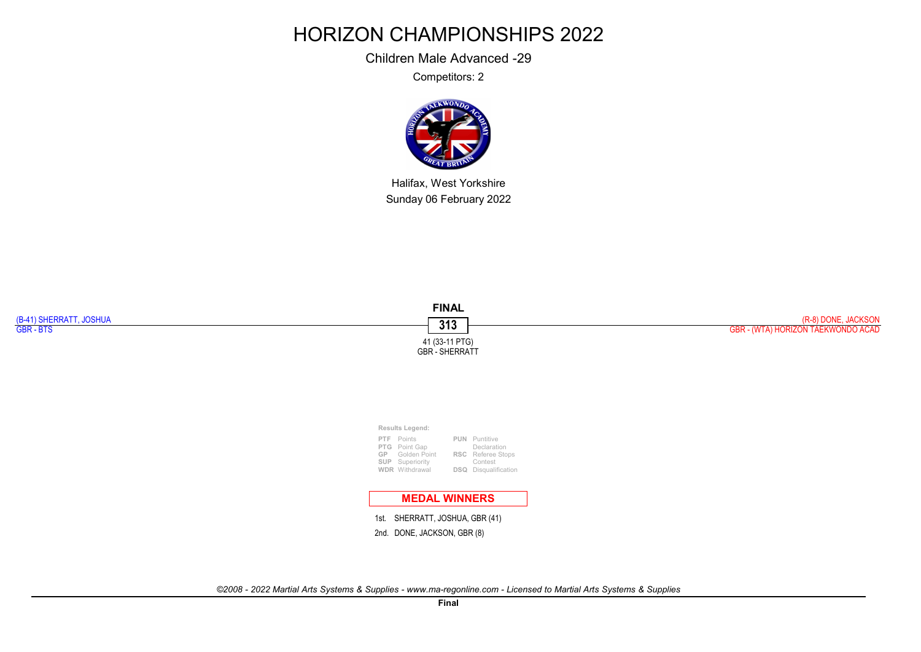# HORIZON CHAMPIONSHIPS 2022

Children Male Advanced -29

Competitors: 2

Halifax, West Yorkshire

Sunday 06 February 2022

**FINAL**

(B-41) SHERRATT, JOSHUA
GBR - BTS

**313**

(R-8) DONE, JACKSON
GBR - (WTA) HORIZON TAEKWONDO ACAD

41 (33-11 PTG)
GBR - SHERRATT

**Results Legend:**

| | | | |
|---|---|---|---|
| **PTF** | Points | **PUN** | Puntitive Declaration |
| **PTG** | Point Gap | | |
| **GP** | Golden Point | **RSC** | Referee Stops Contest |
| **SUP** | Superiority | | |
| **WDR** | Withdrawal | **DSQ** | Disqualification |

**MEDAL WINNERS**

1st. SHERRATT, JOSHUA, GBR (41)

2nd. DONE, JACKSON, GBR (8)

*©2008 - 2022 Martial Arts Systems & Supplies - www.ma-regonline.com - Licensed to Martial Arts Systems & Supplies*

**Final**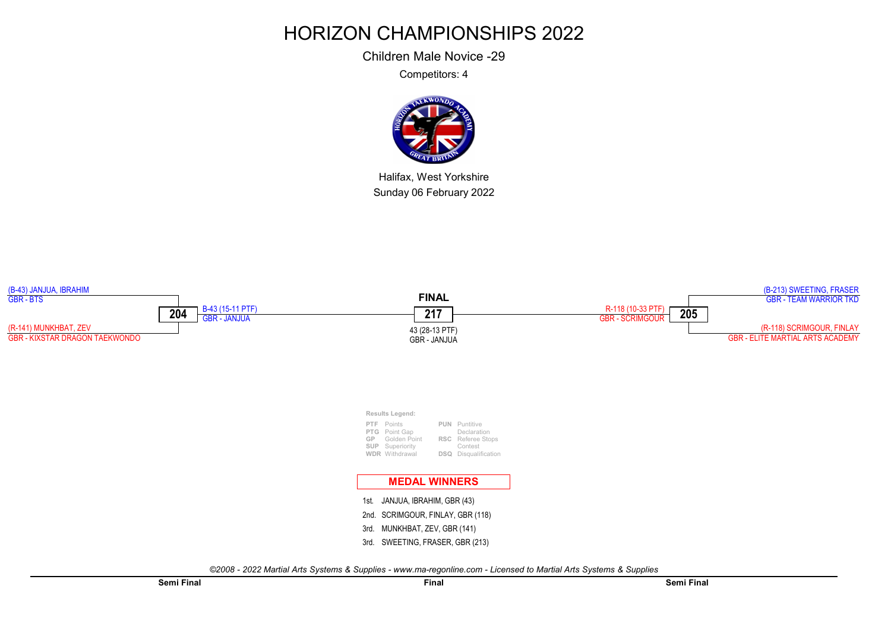# HORIZON CHAMPIONSHIPS 2022

Children Male Novice -29

Competitors: 4

Halifax, West Yorkshire

Sunday 06 February 2022

(B-43) JANJUA, IBRAHIM
GBR - BTS

**204**

B-43 (15-11 PTF)
GBR - JANJUA

(R-141) MUNKHBAT, ZEV
GBR - KIXSTAR DRAGON TAEKWONDO

**FINAL**

**217**

43 (28-13 PTF)
GBR - JANJUA

(B-213) SWEETING, FRASER
GBR - TEAM WARRIOR TKD

**205**

R-118 (10-33 PTF)
GBR - SCRIMGOUR

(R-118) SCRIMGOUR, FINLAY
GBR - ELITE MARTIAL ARTS ACADEMY

**Results Legend:**

| | | | |
|---|---|---|---|
| PTF | Points | PUN | Puntitive Declaration |
| PTG | Point Gap | RSC | Referee Stops Contest |
| GP | Golden Point | DSQ | Disqualification |
| SUP | Superiority | | |
| WDR | Withdrawal | | |

## MEDAL WINNERS

1st. JANJUA, IBRAHIM, GBR (43)
2nd. SCRIMGOUR, FINLAY, GBR (118)
3rd. MUNKHBAT, ZEV, GBR (141)
3rd. SWEETING, FRASER, GBR (213)

*©2008 - 2022 Martial Arts Systems & Supplies - www.ma-regonline.com - Licensed to Martial Arts Systems & Supplies*

**Semi Final** **Final** **Semi Final**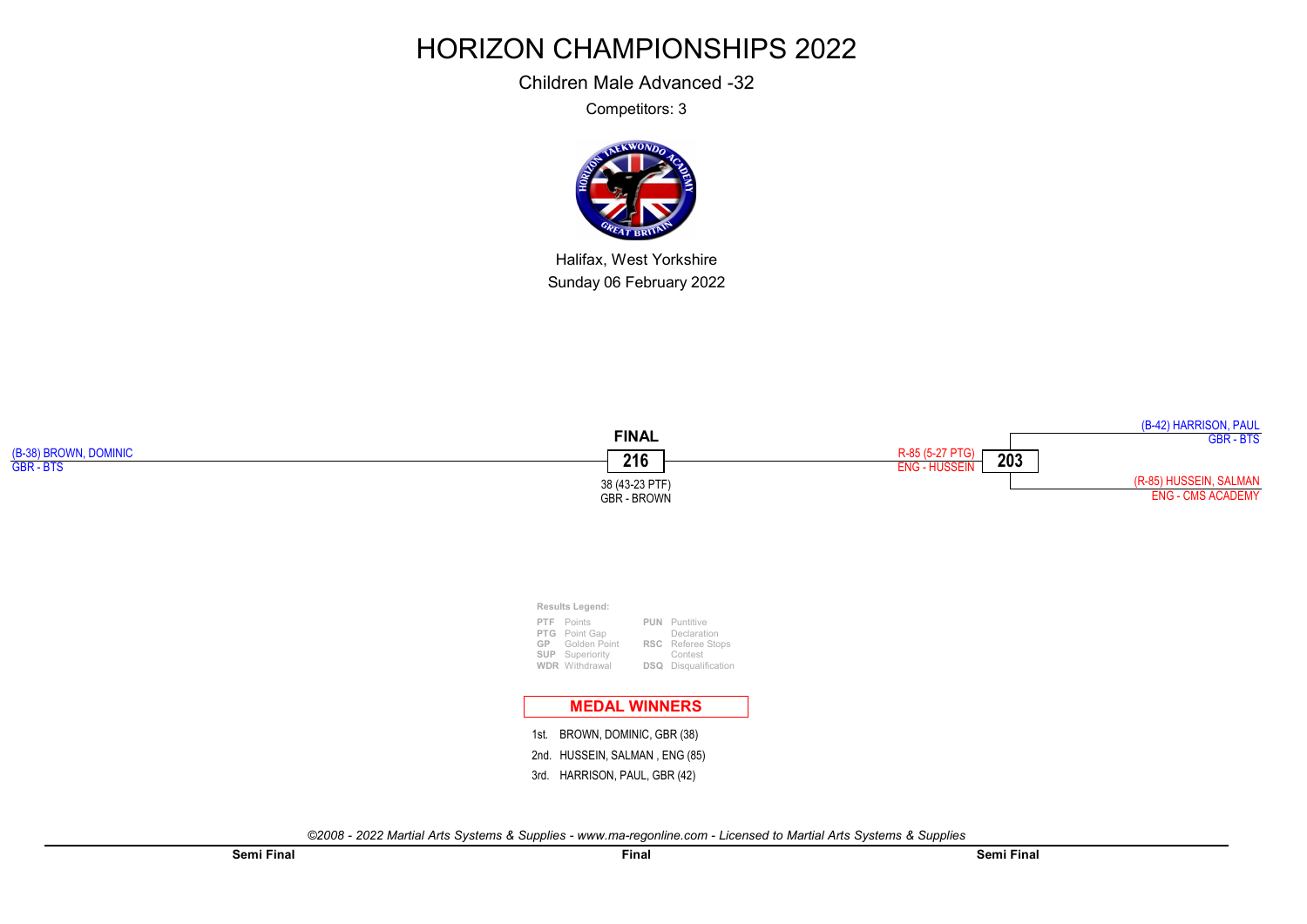# HORIZON CHAMPIONSHIPS 2022

Children Male Advanced -32

Competitors: 3

Halifax, West Yorkshire

Sunday 06 February 2022

(B-38) BROWN, DOMINIC
GBR - BTS

**FINAL**

**216**

38 (43-23 PTF)
GBR - BROWN

R-85 (5-27 PTG)
ENG - HUSSEIN

**203**

(B-42) HARRISON, PAUL
GBR - BTS

(R-85) HUSSEIN, SALMAN
ENG - CMS ACADEMY

**Results Legend:**

| | | | |
|---|---|---|---|
| PTF | Points | PUN | Puntitive Declaration |
| PTG | Point Gap | RSC | Referee Stops Contest |
| GP | Golden Point | DSQ | Disqualification |
| SUP | Superiority | | |
| WDR | Withdrawal | | |

**MEDAL WINNERS**

1st. BROWN, DOMINIC, GBR (38)

2nd. HUSSEIN, SALMAN , ENG (85)

3rd. HARRISON, PAUL, GBR (42)

*©2008 - 2022 Martial Arts Systems & Supplies - www.ma-regonline.com - Licensed to Martial Arts Systems & Supplies*

**Semi Final** | **Final** | **Semi Final**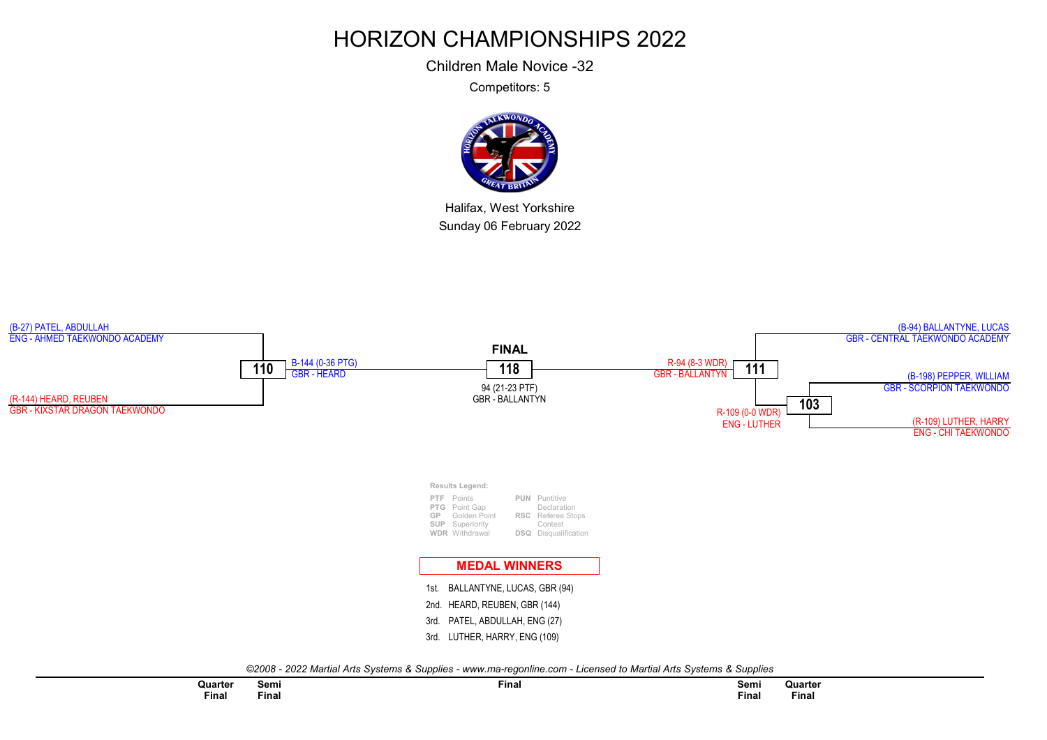# HORIZON CHAMPIONSHIPS 2022

## Children Male Novice -32

Competitors: 5

Halifax, West Yorkshire
Sunday 06 February 2022

(B-27) PATEL, ABDULLAH
ENG - AHMED TAEKWONDO ACADEMY

(R-144) HEARD, REUBEN
GBR - KIXSTAR DRAGON TAEKWONDO

**110**
B-144 (0-36 PTG)
GBR - HEARD

**FINAL**

**118**
94 (21-23 PTF)
GBR - BALLANTYN

R-94 (8-3 WDR)
GBR - BALLANTYN
**111**

(B-94) BALLANTYNE, LUCAS
GBR - CENTRAL TAEKWONDO ACADEMY

(B-198) PEPPER, WILLIAM
GBR - SCORPION TAEKWONDO

**103**
R-109 (0-0 WDR)
ENG - LUTHER

(R-109) LUTHER, HARRY
ENG - CHI TAEKWONDO

**Results Legend:**

| | | | |
|---|---|---|---|
| PTF | Points | PUN | Puntitive Declaration |
| PTG | Point Gap | RSC | Referee Stops Contest |
| GP | Golden Point | DSQ | Disqualification |
| SUP | Superiority | | |
| WDR | Withdrawal | | |

**MEDAL WINNERS**

1st. BALLANTYNE, LUCAS, GBR (94)
2nd. HEARD, REUBEN, GBR (144)
3rd. PATEL, ABDULLAH, ENG (27)
3rd. LUTHER, HARRY, ENG (109)

*©2008 - 2022 Martial Arts Systems & Supplies - www.ma-regonline.com - Licensed to Martial Arts Systems & Supplies*

Quarter Final | Semi Final | Final | Semi Final | Quarter Final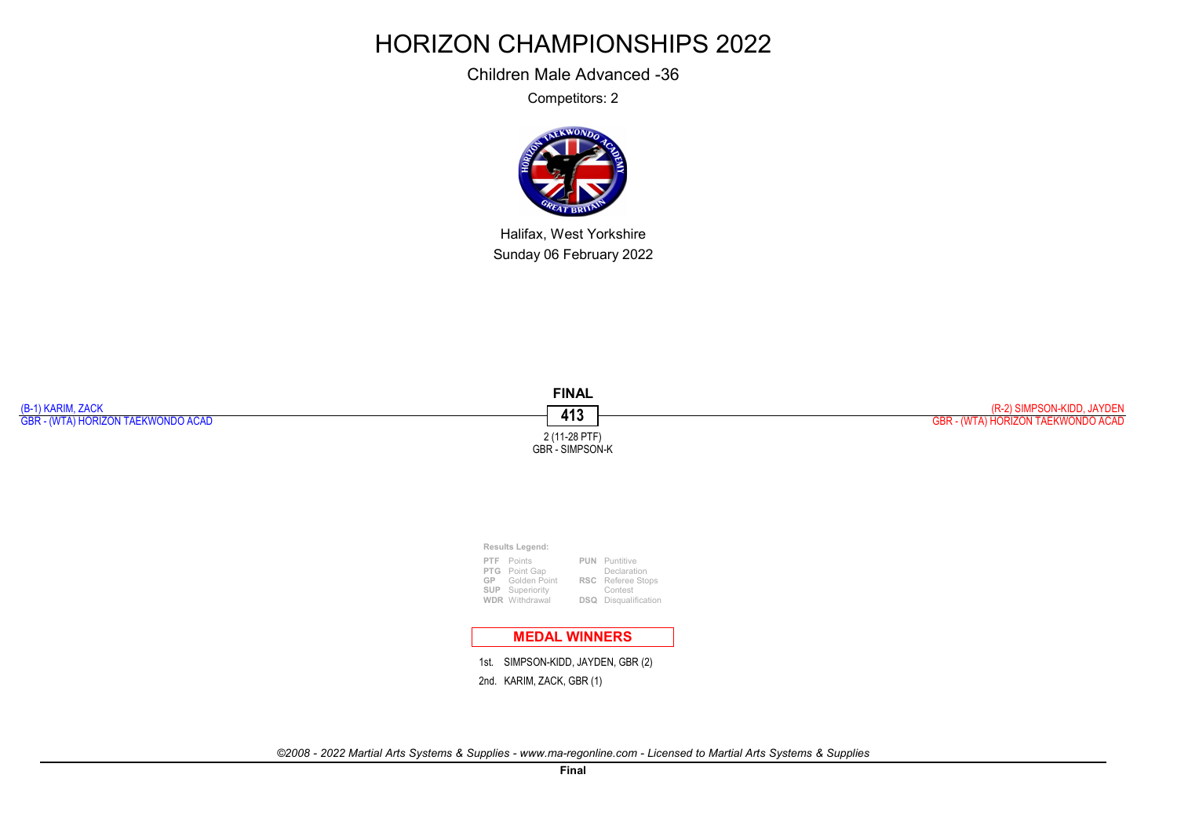# HORIZON CHAMPIONSHIPS 2022

Children Male Advanced -36

Competitors: 2

Halifax, West Yorkshire

Sunday 06 February 2022

**FINAL**

(B-1) KARIM, ZACK
GBR - (WTA) HORIZON TAEKWONDO ACAD

**413**

2 (11-28 PTF)
GBR - SIMPSON-K

(R-2) SIMPSON-KIDD, JAYDEN
GBR - (WTA) HORIZON TAEKWONDO ACAD

**Results Legend:**

| | | | |
|---|---|---|---|
| PTF | Points | PUN | Puntitive Declaration |
| PTG | Point Gap | RSC | Referee Stops Contest |
| GP | Golden Point | DSQ | Disqualification |
| SUP | Superiority | | |
| WDR | Withdrawal | | |

**MEDAL WINNERS**

1st. SIMPSON-KIDD, JAYDEN, GBR (2)

2nd. KARIM, ZACK, GBR (1)

*©2008 - 2022 Martial Arts Systems & Supplies - www.ma-regonline.com - Licensed to Martial Arts Systems & Supplies*

**Final**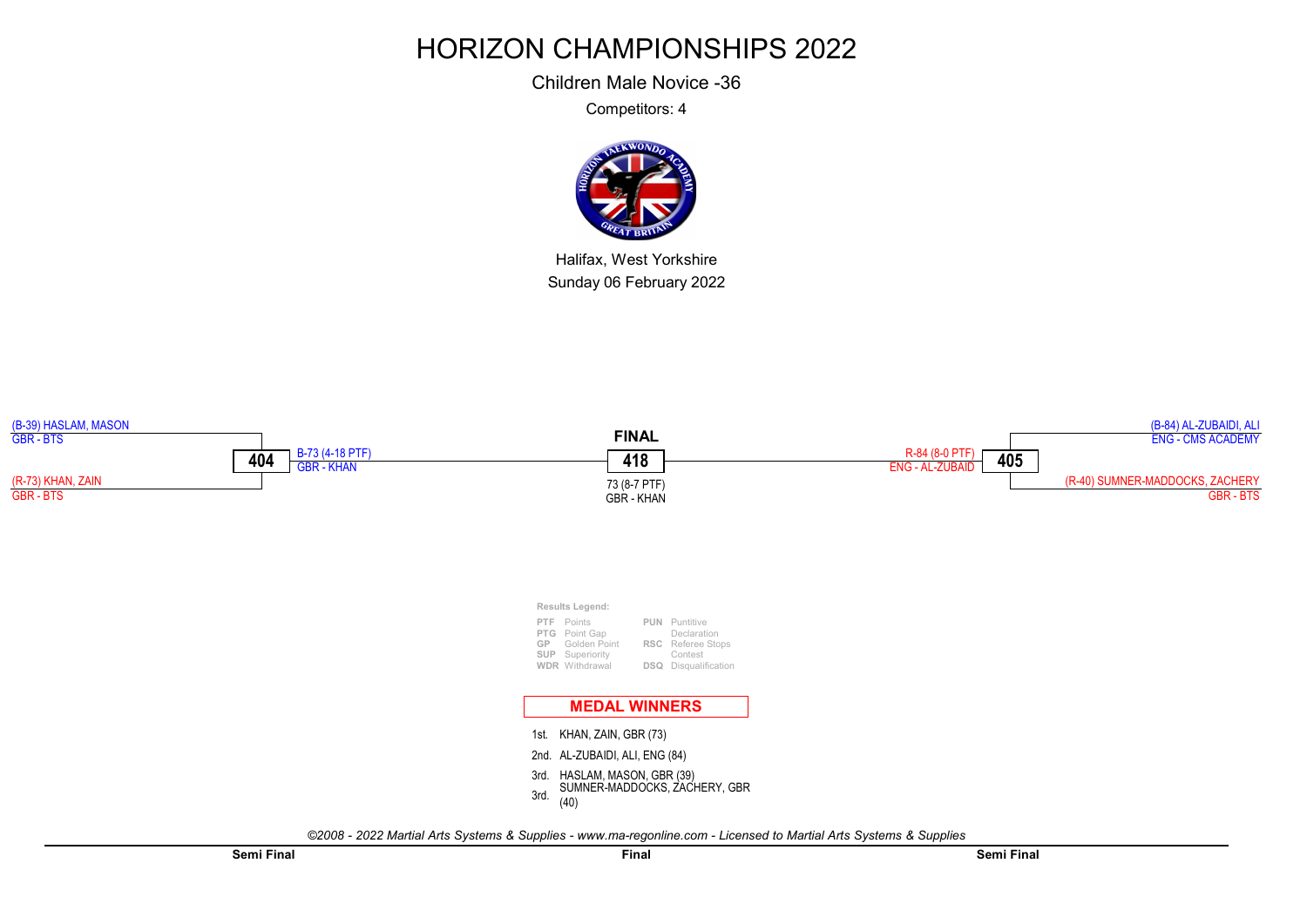# HORIZON CHAMPIONSHIPS 2022

Children Male Novice -36

Competitors: 4

Halifax, West Yorkshire

Sunday 06 February 2022

(B-39) HASLAM, MASON
GBR - BTS

404

B-73 (4-18 PTF)
GBR - KHAN

(R-73) KHAN, ZAIN
GBR - BTS

**FINAL**

418

73 (8-7 PTF)
GBR - KHAN

(B-84) AL-ZUBAIDI, ALI
ENG - CMS ACADEMY

405

R-84 (8-0 PTF)
ENG - AL-ZUBAID

(R-40) SUMNER-MADDOCKS, ZACHERY
GBR - BTS

**Results Legend:**

| | | | |
|---|---|---|---|
| PTF | Points | PUN | Puntitive Declaration |
| PTG | Point Gap | RSC | Referee Stops Contest |
| GP | Golden Point | DSQ | Disqualification |
| SUP | Superiority | | |
| WDR | Withdrawal | | |

## MEDAL WINNERS

1st. KHAN, ZAIN, GBR (73)

2nd. AL-ZUBAIDI, ALI, ENG (84)

3rd. HASLAM, MASON, GBR (39)

3rd. SUMNER-MADDOCKS, ZACHERY, GBR (40)

*©2008 - 2022 Martial Arts Systems & Supplies - www.ma-regonline.com - Licensed to Martial Arts Systems & Supplies*

**Semi Final** **Final** **Semi Final**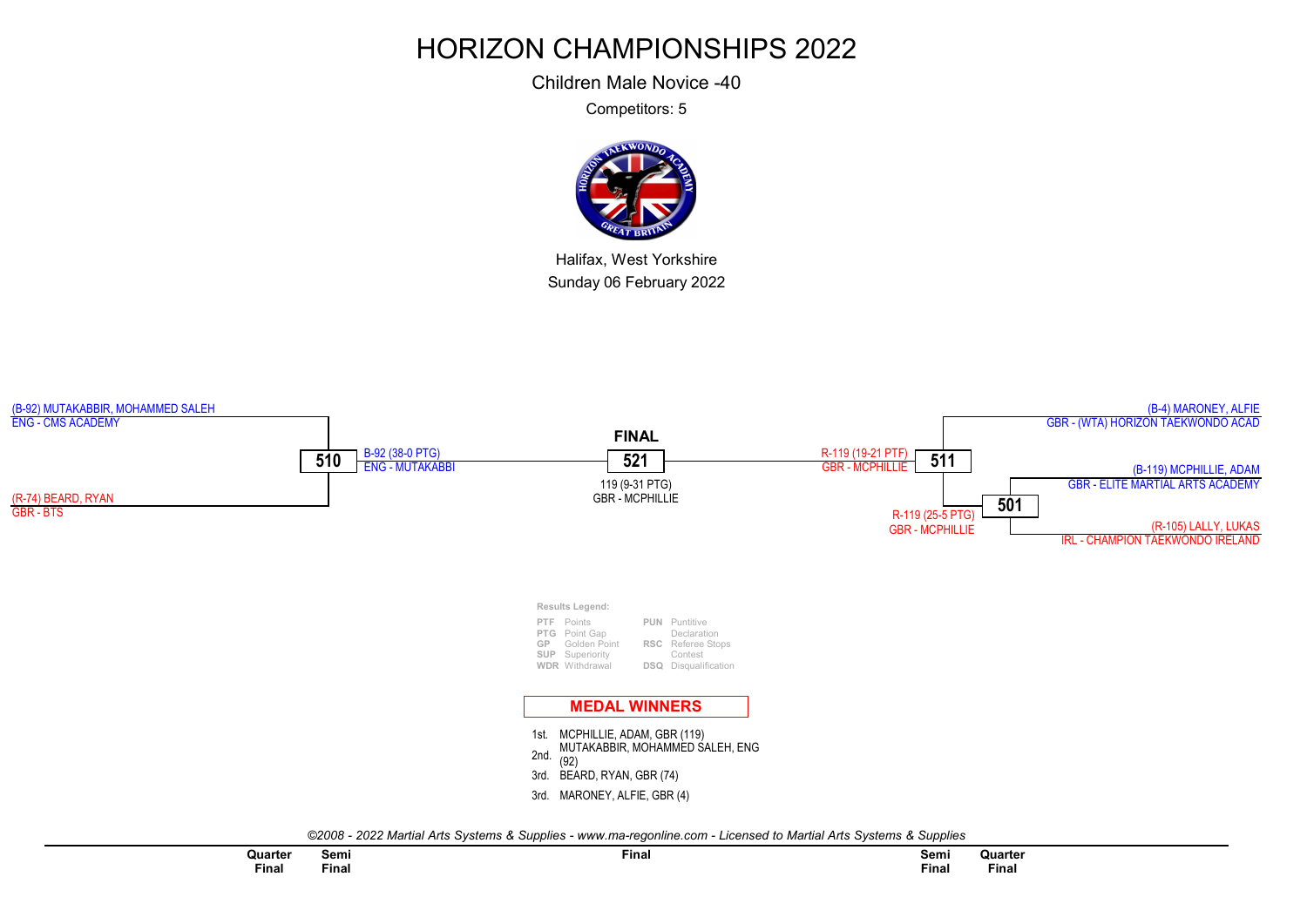# HORIZON CHAMPIONSHIPS 2022

Children Male Novice -40

Competitors: 5

Halifax, West Yorkshire

Sunday 06 February 2022

(B-92) MUTAKABBIR, MOHAMMED SALEH
ENG - CMS ACADEMY

(R-74) BEARD, RYAN
GBR - BTS

**510**

B-92 (38-0 PTG)
ENG - MUTAKABBI

**FINAL**

**521**

119 (9-31 PTG)
GBR - MCPHILLIE

R-119 (19-21 PTF)
GBR - MCPHILLIE

**511**

(B-4) MARONEY, ALFIE
GBR - (WTA) HORIZON TAEKWONDO ACAD

(B-119) MCPHILLIE, ADAM
GBR - ELITE MARTIAL ARTS ACADEMY

**501**

R-119 (25-5 PTG)
GBR - MCPHILLIE

(R-105) LALLY, LUKAS
IRL - CHAMPION TAEKWONDO IRELAND

**Results Legend:**

| | | | |
|---|---|---|---|
| PTF | Points | PUN | Puntitive Declaration |
| PTG | Point Gap | | |
| GP | Golden Point | RSC | Referee Stops Contest |
| SUP | Superiority | | |
| WDR | Withdrawal | DSQ | Disqualification |

## MEDAL WINNERS

1st. MCPHILLIE, ADAM, GBR (119)
2nd. MUTAKABBIR, MOHAMMED SALEH, ENG (92)
3rd. BEARD, RYAN, GBR (74)
3rd. MARONEY, ALFIE, GBR (4)

*©2008 - 2022 Martial Arts Systems & Supplies - www.ma-regonline.com - Licensed to Martial Arts Systems & Supplies*

Quarter Final | Semi Final | Final | Semi Final | Quarter Final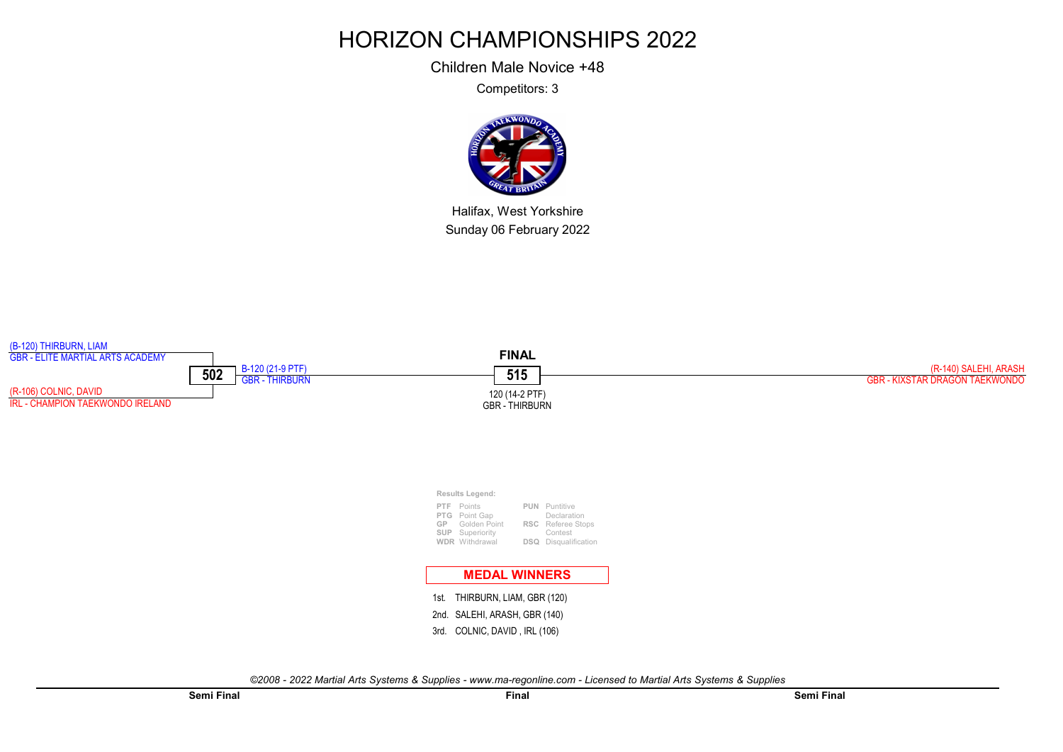# HORIZON CHAMPIONSHIPS 2022

Children Male Novice +48

Competitors: 3

Halifax, West Yorkshire

Sunday 06 February 2022

(B-120) THIRBURN, LIAM
GBR - ELITE MARTIAL ARTS ACADEMY

**502**

(R-106) COLNIC, DAVID
IRL - CHAMPION TAEKWONDO IRELAND

B-120 (21-9 PTF)
GBR - THIRBURN

**FINAL**

**515**

120 (14-2 PTF)
GBR - THIRBURN

(R-140) SALEHI, ARASH
GBR - KIXSTAR DRAGON TAEKWONDO

**Results Legend:**

| | | | |
|---|---|---|---|
| **PTF** | Points | **PUN** | Puntitive Declaration |
| **PTG** | Point Gap | | |
| **GP** | Golden Point | **RSC** | Referee Stops Contest |
| **SUP** | Superiority | | |
| **WDR** | Withdrawal | **DSQ** | Disqualification |

**MEDAL WINNERS**

1st. THIRBURN, LIAM, GBR (120)

2nd. SALEHI, ARASH, GBR (140)

3rd. COLNIC, DAVID , IRL (106)

*©2008 - 2022 Martial Arts Systems & Supplies - www.ma-regonline.com - Licensed to Martial Arts Systems & Supplies*

**Semi Final** **Final** **Semi Final**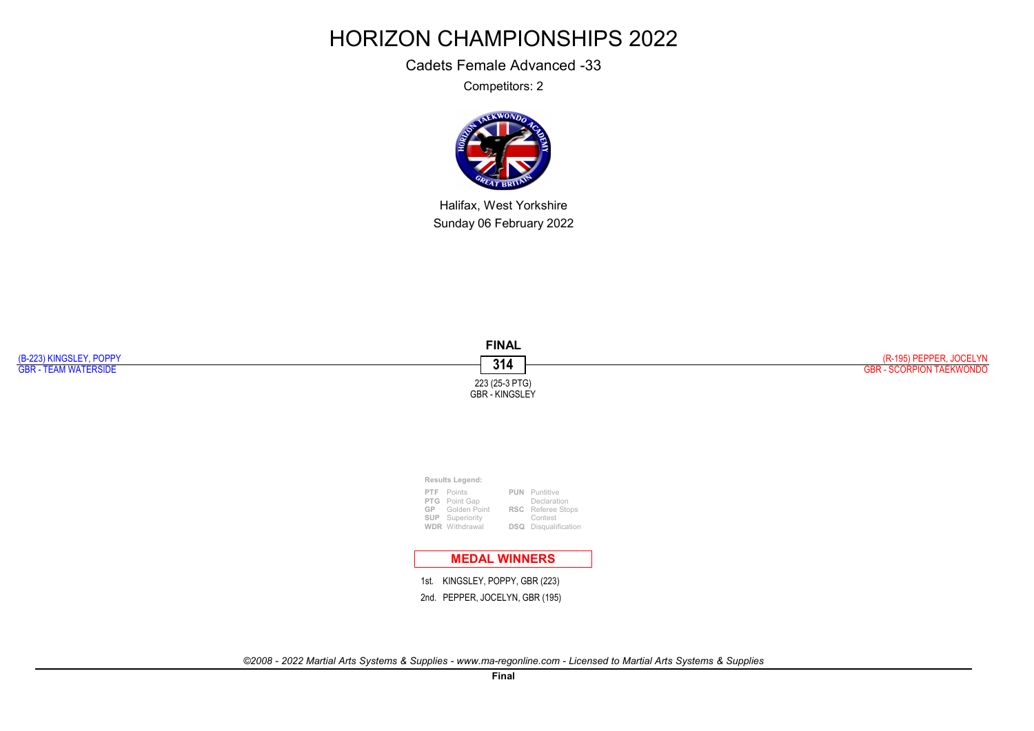# HORIZON CHAMPIONSHIPS 2022

Cadets Female Advanced -33

Competitors: 2

Halifax, West Yorkshire

Sunday 06 February 2022

**FINAL**

(B-223) KINGSLEY, POPPY
GBR - TEAM WATERSIDE

**314**

(R-195) PEPPER, JOCELYN
GBR - SCORPION TAEKWONDO

223 (25-3 PTG)
GBR - KINGSLEY

**Results Legend:**

| | | | |
|---|---|---|---|
| PTF | Points | PUN | Puntitive Declaration |
| PTG | Point Gap | RSC | Referee Stops Contest |
| GP | Golden Point | DSQ | Disqualification |
| SUP | Superiority | | |
| WDR | Withdrawal | | |

**MEDAL WINNERS**

1st. KINGSLEY, POPPY, GBR (223)

2nd. PEPPER, JOCELYN, GBR (195)

*©2008 - 2022 Martial Arts Systems & Supplies - www.ma-regonline.com - Licensed to Martial Arts Systems & Supplies*

**Final**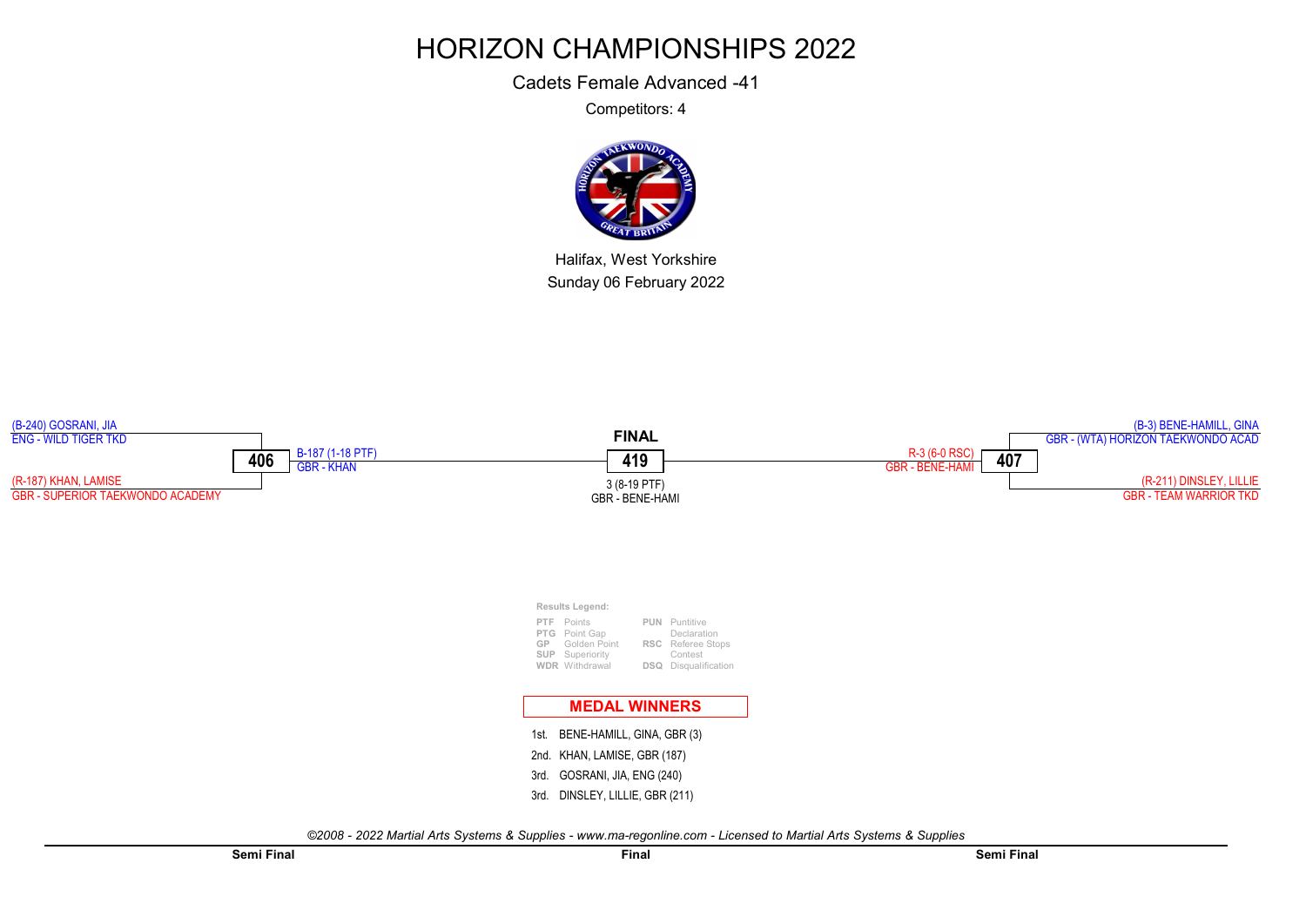# HORIZON CHAMPIONSHIPS 2022

Cadets Female Advanced -41

Competitors: 4

Halifax, West Yorkshire

Sunday 06 February 2022

(B-240) GOSRANI, JIA
ENG - WILD TIGER TKD

406

(R-187) KHAN, LAMISE
GBR - SUPERIOR TAEKWONDO ACADEMY

B-187 (1-18 PTF)
GBR - KHAN

**FINAL**

419

3 (8-19 PTF)
GBR - BENE-HAMI

R-3 (6-0 RSC)
GBR - BENE-HAMI

407

(B-3) BENE-HAMILL, GINA
GBR - (WTA) HORIZON TAEKWONDO ACAD

(R-211) DINSLEY, LILLIE
GBR - TEAM WARRIOR TKD

**Results Legend:**

| | | | |
|---|---|---|---|
| PTF | Points | PUN | Puntitive Declaration |
| PTG | Point Gap | RSC | Referee Stops Contest |
| GP | Golden Point | DSQ | Disqualification |
| SUP | Superiority | | |
| WDR | Withdrawal | | |

## MEDAL WINNERS

1st. BENE-HAMILL, GINA, GBR (3)

2nd. KHAN, LAMISE, GBR (187)

3rd. GOSRANI, JIA, ENG (240)

3rd. DINSLEY, LILLIE, GBR (211)

*©2008 - 2022 Martial Arts Systems & Supplies - www.ma-regonline.com - Licensed to Martial Arts Systems & Supplies*

**Semi Final** **Final** **Semi Final**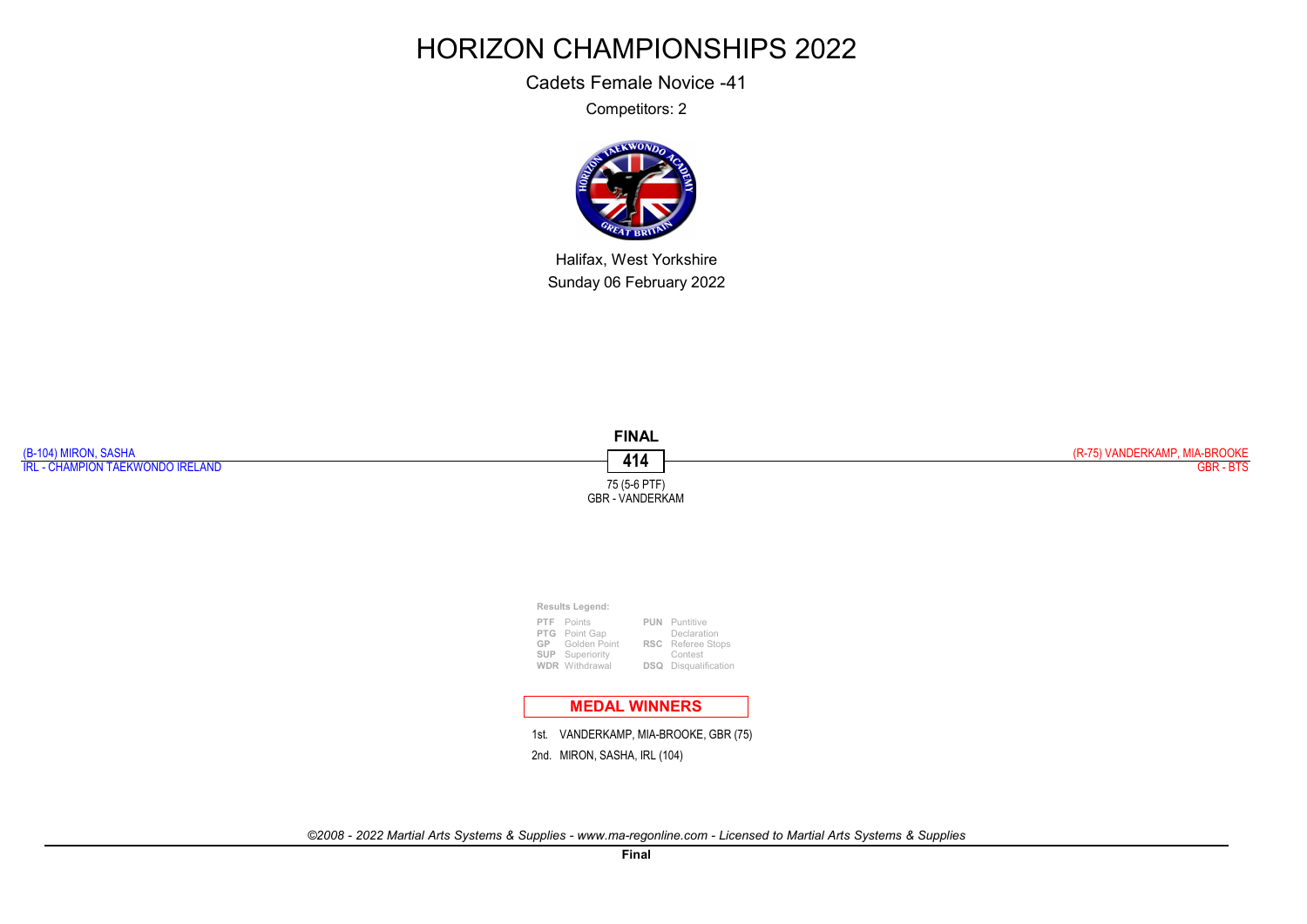# HORIZON CHAMPIONSHIPS 2022

Cadets Female Novice -41

Competitors: 2

Halifax, West Yorkshire

Sunday 06 February 2022

**FINAL**

(B-104) MIRON, SASHA
IRL - CHAMPION TAEKWONDO IRELAND

**414**

(R-75) VANDERKAMP, MIA-BROOKE
GBR - BTS

75 (5-6 PTF)
GBR - VANDERKAM

**Results Legend:**

| | | | |
|---|---|---|---|
| PTF | Points | PUN | Puntitive Declaration |
| PTG | Point Gap | RSC | Referee Stops Contest |
| GP | Golden Point | DSQ | Disqualification |
| SUP | Superiority | | |
| WDR | Withdrawal | | |

**MEDAL WINNERS**

1st. VANDERKAMP, MIA-BROOKE, GBR (75)

2nd. MIRON, SASHA, IRL (104)

*©2008 - 2022 Martial Arts Systems & Supplies - www.ma-regonline.com - Licensed to Martial Arts Systems & Supplies*

**Final**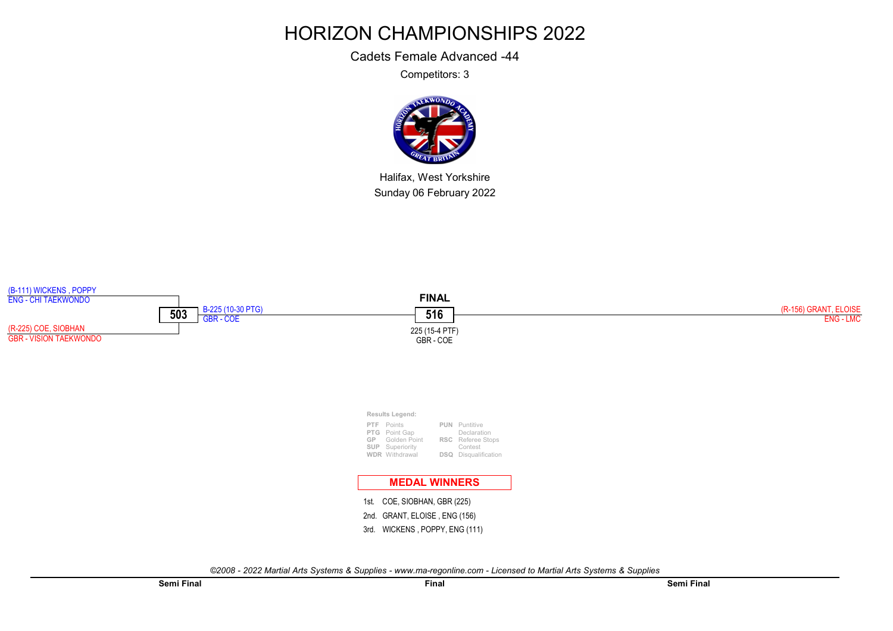# HORIZON CHAMPIONSHIPS 2022

Cadets Female Advanced -44

Competitors: 3

Halifax, West Yorkshire

Sunday 06 February 2022

(B-111) WICKENS , POPPY
ENG - CHI TAEKWONDO

**503**

B-225 (10-30 PTG)
GBR - COE

(R-225) COE, SIOBHAN
GBR - VISION TAEKWONDO

**FINAL**

**516**

225 (15-4 PTF)
GBR - COE

(R-156) GRANT, ELOISE
ENG - LMC

**Results Legend:**

| | | | |
|---|---|---|---|
| PTF | Points | PUN | Puntitive Declaration |
| PTG | Point Gap | RSC | Referee Stops Contest |
| GP | Golden Point | DSQ | Disqualification |
| SUP | Superiority | | |
| WDR | Withdrawal | | |

**MEDAL WINNERS**

1st. COE, SIOBHAN, GBR (225)

2nd. GRANT, ELOISE , ENG (156)

3rd. WICKENS , POPPY, ENG (111)

*©2008 - 2022 Martial Arts Systems & Supplies - www.ma-regonline.com - Licensed to Martial Arts Systems & Supplies*

**Semi Final** **Final** **Semi Final**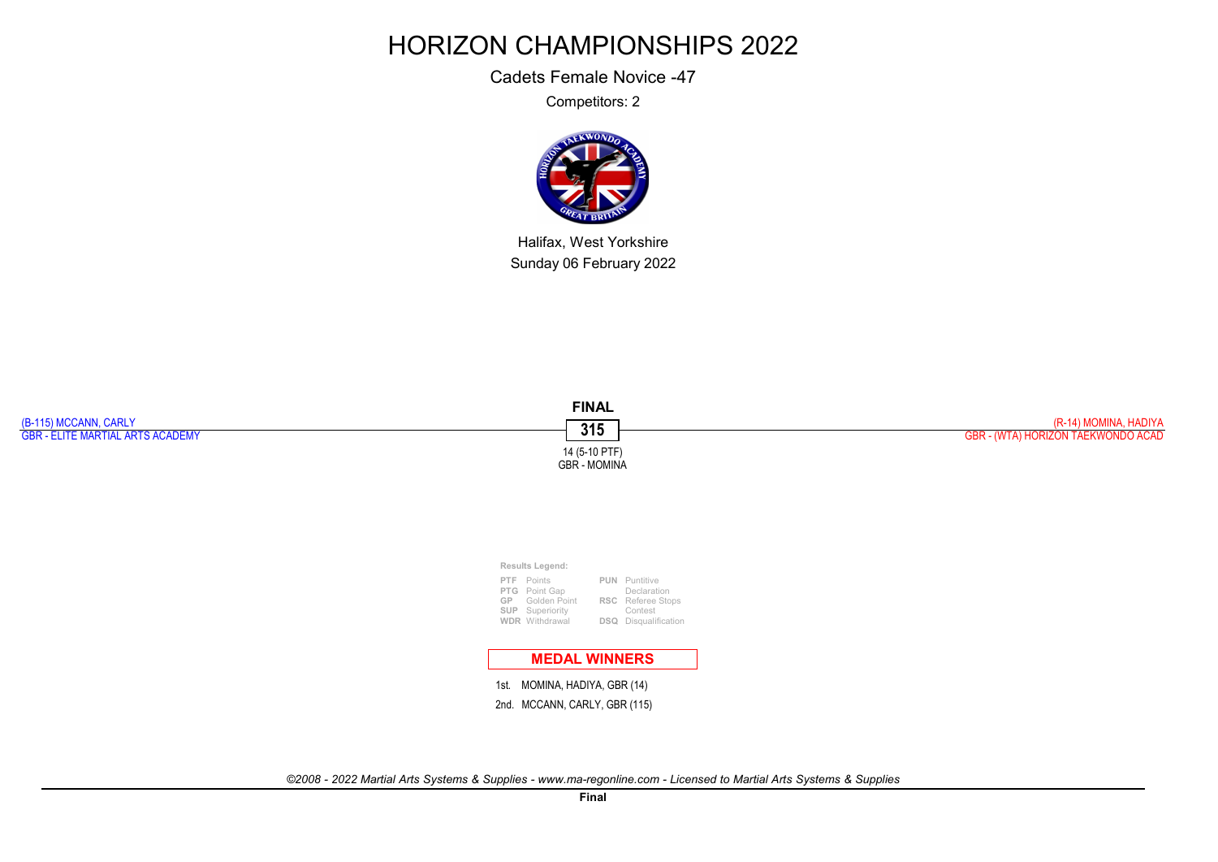# HORIZON CHAMPIONSHIPS 2022

Cadets Female Novice -47

Competitors: 2

Halifax, West Yorkshire

Sunday 06 February 2022

(B-115) MCCANN, CARLY
GBR - ELITE MARTIAL ARTS ACADEMY

**FINAL**

**315**

14 (5-10 PTF)
GBR - MOMINA

(R-14) MOMINA, HADIYA
GBR - (WTA) HORIZON TAEKWONDO ACAD

**Results Legend:**

| | | | |
|---|---|---|---|
| **PTF** | Points | **PUN** | Puntitive Declaration |
| **PTG** | Point Gap | | |
| **GP** | Golden Point | **RSC** | Referee Stops Contest |
| **SUP** | Superiority | | |
| **WDR** | Withdrawal | **DSQ** | Disqualification |

## MEDAL WINNERS

1st. MOMINA, HADIYA, GBR (14)

2nd. MCCANN, CARLY, GBR (115)

*©2008 - 2022 Martial Arts Systems & Supplies - www.ma-regonline.com - Licensed to Martial Arts Systems & Supplies*

**Final**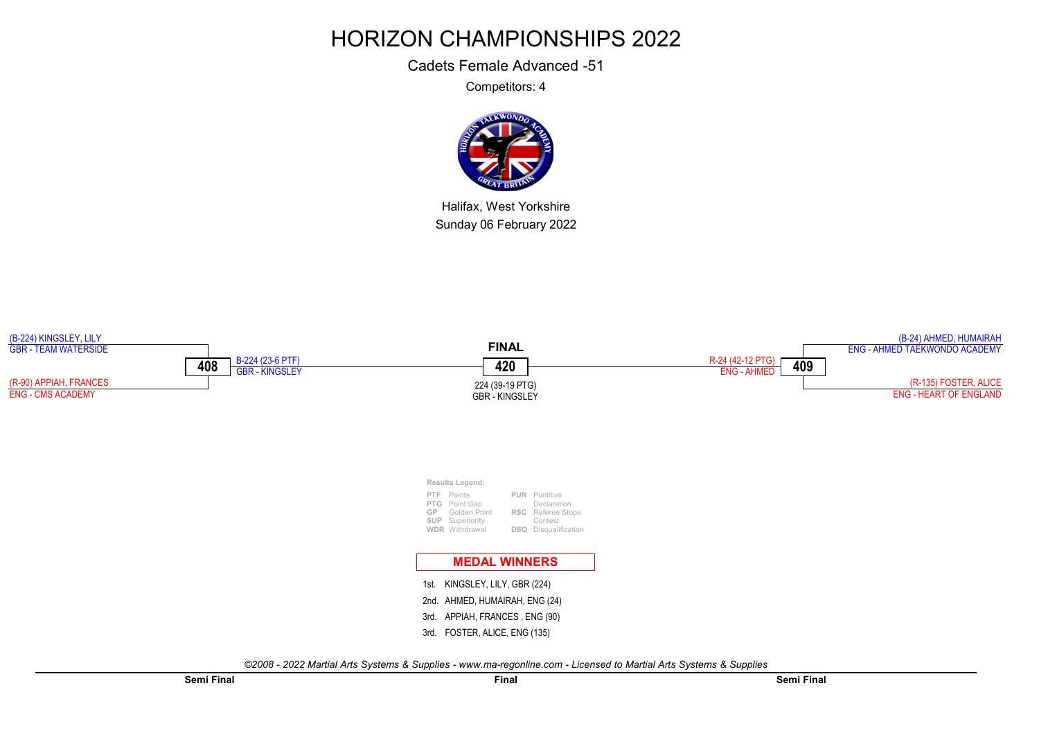# HORIZON CHAMPIONSHIPS 2022

Cadets Female Advanced -51

Competitors: 4

Halifax, West Yorkshire

Sunday 06 February 2022

(B-224) KINGSLEY, LILY
GBR - TEAM WATERSIDE

408

B-224 (23-6 PTF)
GBR - KINGSLEY

(R-90) APPIAH, FRANCES
ENG - CMS ACADEMY

**FINAL**

420

224 (39-19 PTG)
GBR - KINGSLEY

(B-24) AHMED, HUMAIRAH
ENG - AHMED TAEKWONDO ACADEMY

409

R-24 (42-12 PTG)
ENG - AHMED

(R-135) FOSTER, ALICE
ENG - HEART OF ENGLAND

**Results Legend:**

| | | | |
|---|---|---|---|
| PTF | Points | PUN | Puntitive Declaration |
| PTG | Point Gap | RSC | Referee Stops Contest |
| GP | Golden Point | DSQ | Disqualification |
| SUP | Superiority | | |
| WDR | Withdrawal | | |

**MEDAL WINNERS**

1st. KINGSLEY, LILY, GBR (224)
2nd. AHMED, HUMAIRAH, ENG (24)
3rd. APPIAH, FRANCES , ENG (90)
3rd. FOSTER, ALICE, ENG (135)

*©2008 - 2022 Martial Arts Systems & Supplies - www.ma-regonline.com - Licensed to Martial Arts Systems & Supplies*

**Semi Final** **Final** **Semi Final**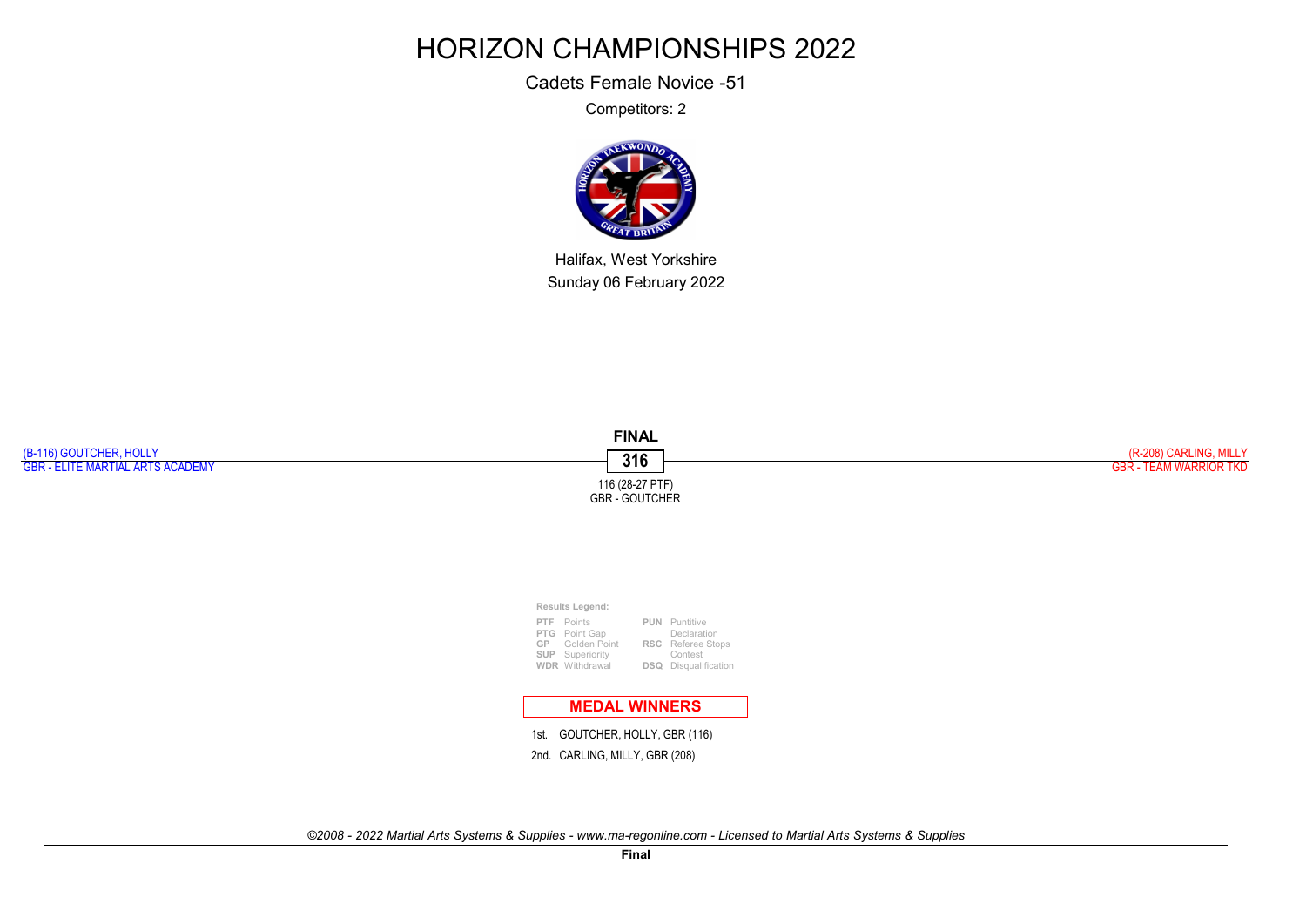# HORIZON CHAMPIONSHIPS 2022

Cadets Female Novice -51

Competitors: 2

Halifax, West Yorkshire

Sunday 06 February 2022

**FINAL**

(B-116) GOUTCHER, HOLLY
GBR - ELITE MARTIAL ARTS ACADEMY

**316**

(R-208) CARLING, MILLY
GBR - TEAM WARRIOR TKD

116 (28-27 PTF)
GBR - GOUTCHER

**Results Legend:**

| | | | |
|---|---|---|---|
| PTF | Points | PUN | Puntitive Declaration |
| PTG | Point Gap | RSC | Referee Stops Contest |
| GP | Golden Point | DSQ | Disqualification |
| SUP | Superiority | | |
| WDR | Withdrawal | | |

**MEDAL WINNERS**

1st. GOUTCHER, HOLLY, GBR (116)

2nd. CARLING, MILLY, GBR (208)

*©2008 - 2022 Martial Arts Systems & Supplies - www.ma-regonline.com - Licensed to Martial Arts Systems & Supplies*

**Final**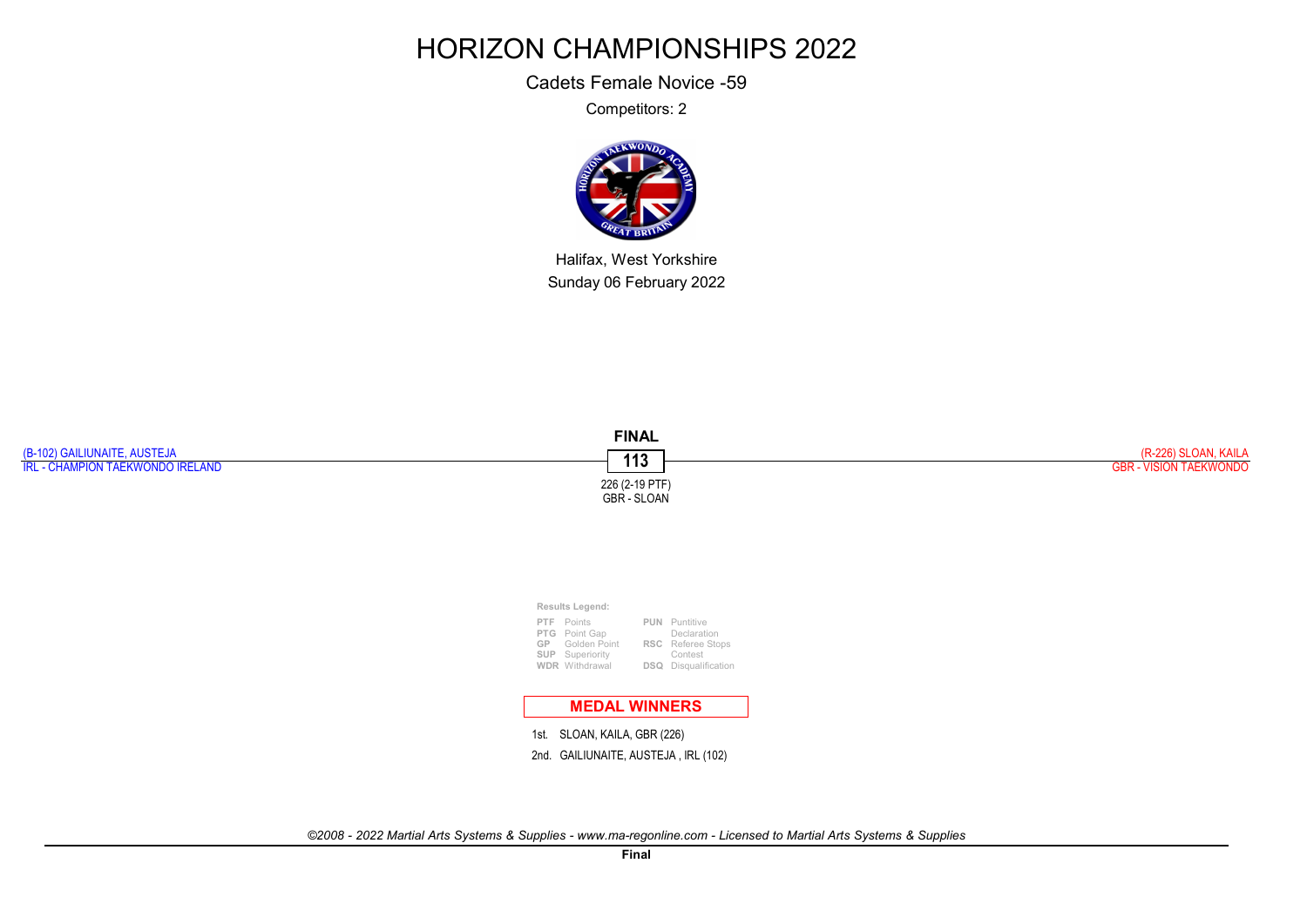# HORIZON CHAMPIONSHIPS 2022

Cadets Female Novice -59

Competitors: 2

Halifax, West Yorkshire

Sunday 06 February 2022

**FINAL**

(B-102) GAILIUNAITE, AUSTEJA
IRL - CHAMPION TAEKWONDO IRELAND

**113**

(R-226) SLOAN, KAILA
GBR - VISION TAEKWONDO

226 (2-19 PTF)
GBR - SLOAN

**Results Legend:**

| | | | |
|---|---|---|---|
| **PTF** | Points | **PUN** | Puntitive Declaration |
| **PTG** | Point Gap | **RSC** | Referee Stops Contest |
| **GP** | Golden Point | **DSQ** | Disqualification |
| **SUP** | Superiority | | |
| **WDR** | Withdrawal | | |

**MEDAL WINNERS**

1st. SLOAN, KAILA, GBR (226)

2nd. GAILIUNAITE, AUSTEJA , IRL (102)

*©2008 - 2022 Martial Arts Systems & Supplies - www.ma-regonline.com - Licensed to Martial Arts Systems & Supplies*

**Final**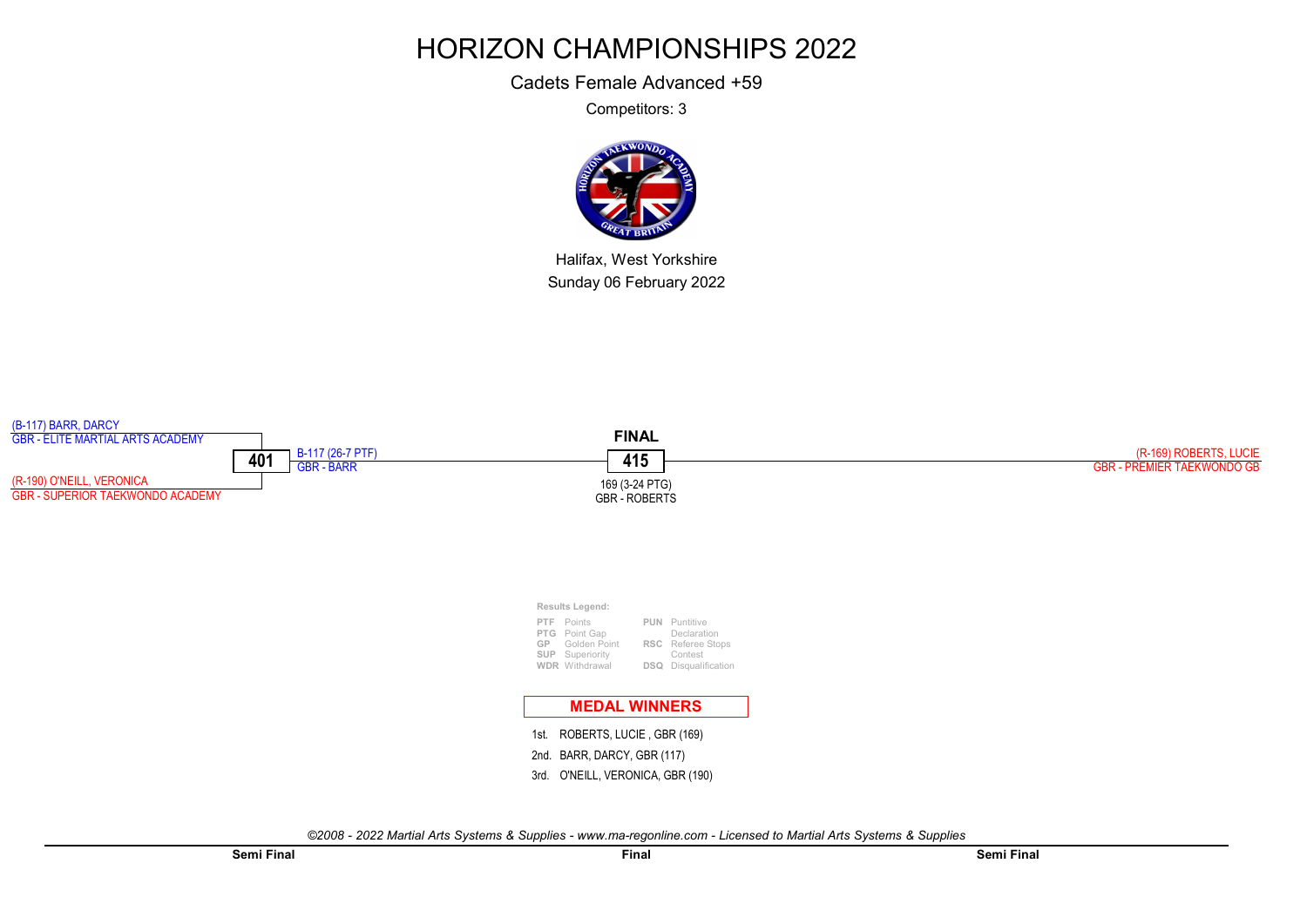# HORIZON CHAMPIONSHIPS 2022

Cadets Female Advanced +59

Competitors: 3

Halifax, West Yorkshire

Sunday 06 February 2022

(B-117) BARR, DARCY
GBR - ELITE MARTIAL ARTS ACADEMY

**401**

(R-190) O'NEILL, VERONICA
GBR - SUPERIOR TAEKWONDO ACADEMY

B-117 (26-7 PTF)
GBR - BARR

**FINAL**

**415**

169 (3-24 PTG)
GBR - ROBERTS

(R-169) ROBERTS, LUCIE
GBR - PREMIER TAEKWONDO GB

Results Legend:

| | | | |
|---|---|---|---|
| PTF | Points | PUN | Puntitive Declaration |
| PTG | Point Gap | RSC | Referee Stops Contest |
| GP | Golden Point | DSQ | Disqualification |
| SUP | Superiority | | |
| WDR | Withdrawal | | |

## MEDAL WINNERS

1st. ROBERTS, LUCIE , GBR (169)

2nd. BARR, DARCY, GBR (117)

3rd. O'NEILL, VERONICA, GBR (190)

*©2008 - 2022 Martial Arts Systems & Supplies - www.ma-regonline.com - Licensed to Martial Arts Systems & Supplies*

**Semi Final** **Final** **Semi Final**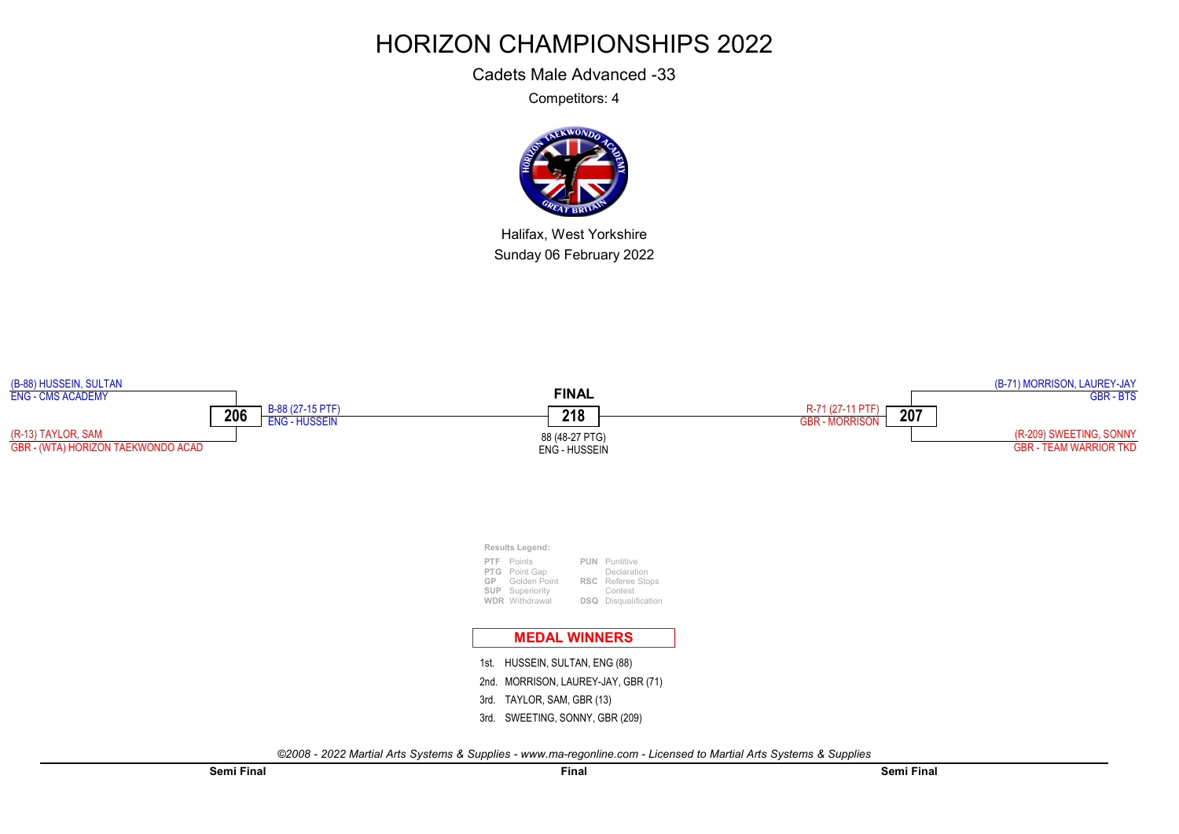# HORIZON CHAMPIONSHIPS 2022

Cadets Male Advanced -33

Competitors: 4

Halifax, West Yorkshire

Sunday 06 February 2022

(B-88) HUSSEIN, SULTAN
ENG - CMS ACADEMY

**206**

B-88 (27-15 PTF)
ENG - HUSSEIN

(R-13) TAYLOR, SAM
GBR - (WTA) HORIZON TAEKWONDO ACAD

**FINAL**

**218**

88 (48-27 PTG)
ENG - HUSSEIN

(B-71) MORRISON, LAUREY-JAY
GBR - BTS

**207**

R-71 (27-11 PTF)
GBR - MORRISON

(R-209) SWEETING, SONNY
GBR - TEAM WARRIOR TKD

**Results Legend:**

| | | | |
|---|---|---|---|
| **PTF** | Points | **PUN** | Puntitive Declaration |
| **PTG** | Point Gap | | |
| **GP** | Golden Point | **RSC** | Referee Stops Contest |
| **SUP** | Superiority | | |
| **WDR** | Withdrawal | **DSQ** | Disqualification |

## MEDAL WINNERS

1st. HUSSEIN, SULTAN, ENG (88)
2nd. MORRISON, LAUREY-JAY, GBR (71)
3rd. TAYLOR, SAM, GBR (13)
3rd. SWEETING, SONNY, GBR (209)

*©2008 - 2022 Martial Arts Systems & Supplies - www.ma-regonline.com - Licensed to Martial Arts Systems & Supplies*

**Semi Final** **Final** **Semi Final**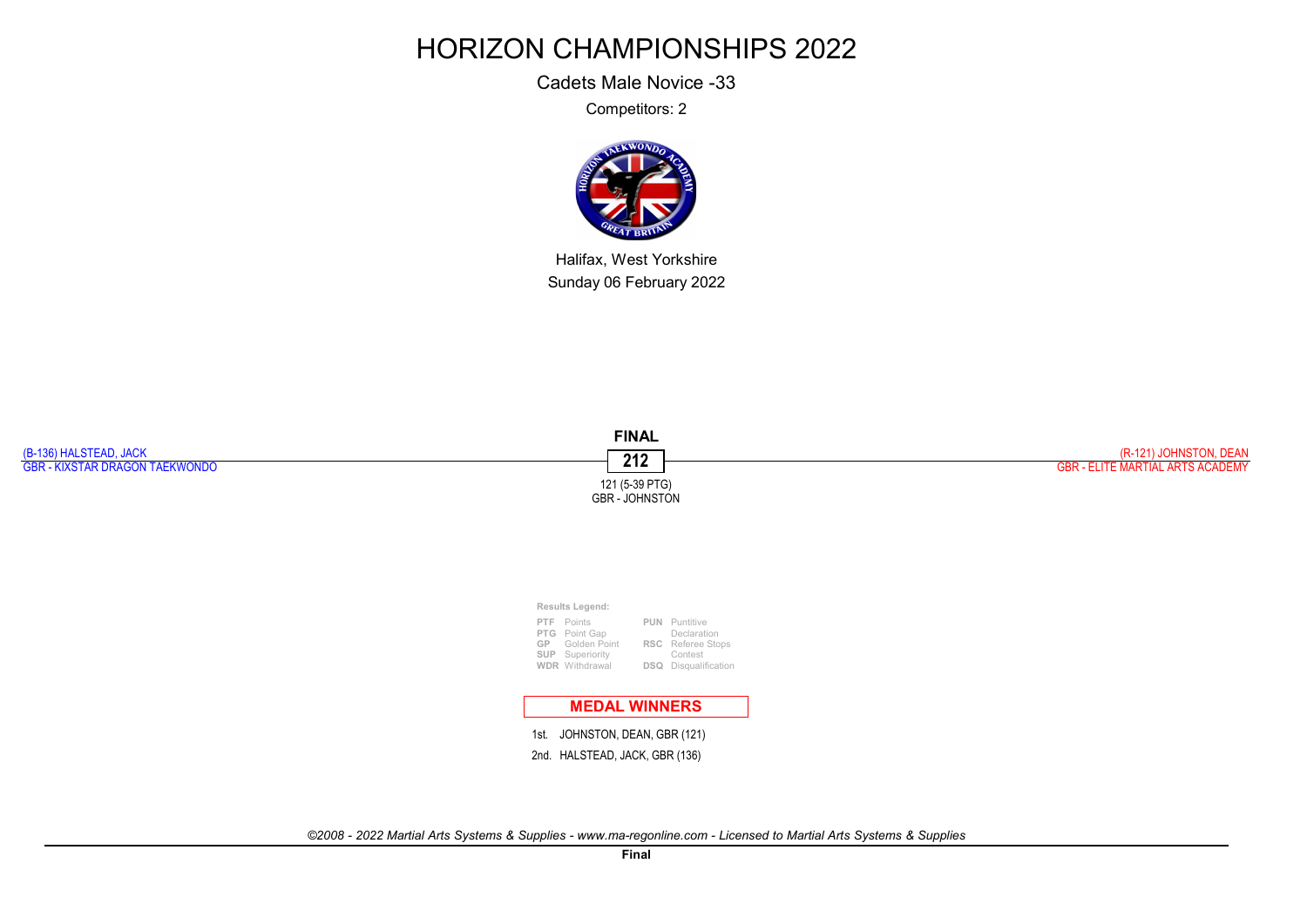# HORIZON CHAMPIONSHIPS 2022

Cadets Male Novice -33

Competitors: 2

Halifax, West Yorkshire

Sunday 06 February 2022

**FINAL**

(B-136) HALSTEAD, JACK
GBR - KIXSTAR DRAGON TAEKWONDO

**212**

(R-121) JOHNSTON, DEAN
GBR - ELITE MARTIAL ARTS ACADEMY

121 (5-39 PTG)
GBR - JOHNSTON

**Results Legend:**

| | | | |
|---|---|---|---|
| **PTF** | Points | **PUN** | Puntitive Declaration |
| **PTG** | Point Gap | **RSC** | Referee Stops Contest |
| **GP** | Golden Point | **DSQ** | Disqualification |
| **SUP** | Superiority | | |
| **WDR** | Withdrawal | | |

**MEDAL WINNERS**

1st. JOHNSTON, DEAN, GBR (121)

2nd. HALSTEAD, JACK, GBR (136)

*©2008 - 2022 Martial Arts Systems & Supplies - www.ma-regonline.com - Licensed to Martial Arts Systems & Supplies*

**Final**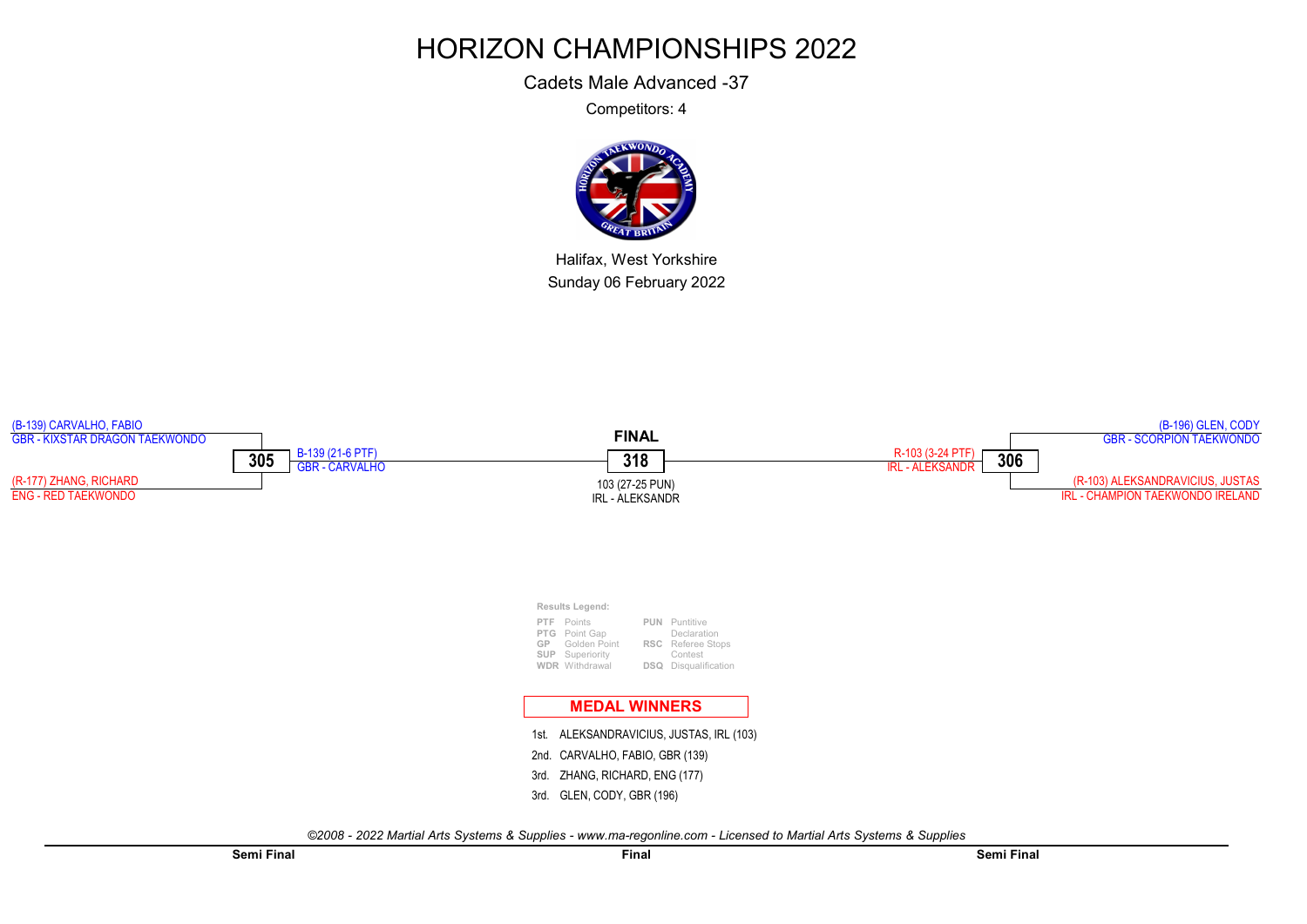# HORIZON CHAMPIONSHIPS 2022

Cadets Male Advanced -37

Competitors: 4

Halifax, West Yorkshire

Sunday 06 February 2022

(B-139) CARVALHO, FABIO
GBR - KIXSTAR DRAGON TAEKWONDO

305

(R-177) ZHANG, RICHARD
ENG - RED TAEKWONDO

B-139 (21-6 PTF)
GBR - CARVALHO

FINAL

318

103 (27-25 PUN)
IRL - ALEKSANDR

R-103 (3-24 PTF)
IRL - ALEKSANDR

306

(B-196) GLEN, CODY
GBR - SCORPION TAEKWONDO

(R-103) ALEKSANDRAVICIUS, JUSTAS
IRL - CHAMPION TAEKWONDO IRELAND

**Results Legend:**

| | | | |
|---|---|---|---|
| PTF | Points | PUN | Puntitive Declaration |
| PTG | Point Gap | | |
| GP | Golden Point | RSC | Referee Stops Contest |
| SUP | Superiority | | |
| WDR | Withdrawal | DSQ | Disqualification |

## MEDAL WINNERS

1st. ALEKSANDRAVICIUS, JUSTAS, IRL (103)
2nd. CARVALHO, FABIO, GBR (139)
3rd. ZHANG, RICHARD, ENG (177)
3rd. GLEN, CODY, GBR (196)

*©2008 - 2022 Martial Arts Systems & Supplies - www.ma-regonline.com - Licensed to Martial Arts Systems & Supplies*

**Semi Final** **Final** **Semi Final**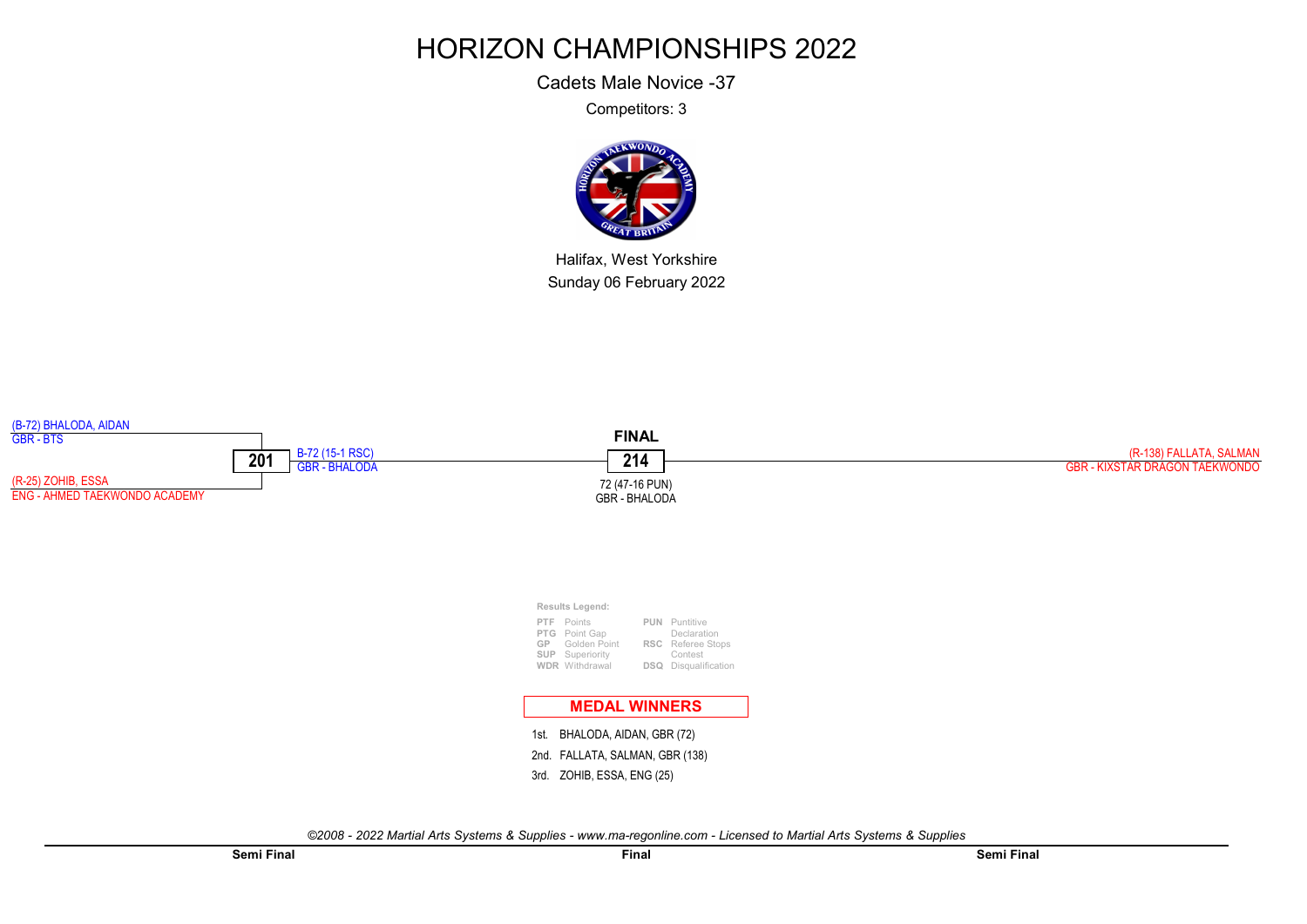# HORIZON CHAMPIONSHIPS 2022

Cadets Male Novice -37

Competitors: 3

Halifax, West Yorkshire

Sunday 06 February 2022

(B-72) BHALODA, AIDAN
GBR - BTS

**201**

(R-25) ZOHIB, ESSA
ENG - AHMED TAEKWONDO ACADEMY

B-72 (15-1 RSC)
GBR - BHALODA

**FINAL**

**214**

72 (47-16 PUN)
GBR - BHALODA

(R-138) FALLATA, SALMAN
GBR - KIXSTAR DRAGON TAEKWONDO

**Results Legend:**

| | | | |
|---|---|---|---|
| PTF | Points | PUN | Puntitive Declaration |
| PTG | Point Gap | RSC | Referee Stops Contest |
| GP | Golden Point | DSQ | Disqualification |
| SUP | Superiority | | |
| WDR | Withdrawal | | |

## MEDAL WINNERS

1st. BHALODA, AIDAN, GBR (72)

2nd. FALLATA, SALMAN, GBR (138)

3rd. ZOHIB, ESSA, ENG (25)

*©2008 - 2022 Martial Arts Systems & Supplies - www.ma-regonline.com - Licensed to Martial Arts Systems & Supplies*

**Semi Final** **Final** **Semi Final**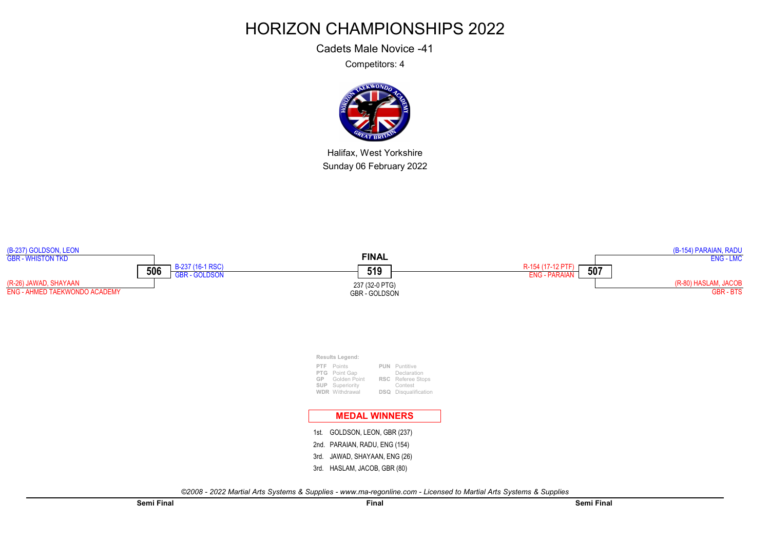# HORIZON CHAMPIONSHIPS 2022

Cadets Male Novice -41

Competitors: 4

Halifax, West Yorkshire

Sunday 06 February 2022

(B-237) GOLDSON, LEON
GBR - WHISTON TKD

**506**

B-237 (16-1 RSC)
GBR - GOLDSON

(R-26) JAWAD, SHAYAAN
ENG - AHMED TAEKWONDO ACADEMY

**FINAL**

**519**

237 (32-0 PTG)
GBR - GOLDSON

(B-154) PARAIAN, RADU
ENG - LMC

**507**

R-154 (17-12 PTF)
ENG - PARAIAN

(R-80) HASLAM, JACOB
GBR - BTS

Results Legend:

| | | | |
|---|---|---|---|
| PTF | Points | PUN | Puntitive Declaration |
| PTG | Point Gap | RSC | Referee Stops Contest |
| GP | Golden Point | DSQ | Disqualification |
| SUP | Superiority | | |
| WDR | Withdrawal | | |

**MEDAL WINNERS**

1st. GOLDSON, LEON, GBR (237)

2nd. PARAIAN, RADU, ENG (154)

3rd. JAWAD, SHAYAAN, ENG (26)

3rd. HASLAM, JACOB, GBR (80)

*©2008 - 2022 Martial Arts Systems & Supplies - www.ma-regonline.com - Licensed to Martial Arts Systems & Supplies*

**Semi Final** **Final** **Semi Final**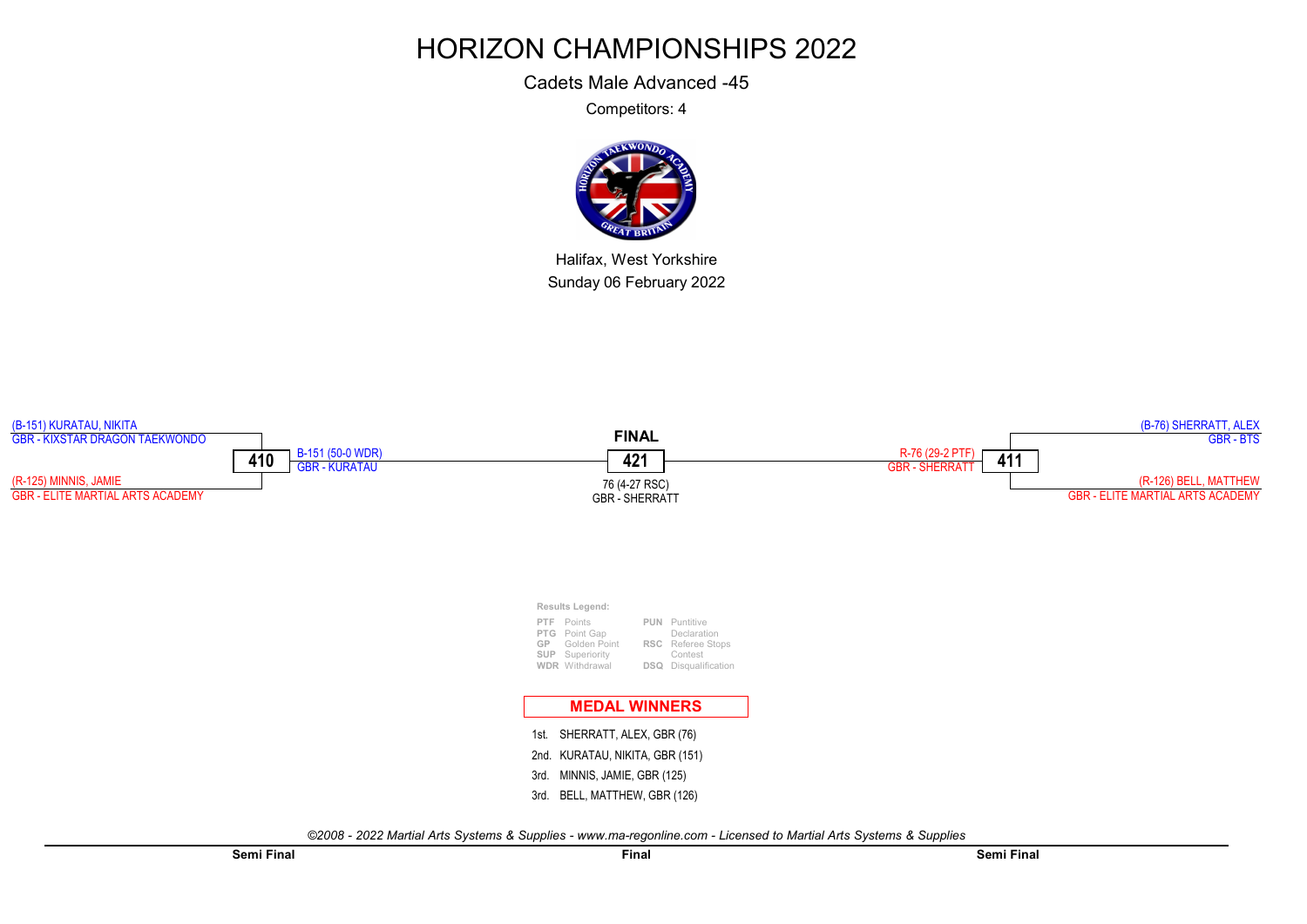# HORIZON CHAMPIONSHIPS 2022

Cadets Male Advanced -45

Competitors: 4

Halifax, West Yorkshire

Sunday 06 February 2022

(B-151) KURATAU, NIKITA
GBR - KIXSTAR DRAGON TAEKWONDO

410

B-151 (50-0 WDR)
GBR - KURATAU

(R-125) MINNIS, JAMIE
GBR - ELITE MARTIAL ARTS ACADEMY

**FINAL**

421

76 (4-27 RSC)
GBR - SHERRATT

(B-76) SHERRATT, ALEX
GBR - BTS

411

R-76 (29-2 PTF)
GBR - SHERRATT

(R-126) BELL, MATTHEW
GBR - ELITE MARTIAL ARTS ACADEMY

**Results Legend:**

| | | | |
|---|---|---|---|
| PTF | Points | PUN | Puntitive Declaration |
| PTG | Point Gap | RSC | Referee Stops Contest |
| GP | Golden Point | DSQ | Disqualification |
| SUP | Superiority | | |
| WDR | Withdrawal | | |

## MEDAL WINNERS

1st. SHERRATT, ALEX, GBR (76)
2nd. KURATAU, NIKITA, GBR (151)
3rd. MINNIS, JAMIE, GBR (125)
3rd. BELL, MATTHEW, GBR (126)

*©2008 - 2022 Martial Arts Systems & Supplies - www.ma-regonline.com - Licensed to Martial Arts Systems & Supplies*

**Semi Final** **Final** **Semi Final**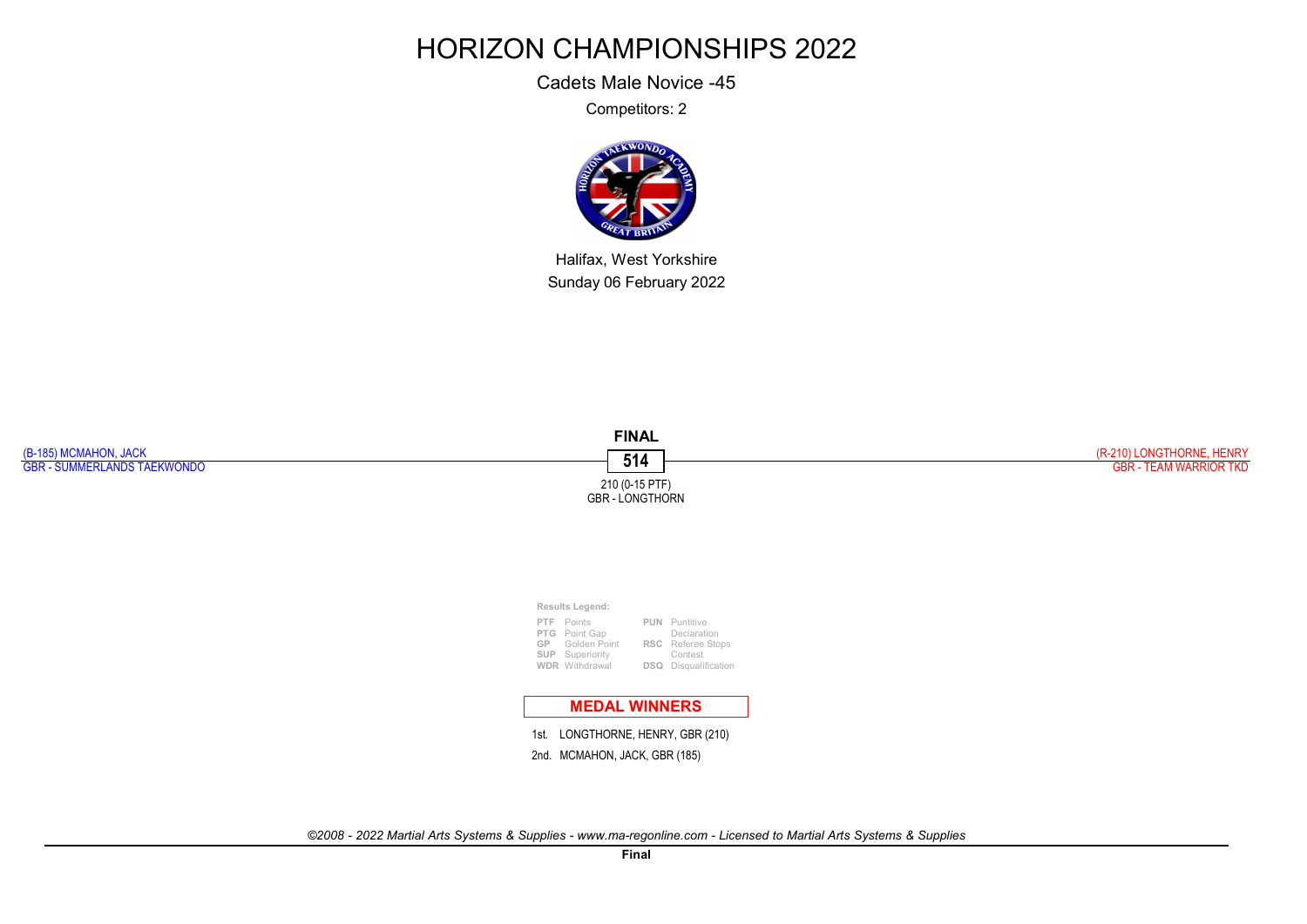# HORIZON CHAMPIONSHIPS 2022

Cadets Male Novice -45

Competitors: 2

Halifax, West Yorkshire

Sunday 06 February 2022

**FINAL**

(B-185) MCMAHON, JACK
GBR - SUMMERLANDS TAEKWONDO

**514**

(R-210) LONGTHORNE, HENRY
GBR - TEAM WARRIOR TKD

210 (0-15 PTF)
GBR - LONGTHORN

**Results Legend:**

| | | | |
|---|---|---|---|
| PTF | Points | PUN | Puntitive Declaration |
| PTG | Point Gap | RSC | Referee Stops Contest |
| GP | Golden Point | DSQ | Disqualification |
| SUP | Superiority | | |
| WDR | Withdrawal | | |

**MEDAL WINNERS**

1st. LONGTHORNE, HENRY, GBR (210)

2nd. MCMAHON, JACK, GBR (185)

*©2008 - 2022 Martial Arts Systems & Supplies - www.ma-regonline.com - Licensed to Martial Arts Systems & Supplies*

**Final**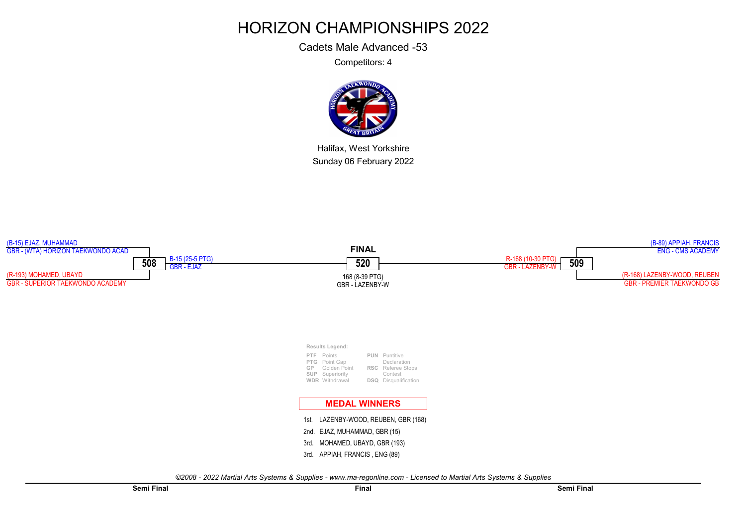# HORIZON CHAMPIONSHIPS 2022

Cadets Male Advanced -53

Competitors: 4

Halifax, West Yorkshire

Sunday 06 February 2022

(B-15) EJAZ, MUHAMMAD
GBR - (WTA) HORIZON TAEKWONDO ACAD

508

(R-193) MOHAMED, UBAYD
GBR - SUPERIOR TAEKWONDO ACADEMY

B-15 (25-5 PTG)
GBR - EJAZ

FINAL

520

168 (8-39 PTG)
GBR - LAZENBY-W

R-168 (10-30 PTG)
GBR - LAZENBY-W

509

(B-89) APPIAH, FRANCIS
ENG - CMS ACADEMY

(R-168) LAZENBY-WOOD, REUBEN
GBR - PREMIER TAEKWONDO GB

**Results Legend:**

| | | | |
|---|---|---|---|
| PTF | Points | PUN | Puntitive Declaration |
| PTG | Point Gap | | |
| GP | Golden Point | RSC | Referee Stops Contest |
| SUP | Superiority | | |
| WDR | Withdrawal | DSQ | Disqualification |

## MEDAL WINNERS

1st. LAZENBY-WOOD, REUBEN, GBR (168)
2nd. EJAZ, MUHAMMAD, GBR (15)
3rd. MOHAMED, UBAYD, GBR (193)
3rd. APPIAH, FRANCIS , ENG (89)

*©2008 - 2022 Martial Arts Systems & Supplies - www.ma-regonline.com - Licensed to Martial Arts Systems & Supplies*

**Semi Final** **Final** **Semi Final**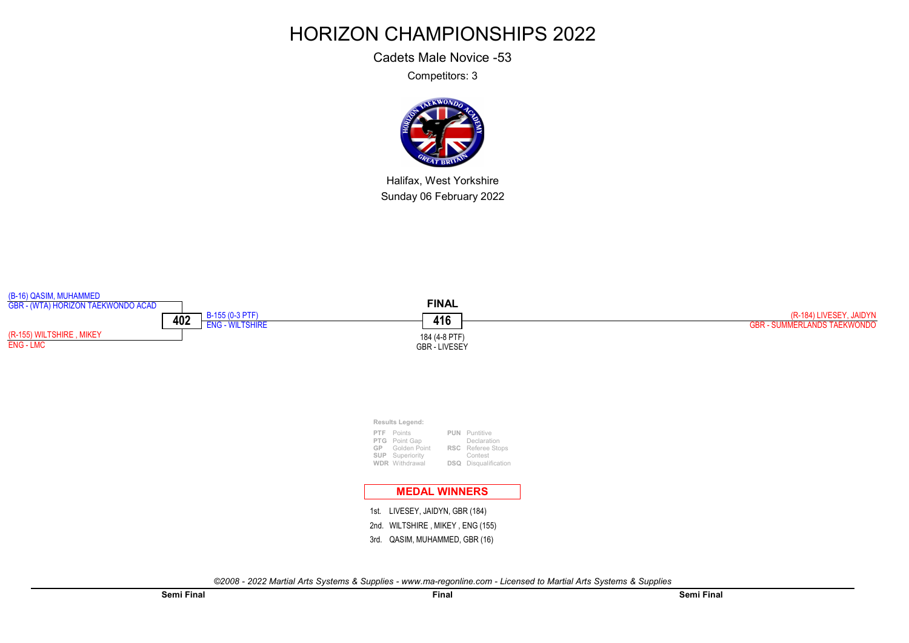# HORIZON CHAMPIONSHIPS 2022

Cadets Male Novice -53

Competitors: 3

Halifax, West Yorkshire

Sunday 06 February 2022

(B-16) QASIM, MUHAMMED
GBR - (WTA) HORIZON TAEKWONDO ACAD

**402**

B-155 (0-3 PTF)
ENG - WILTSHIRE

(R-155) WILTSHIRE , MIKEY
ENG - LMC

**FINAL**

**416**

184 (4-8 PTF)
GBR - LIVESEY

(R-184) LIVESEY, JAIDYN
GBR - SUMMERLANDS TAEKWONDO

Results Legend:

| | | | |
|---|---|---|---|
| PTF | Points | PUN | Puntitive Declaration |
| PTG | Point Gap | RSC | Referee Stops Contest |
| GP | Golden Point | DSQ | Disqualification |
| SUP | Superiority | | |
| WDR | Withdrawal | | |

## MEDAL WINNERS

1st. LIVESEY, JAIDYN, GBR (184)
2nd. WILTSHIRE , MIKEY , ENG (155)
3rd. QASIM, MUHAMMED, GBR (16)

*©2008 - 2022 Martial Arts Systems & Supplies - www.ma-regonline.com - Licensed to Martial Arts Systems & Supplies*

**Semi Final** **Final** **Semi Final**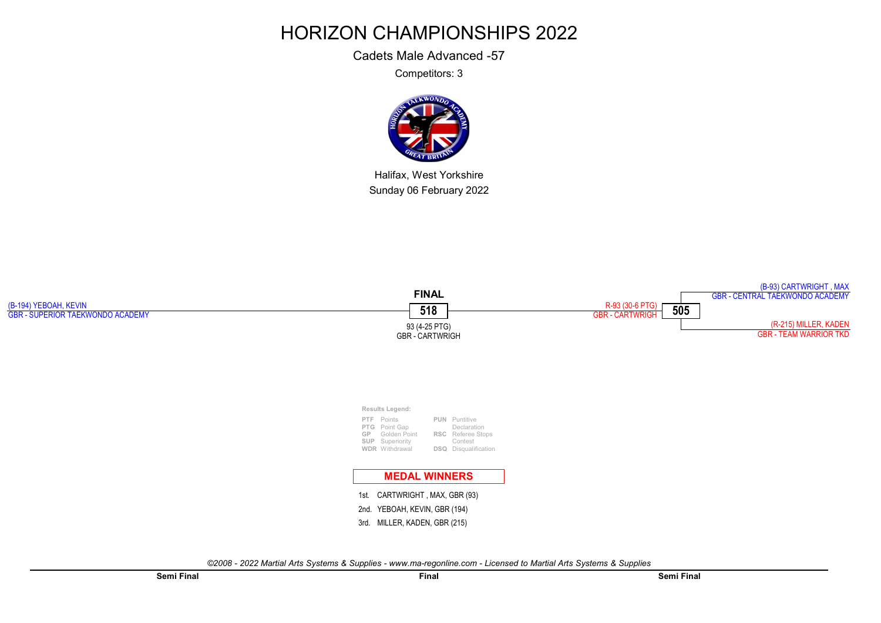# HORIZON CHAMPIONSHIPS 2022

Cadets Male Advanced -57

Competitors: 3

Halifax, West Yorkshire

Sunday 06 February 2022

(B-93) CARTWRIGHT , MAX
GBR - CENTRAL TAEKWONDO ACADEMY

FINAL

(B-194) YEBOAH, KEVIN
GBR - SUPERIOR TAEKWONDO ACADEMY

518

R-93 (30-6 PTG)
GBR - CARTWRIGH

505

(R-215) MILLER, KADEN
GBR - TEAM WARRIOR TKD

93 (4-25 PTG)
GBR - CARTWRIGH

**Results Legend:**

| | | | |
|---|---|---|---|
| PTF | Points | PUN | Puntitive Declaration |
| PTG | Point Gap | RSC | Referee Stops Contest |
| GP | Golden Point | DSQ | Disqualification |
| SUP | Superiority | | |
| WDR | Withdrawal | | |

## MEDAL WINNERS

1st. CARTWRIGHT , MAX, GBR (93)

2nd. YEBOAH, KEVIN, GBR (194)

3rd. MILLER, KADEN, GBR (215)

*©2008 - 2022 Martial Arts Systems & Supplies - www.ma-regonline.com - Licensed to Martial Arts Systems & Supplies*

**Semi Final** **Final** **Semi Final**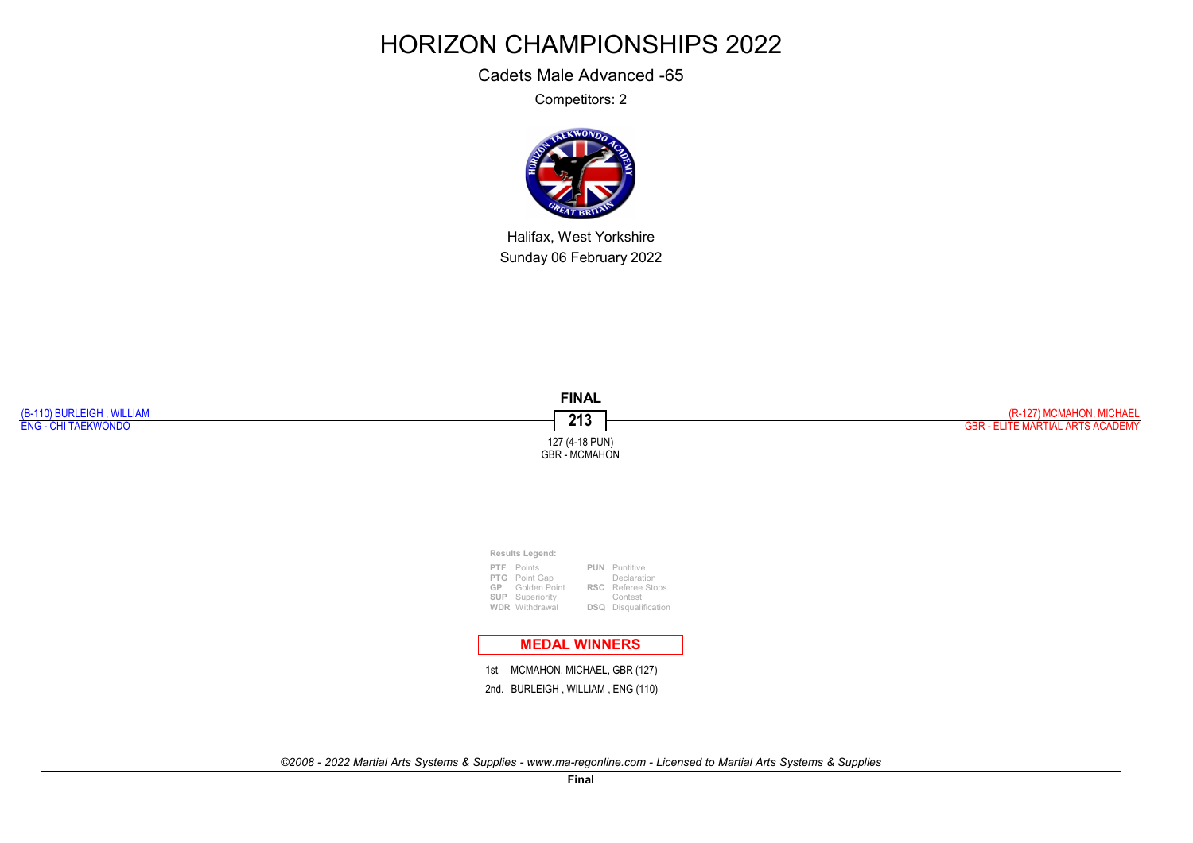# HORIZON CHAMPIONSHIPS 2022

Cadets Male Advanced -65

Competitors: 2

Halifax, West Yorkshire

Sunday 06 February 2022

**FINAL**

(B-110) BURLEIGH , WILLIAM
ENG - CHI TAEKWONDO

**213**

(R-127) MCMAHON, MICHAEL
GBR - ELITE MARTIAL ARTS ACADEMY

127 (4-18 PUN)
GBR - MCMAHON

**Results Legend:**

**PTF** Points
**PTG** Point Gap
**GP** Golden Point
**SUP** Superiority
**WDR** Withdrawal
**PUN** Puntitive Declaration
**RSC** Referee Stops Contest
**DSQ** Disqualification

**MEDAL WINNERS**

1st. MCMAHON, MICHAEL, GBR (127)

2nd. BURLEIGH , WILLIAM , ENG (110)

*©2008 - 2022 Martial Arts Systems & Supplies - www.ma-regonline.com - Licensed to Martial Arts Systems & Supplies*

**Final**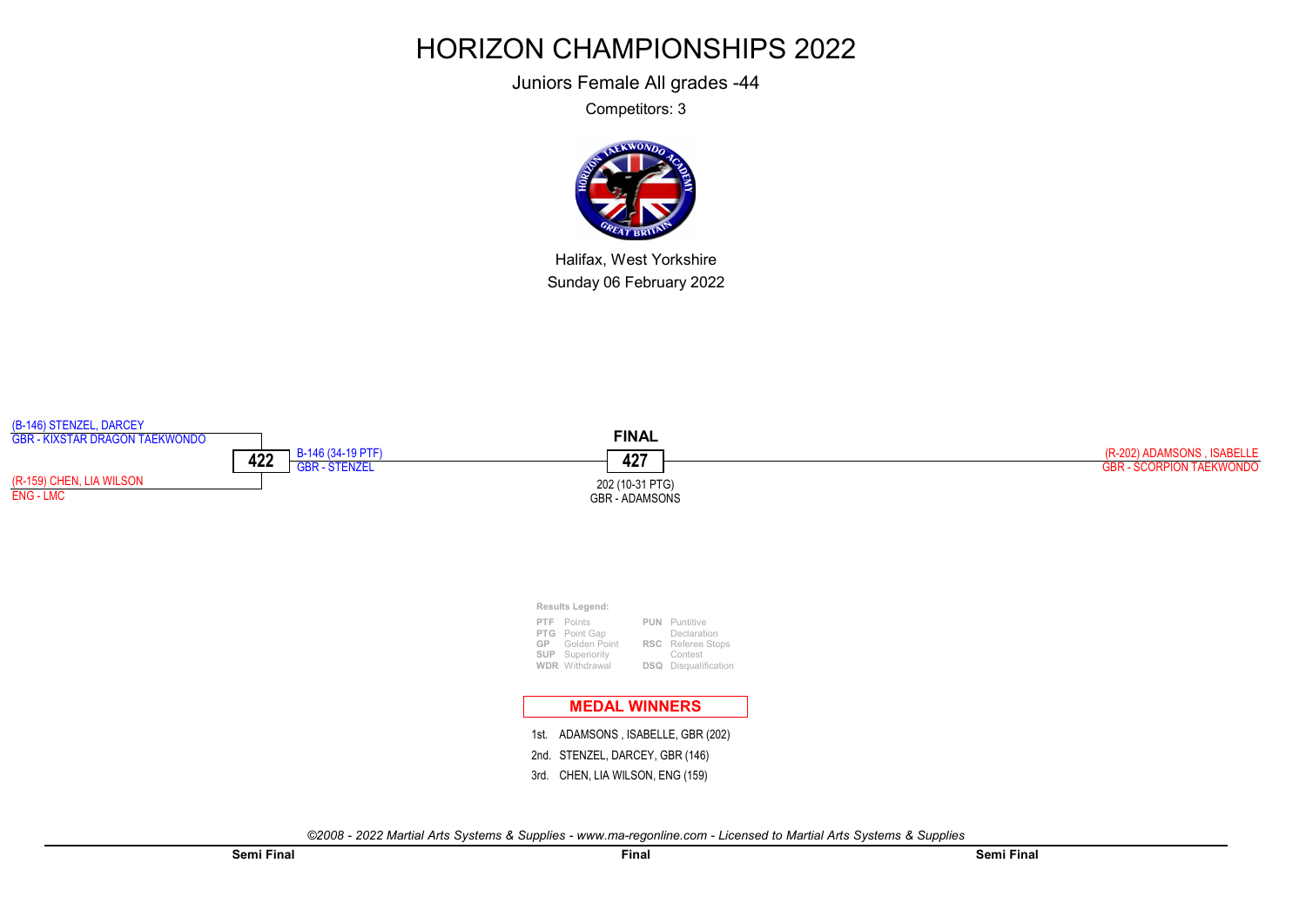# HORIZON CHAMPIONSHIPS 2022

Juniors Female All grades -44

Competitors: 3

Halifax, West Yorkshire

Sunday 06 February 2022

(B-146) STENZEL, DARCEY
GBR - KIXSTAR DRAGON TAEKWONDO

**422**

(R-159) CHEN, LIA WILSON
ENG - LMC

B-146 (34-19 PTF)
GBR - STENZEL

**FINAL**

**427**

202 (10-31 PTG)
GBR - ADAMSONS

(R-202) ADAMSONS , ISABELLE
GBR - SCORPION TAEKWONDO

**Results Legend:**

| | | | |
|---|---|---|---|
| **PTF** | Points | **PUN** | Puntitive Declaration |
| **PTG** | Point Gap | **RSC** | Referee Stops Contest |
| **GP** | Golden Point | **DSQ** | Disqualification |
| **SUP** | Superiority | | |
| **WDR** | Withdrawal | | |

## MEDAL WINNERS

1st. ADAMSONS , ISABELLE, GBR (202)

2nd. STENZEL, DARCEY, GBR (146)

3rd. CHEN, LIA WILSON, ENG (159)

*©2008 - 2022 Martial Arts Systems & Supplies - www.ma-regonline.com - Licensed to Martial Arts Systems & Supplies*

**Semi Final** **Final** **Semi Final**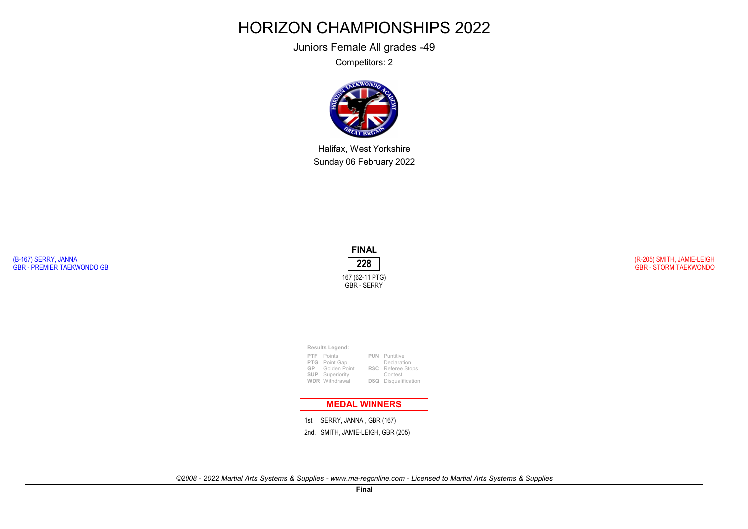# HORIZON CHAMPIONSHIPS 2022

Juniors Female All grades -49

Competitors: 2

Halifax, West Yorkshire

Sunday 06 February 2022

**FINAL**

(B-167) SERRY, JANNA
GBR - PREMIER TAEKWONDO GB

**228**

167 (62-11 PTG)
GBR - SERRY

(R-205) SMITH, JAMIE-LEIGH
GBR - STORM TAEKWONDO

**Results Legend:**

| | | | |
|---|---|---|---|
| **PTF** | Points | **PUN** | Puntitive Declaration |
| **PTG** | Point Gap | **RSC** | Referee Stops Contest |
| **GP** | Golden Point | **DSQ** | Disqualification |
| **SUP** | Superiority | | |
| **WDR** | Withdrawal | | |

**MEDAL WINNERS**

1st. SERRY, JANNA , GBR (167)

2nd. SMITH, JAMIE-LEIGH, GBR (205)

*©2008 - 2022 Martial Arts Systems & Supplies - www.ma-regonline.com - Licensed to Martial Arts Systems & Supplies*

**Final**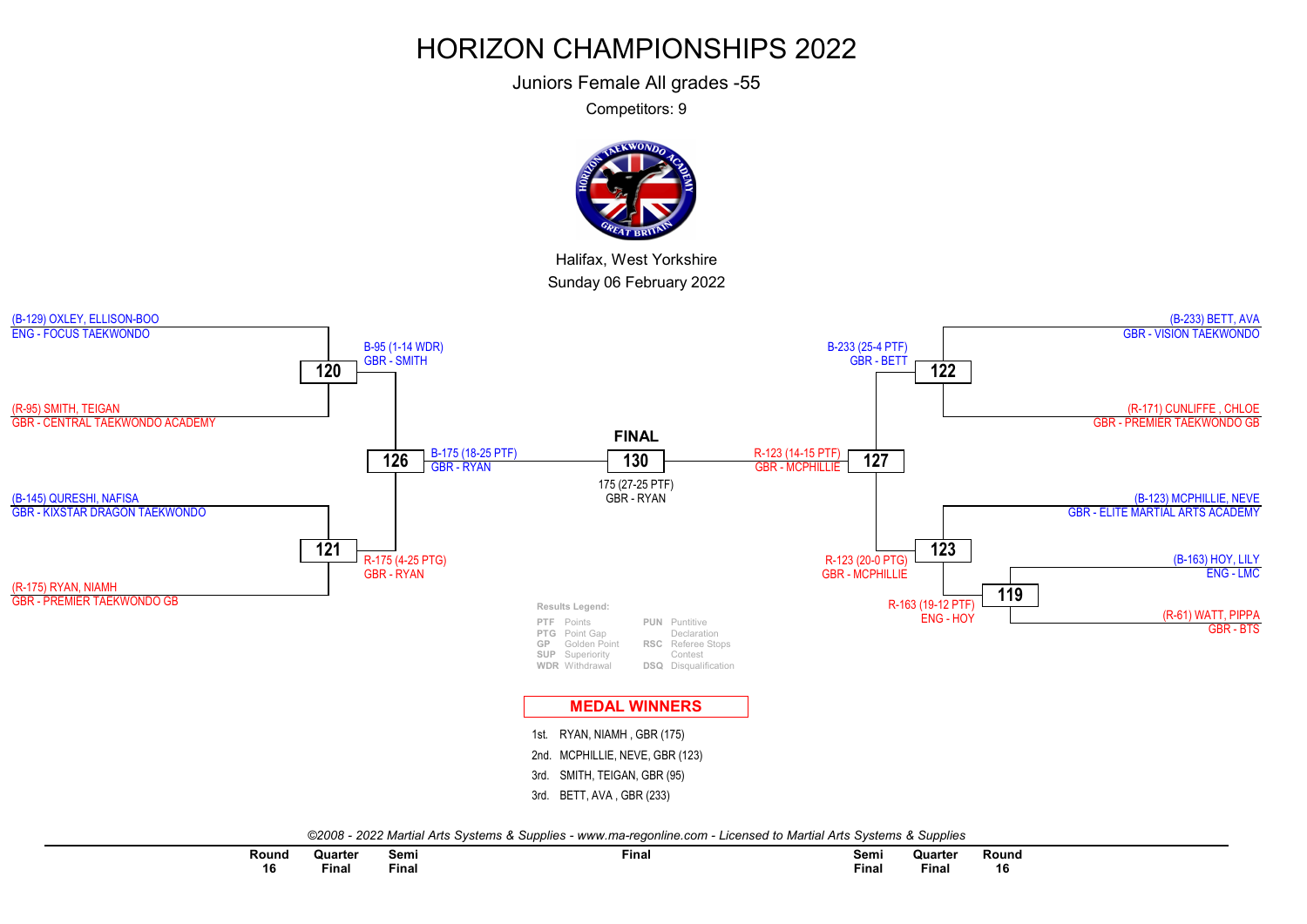# HORIZON CHAMPIONSHIPS 2022

Juniors Female All grades -55

Competitors: 9

Halifax, West Yorkshire

Sunday 06 February 2022

(B-129) OXLEY, ELLISON-BOO
ENG - FOCUS TAEKWONDO

120

B-95 (1-14 WDR)
GBR - SMITH

(R-95) SMITH, TEIGAN
GBR - CENTRAL TAEKWONDO ACADEMY

126

B-175 (18-25 PTF)
GBR - RYAN

(B-145) QURESHI, NAFISA
GBR - KIXSTAR DRAGON TAEKWONDO

121

R-175 (4-25 PTG)
GBR - RYAN

(R-175) RYAN, NIAMH
GBR - PREMIER TAEKWONDO GB

**FINAL**

130

175 (27-25 PTF)
GBR - RYAN

(B-233) BETT, AVA
GBR - VISION TAEKWONDO

122

B-233 (25-4 PTF)
GBR - BETT

(R-171) CUNLIFFE , CHLOE
GBR - PREMIER TAEKWONDO GB

127

R-123 (14-15 PTF)
GBR - MCPHILLIE

(B-123) MCPHILLIE, NEVE
GBR - ELITE MARTIAL ARTS ACADEMY

123

R-123 (20-0 PTG)
GBR - MCPHILLIE

(B-163) HOY, LILY
ENG - LMC

119

R-163 (19-12 PTF)
ENG - HOY

(R-61) WATT, PIPPA
GBR - BTS

Results Legend:

| | | | |
|---|---|---|---|
| PTF | Points | PUN | Puntitive Declaration |
| PTG | Point Gap | RSC | Referee Stops Contest |
| GP | Golden Point | DSQ | Disqualification |
| SUP | Superiority | | |
| WDR | Withdrawal | | |

## MEDAL WINNERS

1st. RYAN, NIAMH , GBR (175)

2nd. MCPHILLIE, NEVE, GBR (123)

3rd. SMITH, TEIGAN, GBR (95)

3rd. BETT, AVA , GBR (233)

*©2008 - 2022 Martial Arts Systems & Supplies - www.ma-regonline.com - Licensed to Martial Arts Systems & Supplies*

Round 16 | Quarter Final | Semi Final | Final | Semi Final | Quarter Final | Round 16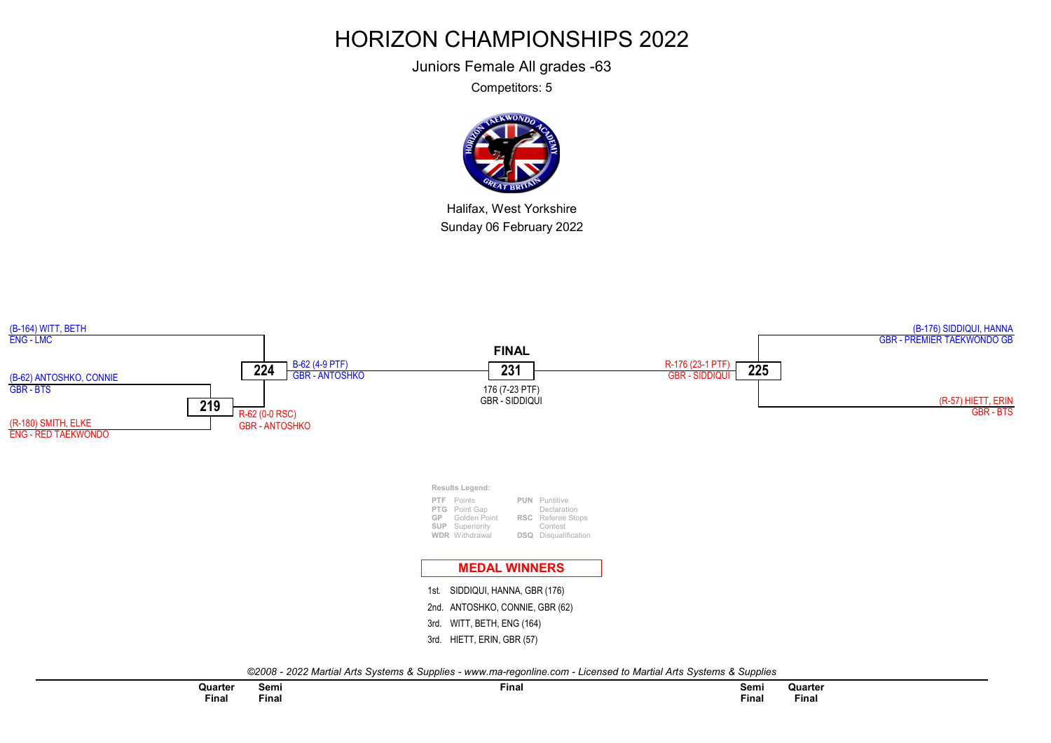# HORIZON CHAMPIONSHIPS 2022

Juniors Female All grades -63

Competitors: 5

Halifax, West Yorkshire

Sunday 06 February 2022

(B-164) WITT, BETH
ENG - LMC

(B-62) ANTOSHKO, CONNIE
GBR - BTS

(R-180) SMITH, ELKE
ENG - RED TAEKWONDO

**219**
R-62 (0-0 RSC)
GBR - ANTOSHKO

**224**
B-62 (4-9 PTF)
GBR - ANTOSHKO

**FINAL**

**231**
176 (7-23 PTF)
GBR - SIDDIQUI

**225**
R-176 (23-1 PTF)
GBR - SIDDIQUI

(B-176) SIDDIQUI, HANNA
GBR - PREMIER TAEKWONDO GB

(R-57) HIETT, ERIN
GBR - BTS

Results Legend:

| | | | |
|---|---|---|---|
| PTF | Points | PUN | Puntitive Declaration |
| PTG | Point Gap | RSC | Referee Stops Contest |
| GP | Golden Point | DSQ | Disqualification |
| SUP | Superiority | | |
| WDR | Withdrawal | | |

**MEDAL WINNERS**

1st. SIDDIQUI, HANNA, GBR (176)
2nd. ANTOSHKO, CONNIE, GBR (62)
3rd. WITT, BETH, ENG (164)
3rd. HIETT, ERIN, GBR (57)

*©2008 - 2022 Martial Arts Systems & Supplies - www.ma-regonline.com - Licensed to Martial Arts Systems & Supplies*

| Quarter Final | Semi Final | Final | Semi Final | Quarter Final |
|---|---|---|---|---|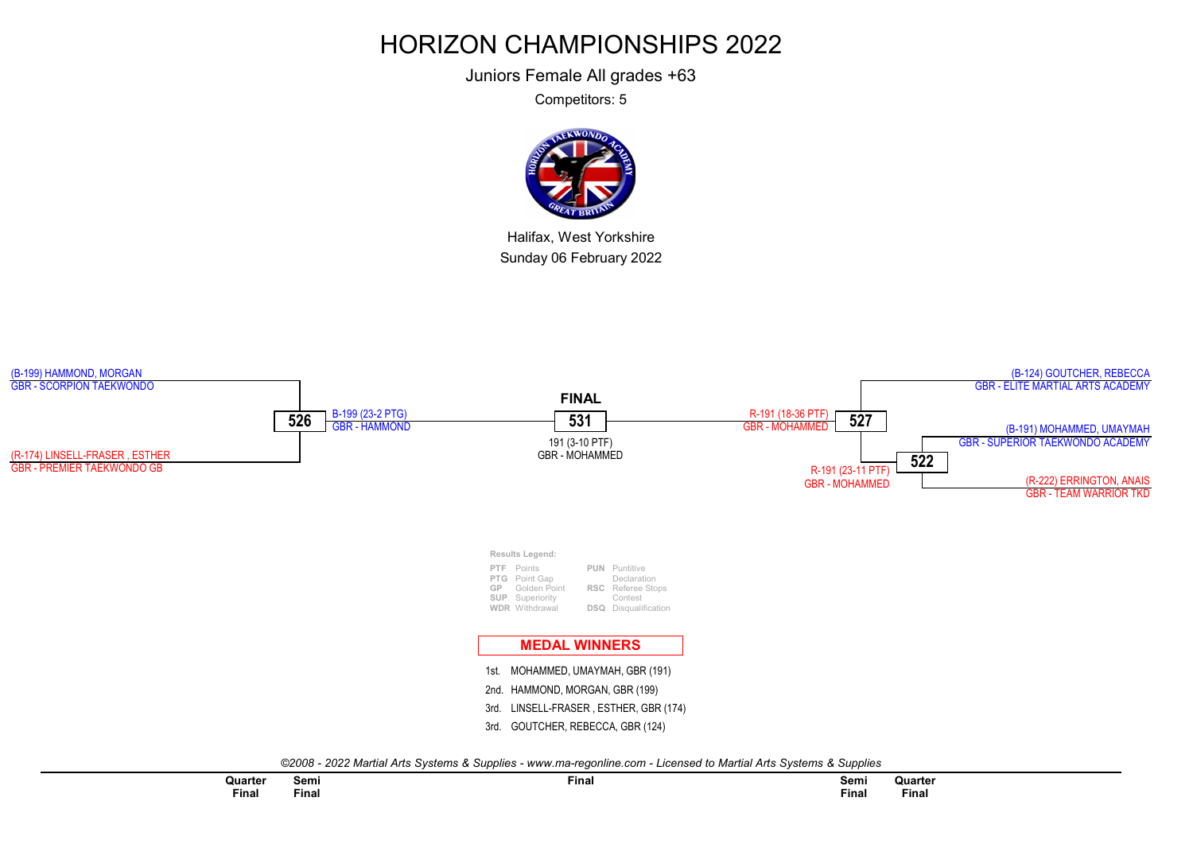# HORIZON CHAMPIONSHIPS 2022

Juniors Female All grades +63

Competitors: 5

Halifax, West Yorkshire

Sunday 06 February 2022

(B-199) HAMMOND, MORGAN
GBR - SCORPION TAEKWONDO

(R-174) LINSELL-FRASER , ESTHER
GBR - PREMIER TAEKWONDO GB

526

B-199 (23-2 PTG)
GBR - HAMMOND

**FINAL**

531

191 (3-10 PTF)
GBR - MOHAMMED

R-191 (18-36 PTF)
GBR - MOHAMMED

527

(B-124) GOUTCHER, REBECCA
GBR - ELITE MARTIAL ARTS ACADEMY

(B-191) MOHAMMED, UMAYMAH
GBR - SUPERIOR TAEKWONDO ACADEMY

522

R-191 (23-11 PTF)
GBR - MOHAMMED

(R-222) ERRINGTON, ANAIS
GBR - TEAM WARRIOR TKD

**Results Legend:**

| | | | |
|---|---|---|---|
| PTF | Points | PUN | Puntitive Declaration |
| PTG | Point Gap | | |
| GP | Golden Point | RSC | Referee Stops Contest |
| SUP | Superiority | | |
| WDR | Withdrawal | DSQ | Disqualification |

## MEDAL WINNERS

1st. MOHAMMED, UMAYMAH, GBR (191)

2nd. HAMMOND, MORGAN, GBR (199)

3rd. LINSELL-FRASER , ESTHER, GBR (174)

3rd. GOUTCHER, REBECCA, GBR (124)

*©2008 - 2022 Martial Arts Systems & Supplies - www.ma-regonline.com - Licensed to Martial Arts Systems & Supplies*

Quarter Final | Semi Final | Final | Semi Final | Quarter Final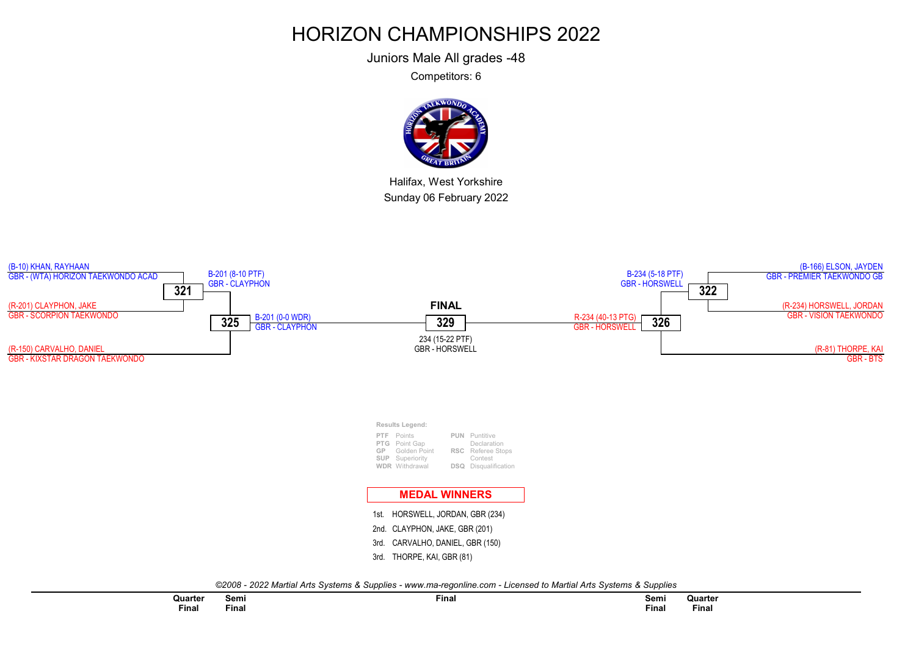# HORIZON CHAMPIONSHIPS 2022

Juniors Male All grades -48

Competitors: 6

Halifax, West Yorkshire

Sunday 06 February 2022

(B-10) KHAN, RAYHAAN
GBR - (WTA) HORIZON TAEKWONDO ACAD

321

(R-201) CLAYPHON, JAKE
GBR - SCORPION TAEKWONDO

B-201 (8-10 PTF)
GBR - CLAYPHON

325

B-201 (0-0 WDR)
GBR - CLAYPHON

(R-150) CARVALHO, DANIEL
GBR - KIXSTAR DRAGON TAEKWONDO

FINAL

329

234 (15-22 PTF)
GBR - HORSWELL

(B-166) ELSON, JAYDEN
GBR - PREMIER TAEKWONDO GB

322

(R-234) HORSWELL, JORDAN
GBR - VISION TAEKWONDO

B-234 (5-18 PTF)
GBR - HORSWELL

326

R-234 (40-13 PTG)
GBR - HORSWELL

(R-81) THORPE, KAI
GBR - BTS

**Results Legend:**

| | | | |
|---|---|---|---|
| PTF | Points | PUN | Puntitive Declaration |
| PTG | Point Gap | RSC | Referee Stops Contest |
| GP | Golden Point | DSQ | Disqualification |
| SUP | Superiority | | |
| WDR | Withdrawal | | |

## MEDAL WINNERS

1st. HORSWELL, JORDAN, GBR (234)

2nd. CLAYPHON, JAKE, GBR (201)

3rd. CARVALHO, DANIEL, GBR (150)

3rd. THORPE, KAI, GBR (81)

*©2008 - 2022 Martial Arts Systems & Supplies - www.ma-regonline.com - Licensed to Martial Arts Systems & Supplies*

Quarter Final | Semi Final | Final | Semi Final | Quarter Final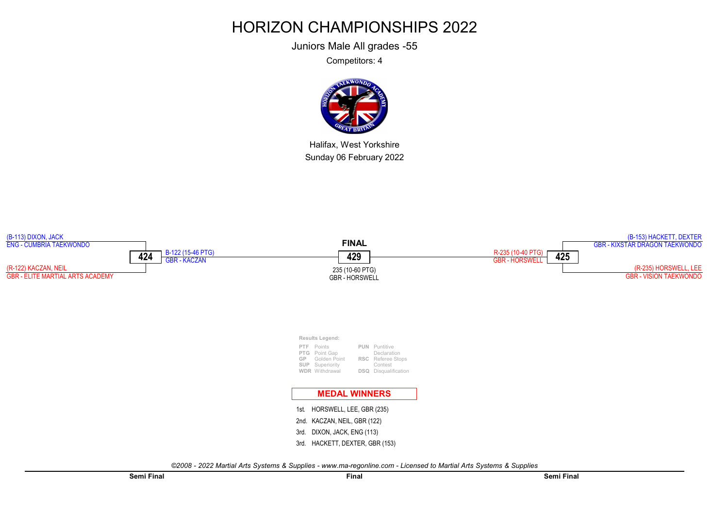# HORIZON CHAMPIONSHIPS 2022

Juniors Male All grades -55

Competitors: 4

Halifax, West Yorkshire

Sunday 06 February 2022

(B-113) DIXON, JACK
ENG - CUMBRIA TAEKWONDO

424

(R-122) KACZAN, NEIL
GBR - ELITE MARTIAL ARTS ACADEMY

B-122 (15-46 PTG)
GBR - KACZAN

**FINAL**

429

235 (10-60 PTG)
GBR - HORSWELL

R-235 (10-40 PTG)
GBR - HORSWELL

425

(B-153) HACKETT, DEXTER
GBR - KIXSTAR DRAGON TAEKWONDO

(R-235) HORSWELL, LEE
GBR - VISION TAEKWONDO

**Results Legend:**

| | | | |
|---|---|---|---|
| **PTF** | Points | **PUN** | Puntitive Declaration |
| **PTG** | Point Gap | **RSC** | Referee Stops Contest |
| **GP** | Golden Point | **DSQ** | Disqualification |
| **SUP** | Superiority | | |
| **WDR** | Withdrawal | | |

## MEDAL WINNERS

1st. HORSWELL, LEE, GBR (235)
2nd. KACZAN, NEIL, GBR (122)
3rd. DIXON, JACK, ENG (113)
3rd. HACKETT, DEXTER, GBR (153)

*©2008 - 2022 Martial Arts Systems & Supplies - www.ma-regonline.com - Licensed to Martial Arts Systems & Supplies*

**Semi Final** **Final** **Semi Final**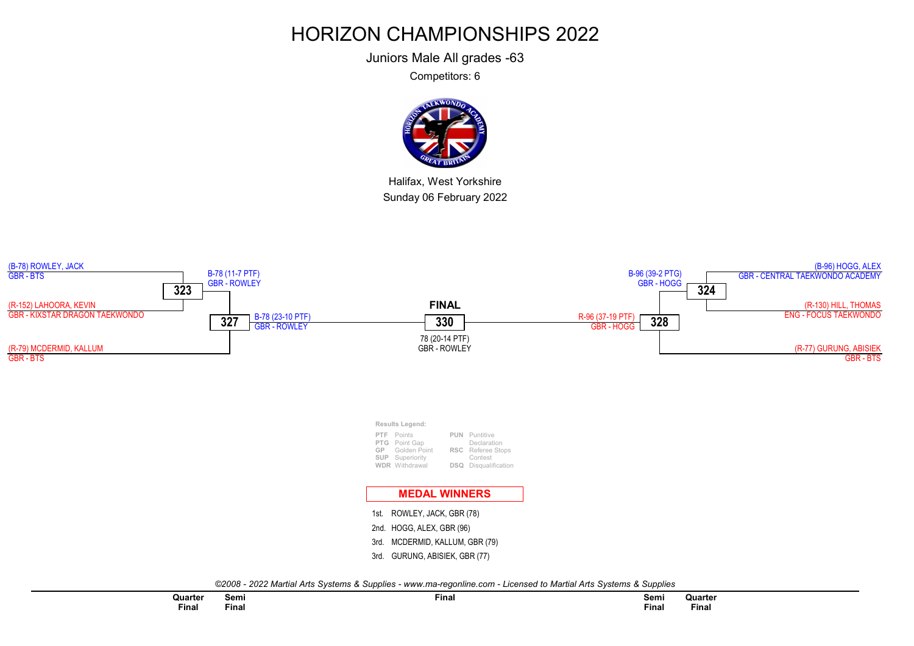# HORIZON CHAMPIONSHIPS 2022

Juniors Male All grades -63

Competitors: 6

Halifax, West Yorkshire

Sunday 06 February 2022

(B-78) ROWLEY, JACK
GBR - BTS

(R-152) LAHOORA, KEVIN
GBR - KIXSTAR DRAGON TAEKWONDO

323

B-78 (11-7 PTF)
GBR - ROWLEY

(R-79) MCDERMID, KALLUM
GBR - BTS

327

B-78 (23-10 PTF)
GBR - ROWLEY

**FINAL**

330

78 (20-14 PTF)
GBR - ROWLEY

R-96 (37-19 PTF)
GBR - HOGG

328

B-96 (39-2 PTG)
GBR - HOGG

324

(B-96) HOGG, ALEX
GBR - CENTRAL TAEKWONDO ACADEMY

(R-130) HILL, THOMAS
ENG - FOCUS TAEKWONDO

(R-77) GURUNG, ABISIEK
GBR - BTS

**Results Legend:**

| | | | |
|---|---|---|---|
| PTF | Points | PUN | Puntitive Declaration |
| PTG | Point Gap | | |
| GP | Golden Point | RSC | Referee Stops Contest |
| SUP | Superiority | | |
| WDR | Withdrawal | DSQ | Disqualification |

## MEDAL WINNERS

1st. ROWLEY, JACK, GBR (78)

2nd. HOGG, ALEX, GBR (96)

3rd. MCDERMID, KALLUM, GBR (79)

3rd. GURUNG, ABISIEK, GBR (77)

*©2008 - 2022 Martial Arts Systems & Supplies - www.ma-regonline.com - Licensed to Martial Arts Systems & Supplies*

Quarter Final | Semi Final | Final | Semi Final | Quarter Final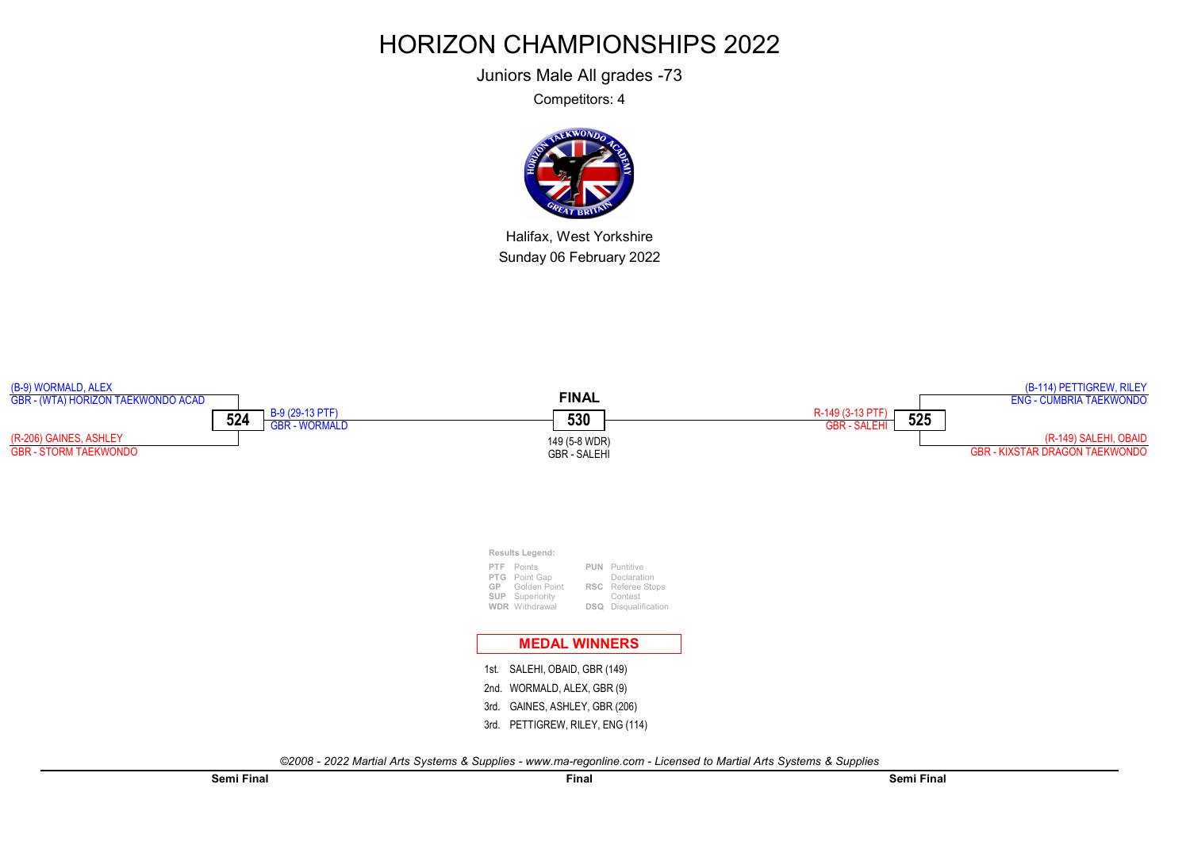# HORIZON CHAMPIONSHIPS 2022

Juniors Male All grades -73

Competitors: 4

Halifax, West Yorkshire

Sunday 06 February 2022

(B-9) WORMALD, ALEX
GBR - (WTA) HORIZON TAEKWONDO ACAD

**524**

(R-206) GAINES, ASHLEY
GBR - STORM TAEKWONDO

B-9 (29-13 PTF)
GBR - WORMALD

**FINAL**

**530**

149 (5-8 WDR)
GBR - SALEHI

R-149 (3-13 PTF)
GBR - SALEHI

**525**

(B-114) PETTIGREW, RILEY
ENG - CUMBRIA TAEKWONDO

(R-149) SALEHI, OBAID
GBR - KIXSTAR DRAGON TAEKWONDO

**Results Legend:**

| | | | |
|---|---|---|---|
| PTF | Points | PUN | Puntitive Declaration |
| PTG | Point Gap | RSC | Referee Stops Contest |
| GP | Golden Point | DSQ | Disqualification |
| SUP | Superiority | | |
| WDR | Withdrawal | | |

## MEDAL WINNERS

1st. SALEHI, OBAID, GBR (149)
2nd. WORMALD, ALEX, GBR (9)
3rd. GAINES, ASHLEY, GBR (206)
3rd. PETTIGREW, RILEY, ENG (114)

*©2008 - 2022 Martial Arts Systems & Supplies - www.ma-regonline.com - Licensed to Martial Arts Systems & Supplies*

**Semi Final** **Final** **Semi Final**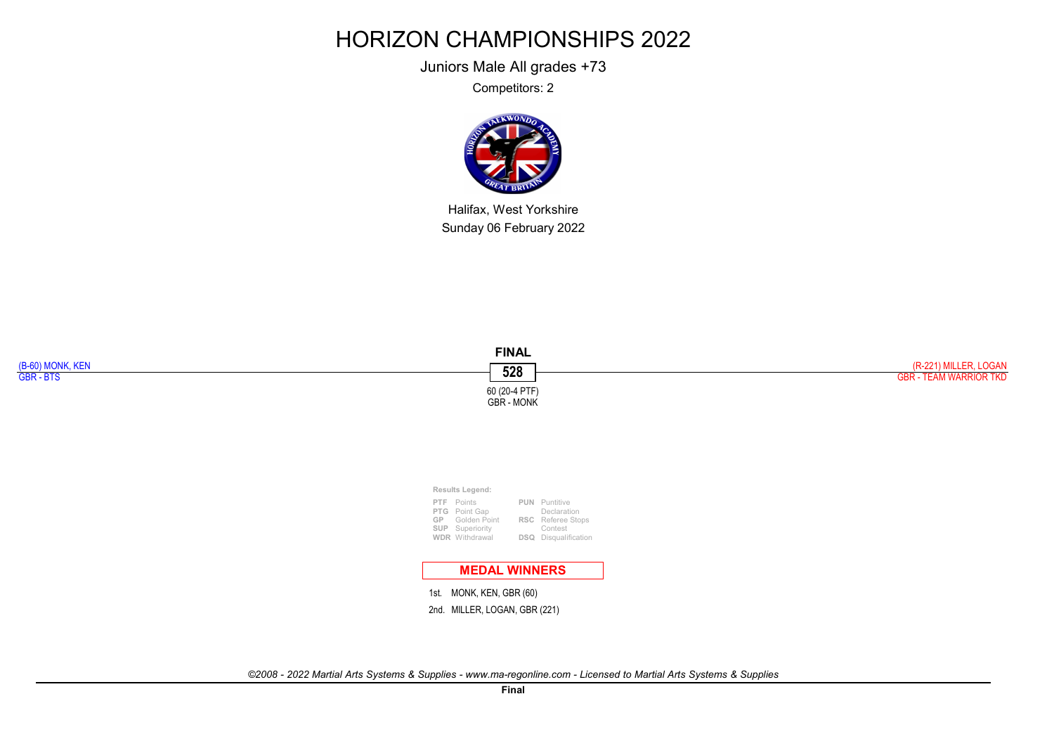# HORIZON CHAMPIONSHIPS 2022

Juniors Male All grades +73

Competitors: 2

Halifax, West Yorkshire

Sunday 06 February 2022

**FINAL**

(B-60) MONK, KEN
GBR - BTS

**528**

60 (20-4 PTF)
GBR - MONK

(R-221) MILLER, LOGAN
GBR - TEAM WARRIOR TKD

**Results Legend:**

| | | | |
|---|---|---|---|
| **PTF** | Points | **PUN** | Puntitive Declaration |
| **PTG** | Point Gap | | |
| **GP** | Golden Point | **RSC** | Referee Stops Contest |
| **SUP** | Superiority | | |
| **WDR** | Withdrawal | **DSQ** | Disqualification |

**MEDAL WINNERS**

1st. MONK, KEN, GBR (60)

2nd. MILLER, LOGAN, GBR (221)

*©2008 - 2022 Martial Arts Systems & Supplies - www.ma-regonline.com - Licensed to Martial Arts Systems & Supplies*

**Final**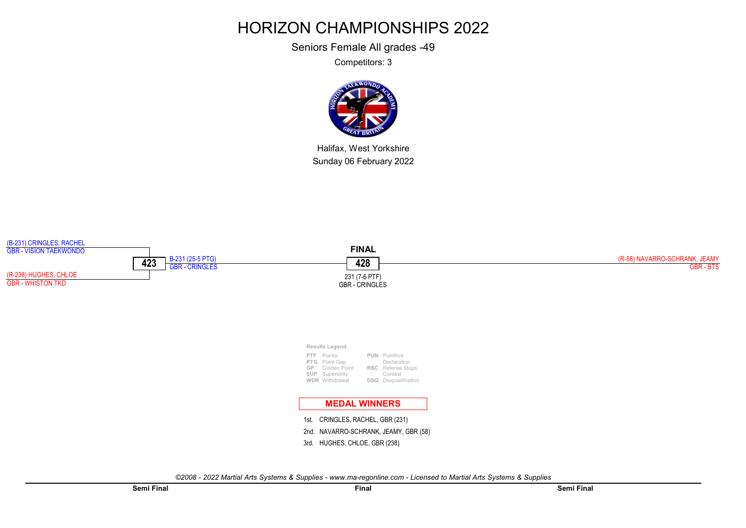# HORIZON CHAMPIONSHIPS 2022

Seniors Female All grades -49

Competitors: 3

Halifax, West Yorkshire

Sunday 06 February 2022

(B-231) CRINGLES, RACHEL
GBR - VISION TAEKWONDO

423

(R-238) HUGHES, CHLOE
GBR - WHISTON TKD

B-231 (25-5 PTG)
GBR - CRINGLES

**FINAL**

428

231 (7-6 PTF)
GBR - CRINGLES

(R-58) NAVARRO-SCHRANK, JEAMY
GBR - BTS

**Results Legend:**

| | | | |
|---|---|---|---|
| **PTF** | Points | **PUN** | Puntitive Declaration |
| **PTG** | Point Gap | | |
| **GP** | Golden Point | **RSC** | Referee Stops Contest |
| **SUP** | Superiority | | |
| **WDR** | Withdrawal | **DSQ** | Disqualification |

## MEDAL WINNERS

1st. CRINGLES, RACHEL, GBR (231)

2nd. NAVARRO-SCHRANK, JEAMY, GBR (58)

3rd. HUGHES, CHLOE, GBR (238)

*©2008 - 2022 Martial Arts Systems & Supplies - www.ma-regonline.com - Licensed to Martial Arts Systems & Supplies*

**Semi Final** **Final** **Semi Final**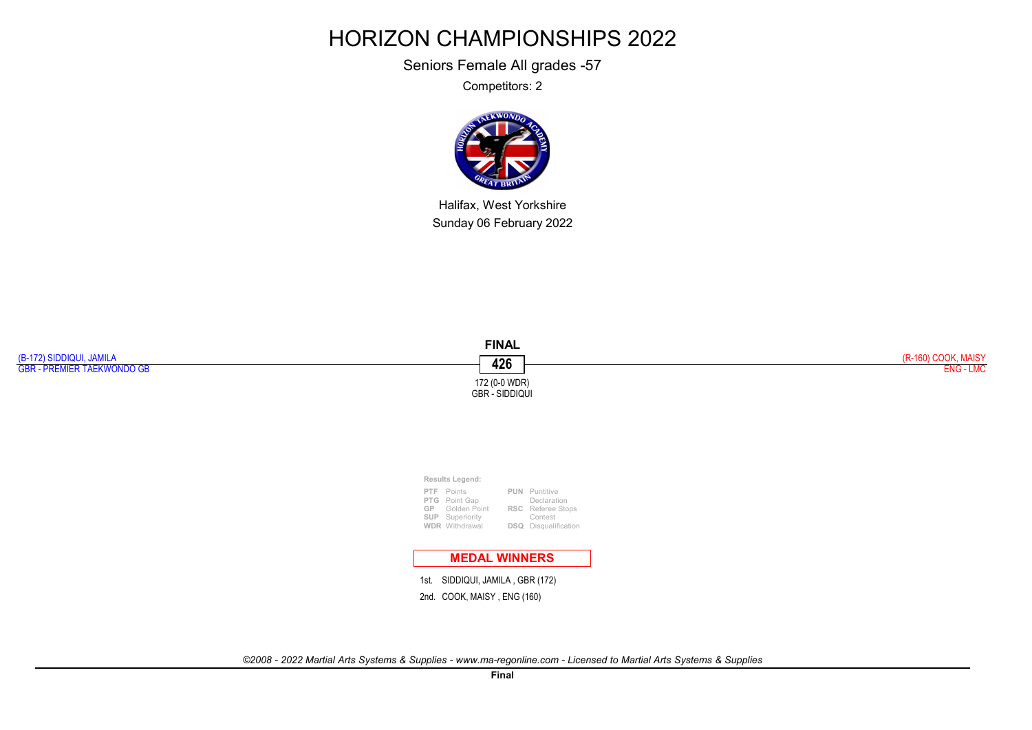# HORIZON CHAMPIONSHIPS 2022

Seniors Female All grades -57

Competitors: 2

Halifax, West Yorkshire

Sunday 06 February 2022

**FINAL**

(B-172) SIDDIQUI, JAMILA
GBR - PREMIER TAEKWONDO GB

**426**

(R-160) COOK, MAISY
ENG - LMC

172 (0-0 WDR)
GBR - SIDDIQUI

**Results Legend:**

| | | | |
|---|---|---|---|
| **PTF** | Points | **PUN** | Puntitive Declaration |
| **PTG** | Point Gap | **RSC** | Referee Stops Contest |
| **GP** | Golden Point | **DSQ** | Disqualification |
| **SUP** | Superiority | | |
| **WDR** | Withdrawal | | |

## MEDAL WINNERS

1st. SIDDIQUI, JAMILA , GBR (172)

2nd. COOK, MAISY , ENG (160)

*©2008 - 2022 Martial Arts Systems & Supplies - www.ma-regonline.com - Licensed to Martial Arts Systems & Supplies*

**Final**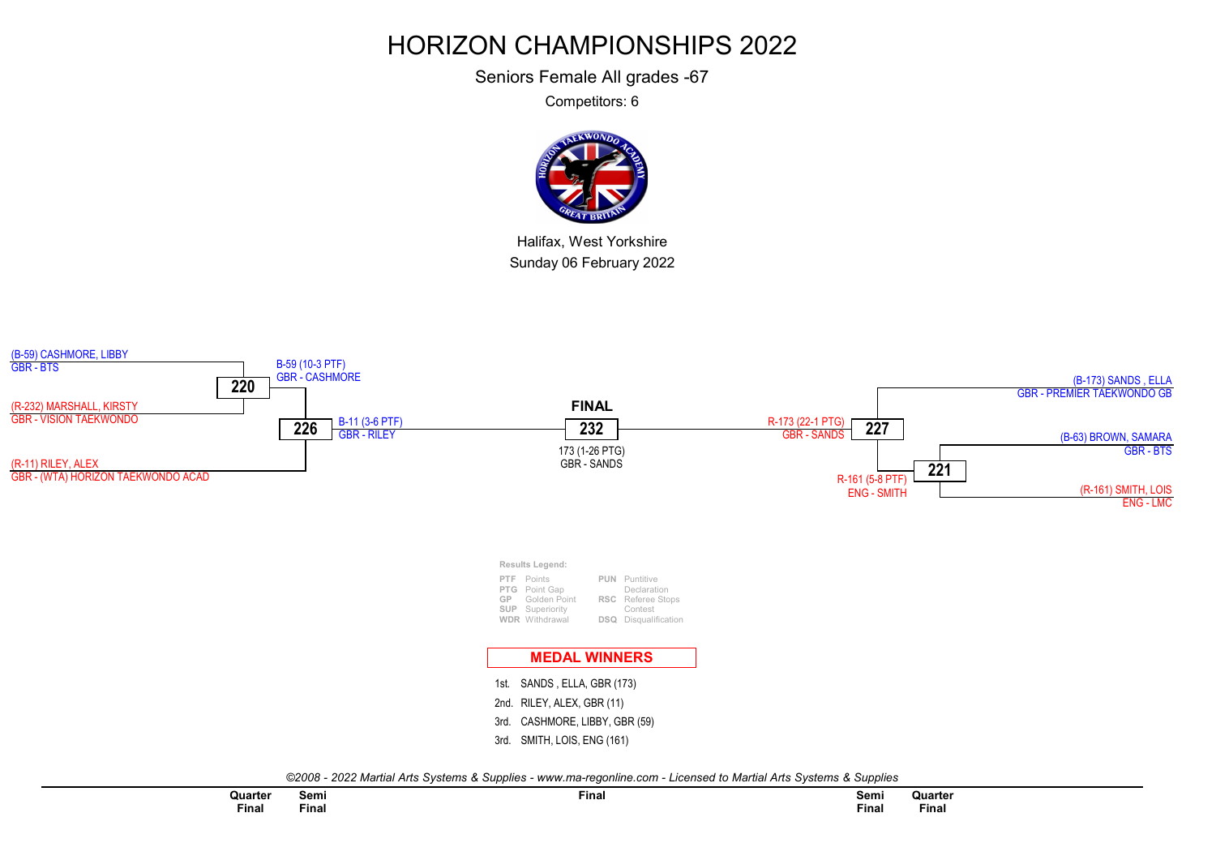# HORIZON CHAMPIONSHIPS 2022

Seniors Female All grades -67

Competitors: 6

Halifax, West Yorkshire

Sunday 06 February 2022

(B-59) CASHMORE, LIBBY
GBR - BTS

220

(R-232) MARSHALL, KIRSTY
GBR - VISION TAEKWONDO

B-59 (10-3 PTF)
GBR - CASHMORE

226

(R-11) RILEY, ALEX
GBR - (WTA) HORIZON TAEKWONDO ACAD

B-11 (3-6 PTF)
GBR - RILEY

FINAL

232

173 (1-26 PTG)
GBR - SANDS

R-173 (22-1 PTG)
GBR - SANDS

227

(B-173) SANDS , ELLA
GBR - PREMIER TAEKWONDO GB

(B-63) BROWN, SAMARA
GBR - BTS

221

R-161 (5-8 PTF)
ENG - SMITH

(R-161) SMITH, LOIS
ENG - LMC

**Results Legend:**

| | | | |
|---|---|---|---|
| **PTF** | Points | **PUN** | Puntitive Declaration |
| **PTG** | Point Gap | | |
| **GP** | Golden Point | **RSC** | Referee Stops Contest |
| **SUP** | Superiority | | |
| **WDR** | Withdrawal | **DSQ** | Disqualification |

## MEDAL WINNERS

1st. SANDS , ELLA, GBR (173)

2nd. RILEY, ALEX, GBR (11)

3rd. CASHMORE, LIBBY, GBR (59)

3rd. SMITH, LOIS, ENG (161)

*©2008 - 2022 Martial Arts Systems & Supplies - www.ma-regonline.com - Licensed to Martial Arts Systems & Supplies*

Quarter Final | Semi Final | Final | Semi Final | Quarter Final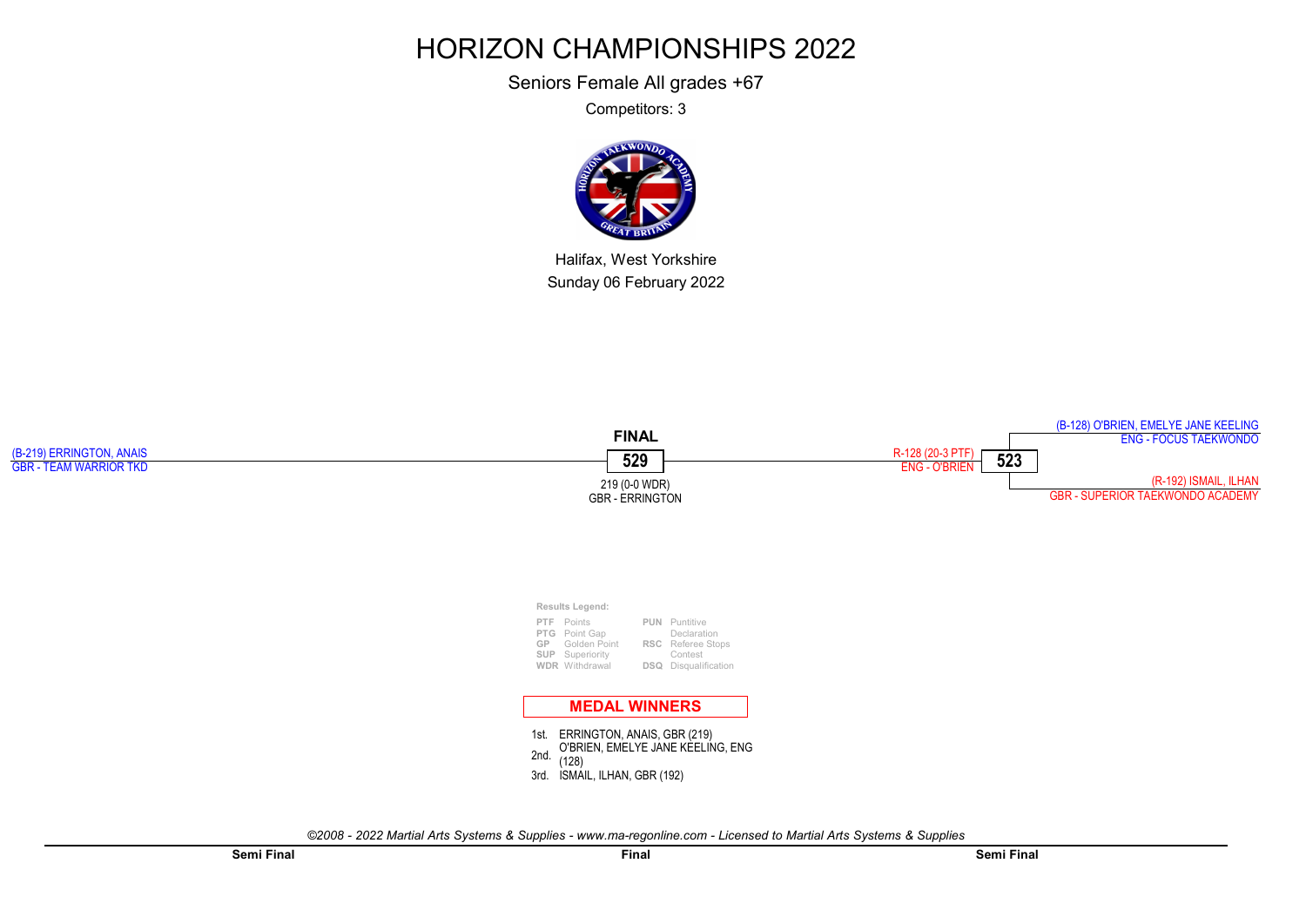# HORIZON CHAMPIONSHIPS 2022

Seniors Female All grades +67

Competitors: 3

Halifax, West Yorkshire

Sunday 06 February 2022

(B-219) ERRINGTON, ANAIS
GBR - TEAM WARRIOR TKD

**FINAL**

**529**

219 (0-0 WDR)
GBR - ERRINGTON

R-128 (20-3 PTF)
ENG - O'BRIEN

**523**

(B-128) O'BRIEN, EMELYE JANE KEELING
ENG - FOCUS TAEKWONDO

(R-192) ISMAIL, ILHAN
GBR - SUPERIOR TAEKWONDO ACADEMY

**Results Legend:**

| | | | |
|---|---|---|---|
| **PTF** | Points | **PUN** | Puntitive Declaration |
| **PTG** | Point Gap | | |
| **GP** | Golden Point | **RSC** | Referee Stops Contest |
| **SUP** | Superiority | | |
| **WDR** | Withdrawal | **DSQ** | Disqualification |

## MEDAL WINNERS

1st. ERRINGTON, ANAIS, GBR (219)
2nd. O'BRIEN, EMELYE JANE KEELING, ENG (128)
3rd. ISMAIL, ILHAN, GBR (192)

*©2008 - 2022 Martial Arts Systems & Supplies - www.ma-regonline.com - Licensed to Martial Arts Systems & Supplies*

**Semi Final** | **Final** | **Semi Final**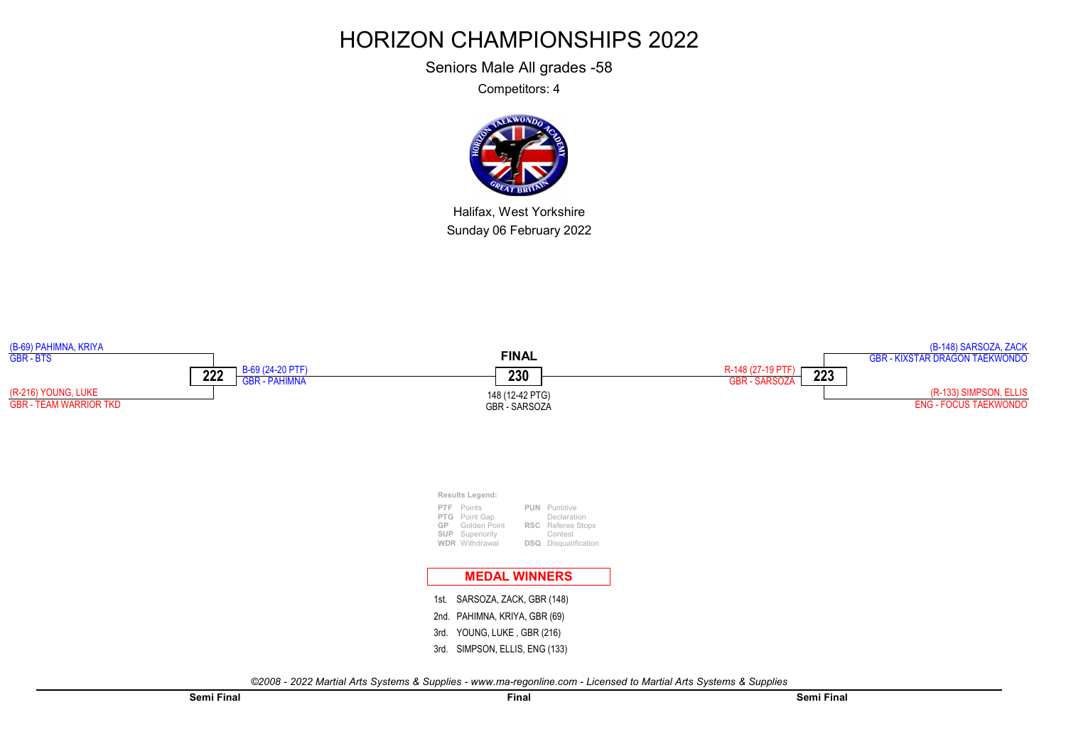# HORIZON CHAMPIONSHIPS 2022

Seniors Male All grades -58

Competitors: 4

Halifax, West Yorkshire

Sunday 06 February 2022

(B-69) PAHIMNA, KRIYA
GBR - BTS

**222**

B-69 (24-20 PTF)
GBR - PAHIMNA

(R-216) YOUNG, LUKE
GBR - TEAM WARRIOR TKD

**FINAL**

**230**

148 (12-42 PTG)
GBR - SARSOZA

(B-148) SARSOZA, ZACK
GBR - KIXSTAR DRAGON TAEKWONDO

**223**

R-148 (27-19 PTF)
GBR - SARSOZA

(R-133) SIMPSON, ELLIS
ENG - FOCUS TAEKWONDO

**Results Legend:**

| | | | |
|---|---|---|---|
| PTF | Points | PUN | Puntitive Declaration |
| PTG | Point Gap | RSC | Referee Stops Contest |
| GP | Golden Point | DSQ | Disqualification |
| SUP | Superiority | | |
| WDR | Withdrawal | | |

**MEDAL WINNERS**

1st. SARSOZA, ZACK, GBR (148)

2nd. PAHIMNA, KRIYA, GBR (69)

3rd. YOUNG, LUKE , GBR (216)

3rd. SIMPSON, ELLIS, ENG (133)

*©2008 - 2022 Martial Arts Systems & Supplies - www.ma-regonline.com - Licensed to Martial Arts Systems & Supplies*

**Semi Final** **Final** **Semi Final**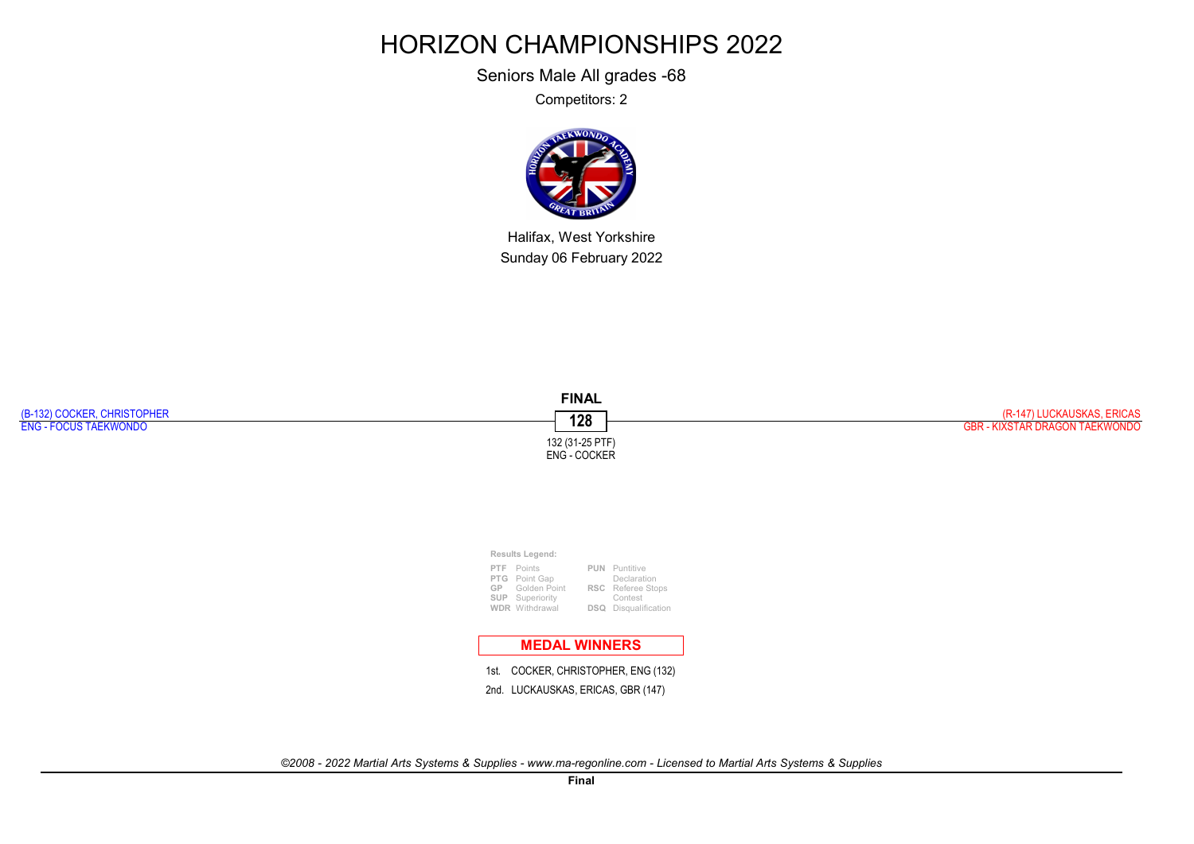# HORIZON CHAMPIONSHIPS 2022

Seniors Male All grades -68

Competitors: 2

Halifax, West Yorkshire

Sunday 06 February 2022

**FINAL**

(B-132) COCKER, CHRISTOPHER
ENG - FOCUS TAEKWONDO

**128**

(R-147) LUCKAUSKAS, ERICAS
GBR - KIXSTAR DRAGON TAEKWONDO

132 (31-25 PTF)
ENG - COCKER

**Results Legend:**

| | | | |
|---|---|---|---|
| PTF | Points | PUN | Puntitive Declaration |
| PTG | Point Gap | RSC | Referee Stops Contest |
| GP | Golden Point | DSQ | Disqualification |
| SUP | Superiority | | |
| WDR | Withdrawal | | |

**MEDAL WINNERS**

1st. COCKER, CHRISTOPHER, ENG (132)

2nd. LUCKAUSKAS, ERICAS, GBR (147)

*©2008 - 2022 Martial Arts Systems & Supplies - www.ma-regonline.com - Licensed to Martial Arts Systems & Supplies*

**Final**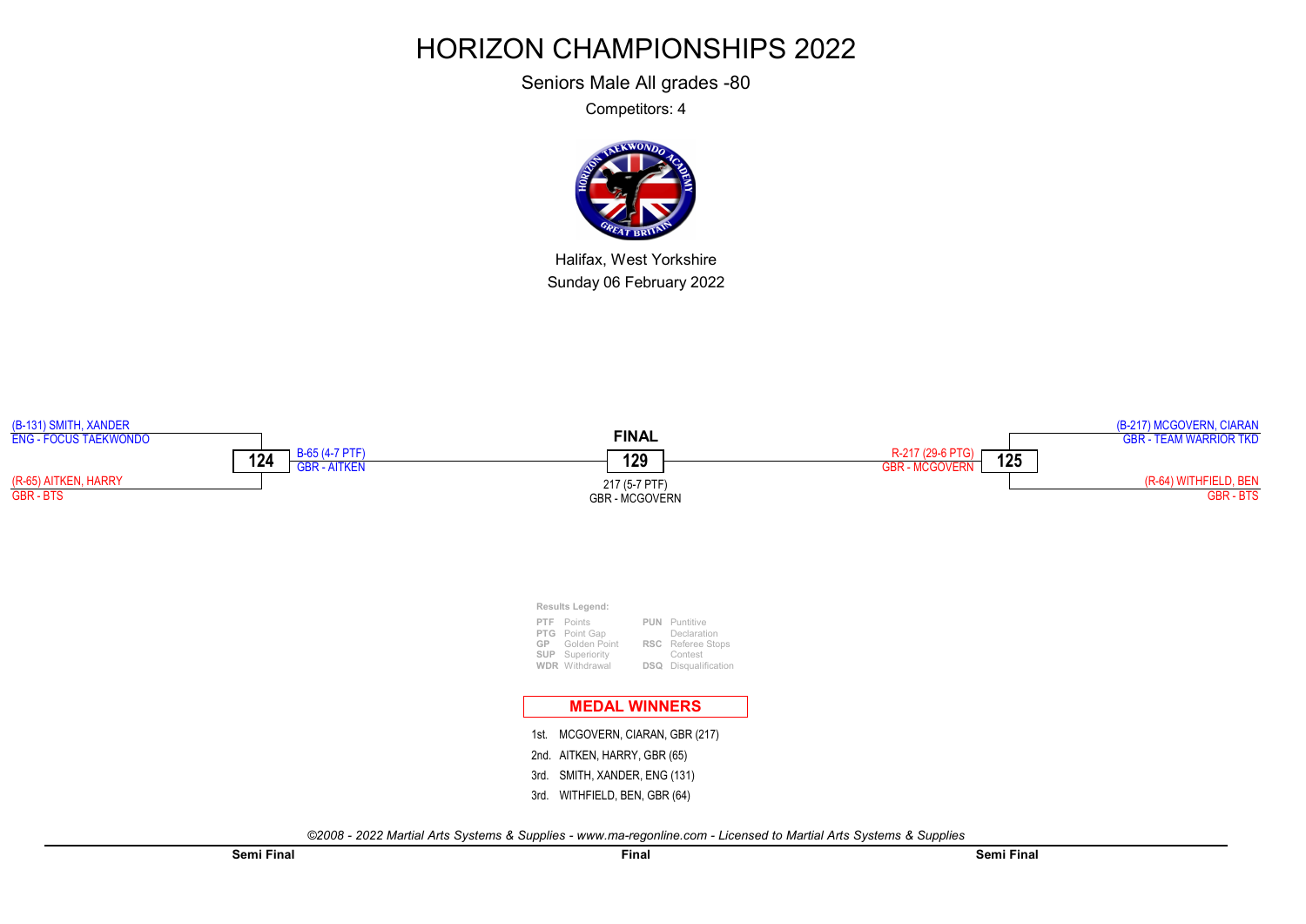# HORIZON CHAMPIONSHIPS 2022

Seniors Male All grades -80

Competitors: 4

Halifax, West Yorkshire

Sunday 06 February 2022

(B-131) SMITH, XANDER
ENG - FOCUS TAEKWONDO

**124**

B-65 (4-7 PTF)
GBR - AITKEN

(R-65) AITKEN, HARRY
GBR - BTS

**FINAL**

**129**

217 (5-7 PTF)
GBR - MCGOVERN

(B-217) MCGOVERN, CIARAN
GBR - TEAM WARRIOR TKD

**125**

R-217 (29-6 PTG)
GBR - MCGOVERN

(R-64) WITHFIELD, BEN
GBR - BTS

**Results Legend:**

| | | | |
|---|---|---|---|
| PTF | Points | PUN | Puntitive Declaration |
| PTG | Point Gap | | |
| GP | Golden Point | RSC | Referee Stops Contest |
| SUP | Superiority | | |
| WDR | Withdrawal | DSQ | Disqualification |

## MEDAL WINNERS

1st. MCGOVERN, CIARAN, GBR (217)
2nd. AITKEN, HARRY, GBR (65)
3rd. SMITH, XANDER, ENG (131)
3rd. WITHFIELD, BEN, GBR (64)

*©2008 - 2022 Martial Arts Systems & Supplies - www.ma-regonline.com - Licensed to Martial Arts Systems & Supplies*

**Semi Final** | **Final** | **Semi Final**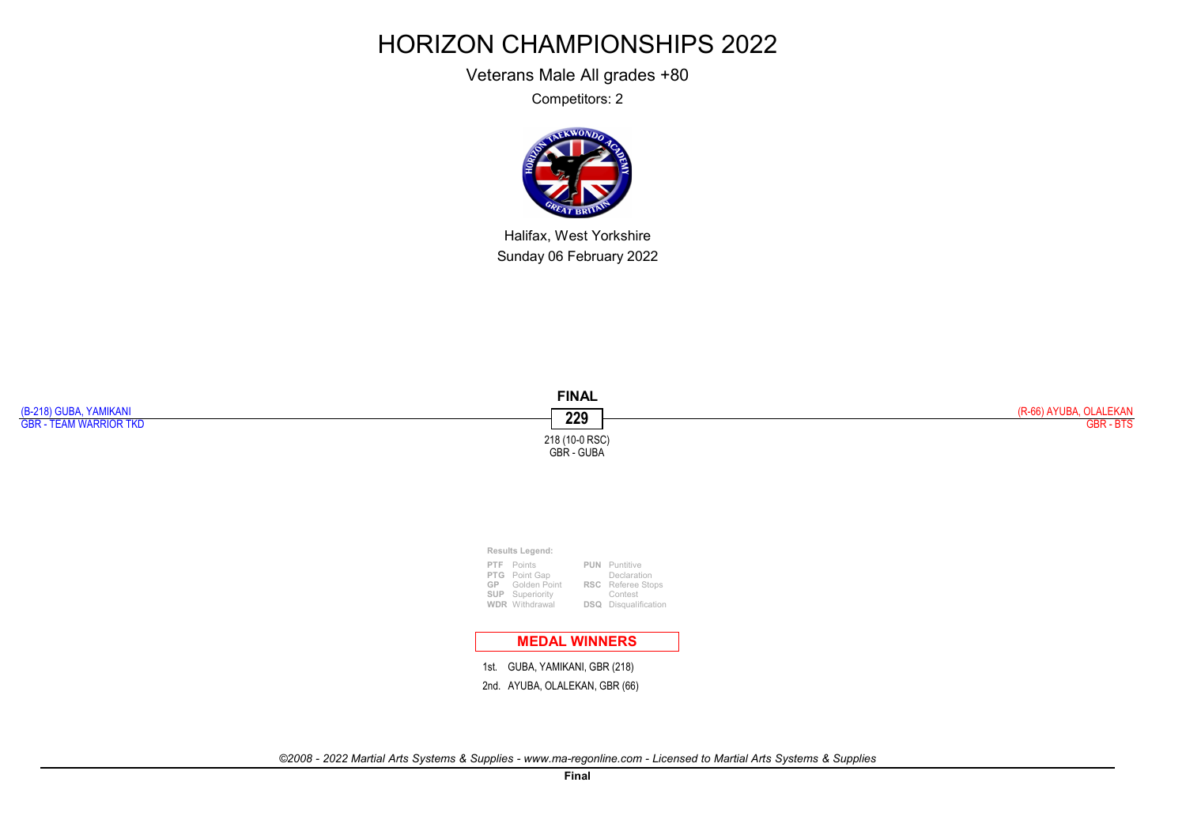# HORIZON CHAMPIONSHIPS 2022

Veterans Male All grades +80

Competitors: 2

Halifax, West Yorkshire

Sunday 06 February 2022

**FINAL**

(B-218) GUBA, YAMIKANI
GBR - TEAM WARRIOR TKD

**229**

(R-66) AYUBA, OLALEKAN
GBR - BTS

218 (10-0 RSC)
GBR - GUBA

**Results Legend:**

| | | | |
|---|---|---|---|
| PTF | Points | PUN | Puntitive Declaration |
| PTG | Point Gap | RSC | Referee Stops Contest |
| GP | Golden Point | DSQ | Disqualification |
| SUP | Superiority | | |
| WDR | Withdrawal | | |

**MEDAL WINNERS**

1st. GUBA, YAMIKANI, GBR (218)

2nd. AYUBA, OLALEKAN, GBR (66)

*©2008 - 2022 Martial Arts Systems & Supplies - www.ma-regonline.com - Licensed to Martial Arts Systems & Supplies*

**Final**